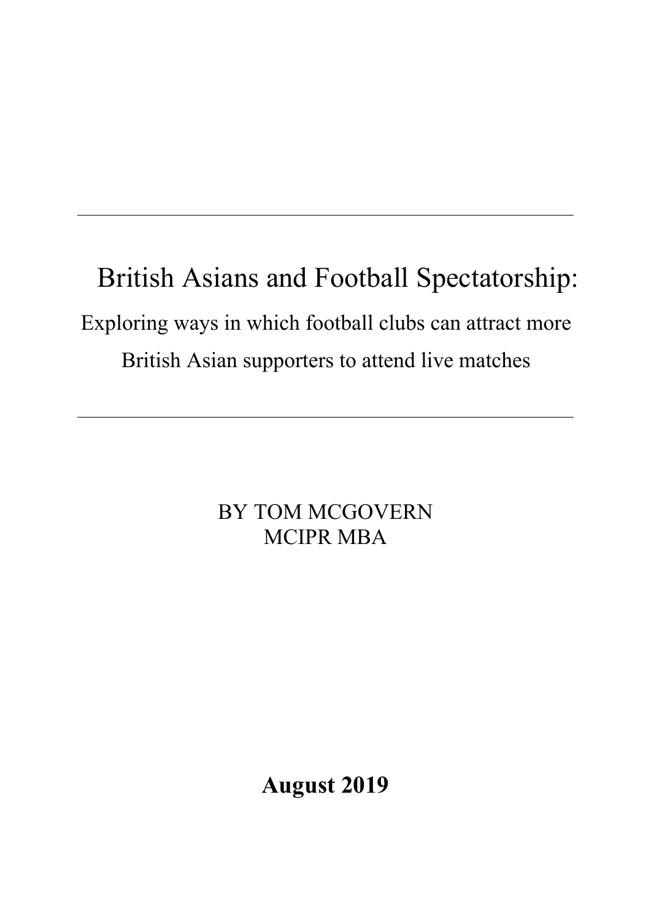---

# British Asians and Football Spectatorship:

## Exploring ways in which football clubs can attract more British Asian supporters to attend live matches

---

BY TOM MCGOVERN
MCIPR MBA

**August 2019**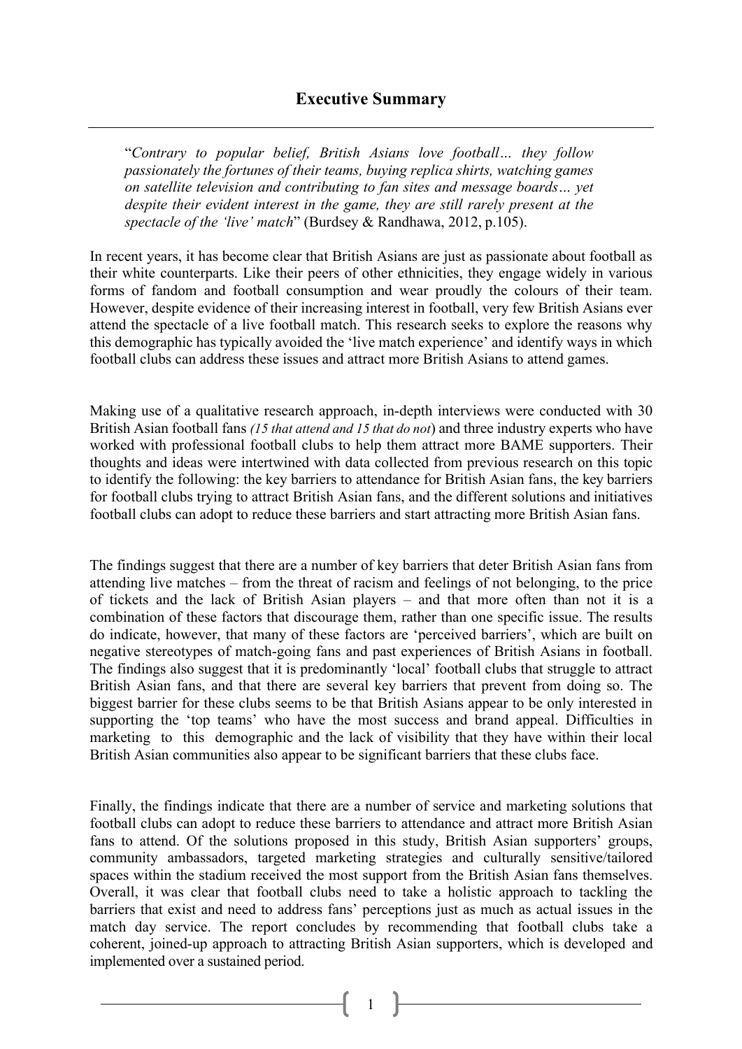# Executive Summary

> "*Contrary to popular belief, British Asians love football… they follow passionately the fortunes of their teams, buying replica shirts, watching games on satellite television and contributing to fan sites and message boards… yet despite their evident interest in the game, they are still rarely present at the spectacle of the 'live' match*" (Burdsey & Randhawa, 2012, p.105).

In recent years, it has become clear that British Asians are just as passionate about football as their white counterparts. Like their peers of other ethnicities, they engage widely in various forms of fandom and football consumption and wear proudly the colours of their team. However, despite evidence of their increasing interest in football, very few British Asians ever attend the spectacle of a live football match. This research seeks to explore the reasons why this demographic has typically avoided the 'live match experience' and identify ways in which football clubs can address these issues and attract more British Asians to attend games.

Making use of a qualitative research approach, in-depth interviews were conducted with 30 British Asian football fans *(15 that attend and 15 that do not*) and three industry experts who have worked with professional football clubs to help them attract more BAME supporters. Their thoughts and ideas were intertwined with data collected from previous research on this topic to identify the following: the key barriers to attendance for British Asian fans, the key barriers for football clubs trying to attract British Asian fans, and the different solutions and initiatives football clubs can adopt to reduce these barriers and start attracting more British Asian fans.

The findings suggest that there are a number of key barriers that deter British Asian fans from attending live matches – from the threat of racism and feelings of not belonging, to the price of tickets and the lack of British Asian players – and that more often than not it is a combination of these factors that discourage them, rather than one specific issue. The results do indicate, however, that many of these factors are 'perceived barriers', which are built on negative stereotypes of match-going fans and past experiences of British Asians in football. The findings also suggest that it is predominantly 'local' football clubs that struggle to attract British Asian fans, and that there are several key barriers that prevent from doing so. The biggest barrier for these clubs seems to be that British Asians appear to be only interested in supporting the 'top teams' who have the most success and brand appeal. Difficulties in marketing to this demographic and the lack of visibility that they have within their local British Asian communities also appear to be significant barriers that these clubs face.

Finally, the findings indicate that there are a number of service and marketing solutions that football clubs can adopt to reduce these barriers to attendance and attract more British Asian fans to attend. Of the solutions proposed in this study, British Asian supporters' groups, community ambassadors, targeted marketing strategies and culturally sensitive/tailored spaces within the stadium received the most support from the British Asian fans themselves. Overall, it was clear that football clubs need to take a holistic approach to tackling the barriers that exist and need to address fans' perceptions just as much as actual issues in the match day service. The report concludes by recommending that football clubs take a coherent, joined-up approach to attracting British Asian supporters, which is developed and implemented over a sustained period.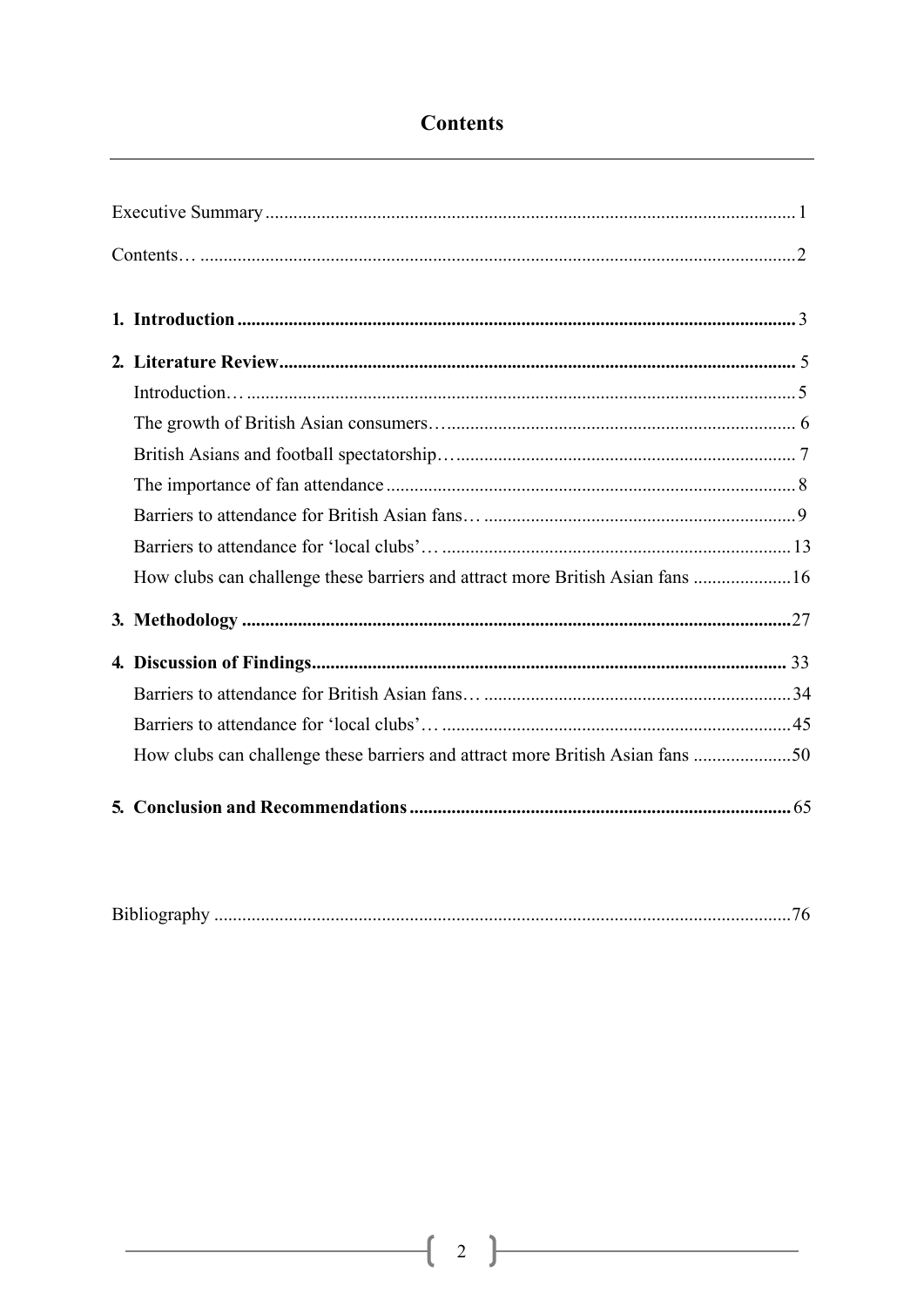# Contents

Executive Summary ........................................................................................................... 1

Contents… ......................................................................................................................... 2

**1. Introduction** ................................................................................................................. 3

**2. Literature Review** ........................................................................................................ 5

Introduction… ..................................................................................................................... 5

The growth of British Asian consumers… .......................................................................... 6

British Asians and football spectatorship… ........................................................................ 7

The importance of fan attendance ....................................................................................... 8

Barriers to attendance for British Asian fans… .................................................................. 9

Barriers to attendance for 'local clubs'… .......................................................................... 13

How clubs can challenge these barriers and attract more British Asian fans ..................... 16

**3. Methodology** ............................................................................................................... 27

**4. Discussion of Findings** ............................................................................................... 33

Barriers to attendance for British Asian fans… ................................................................ 34

Barriers to attendance for 'local clubs'… .......................................................................... 45

How clubs can challenge these barriers and attract more British Asian fans ..................... 50

**5. Conclusion and Recommendations** .......................................................................... 65

Bibliography ...................................................................................................................... 76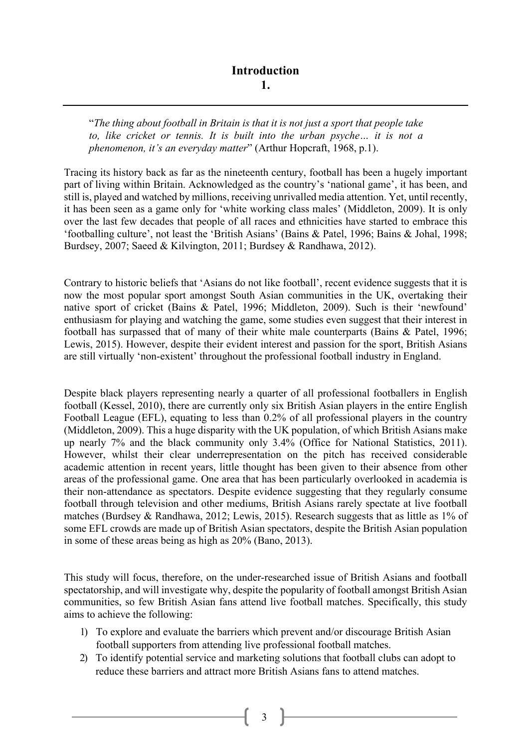# Introduction
# 1.

"*The thing about football in Britain is that it is not just a sport that people take to, like cricket or tennis. It is built into the urban psyche… it is not a phenomenon, it's an everyday matter*" (Arthur Hopcraft, 1968, p.1).

Tracing its history back as far as the nineteenth century, football has been a hugely important part of living within Britain. Acknowledged as the country's 'national game', it has been, and still is, played and watched by millions, receiving unrivalled media attention. Yet, until recently, it has been seen as a game only for 'white working class males' (Middleton, 2009). It is only over the last few decades that people of all races and ethnicities have started to embrace this 'footballing culture', not least the 'British Asians' (Bains & Patel, 1996; Bains & Johal, 1998; Burdsey, 2007; Saeed & Kilvington, 2011; Burdsey & Randhawa, 2012).

Contrary to historic beliefs that 'Asians do not like football', recent evidence suggests that it is now the most popular sport amongst South Asian communities in the UK, overtaking their native sport of cricket (Bains & Patel, 1996; Middleton, 2009). Such is their 'newfound' enthusiasm for playing and watching the game, some studies even suggest that their interest in football has surpassed that of many of their white male counterparts (Bains & Patel, 1996; Lewis, 2015). However, despite their evident interest and passion for the sport, British Asians are still virtually 'non-existent' throughout the professional football industry in England.

Despite black players representing nearly a quarter of all professional footballers in English football (Kessel, 2010), there are currently only six British Asian players in the entire English Football League (EFL), equating to less than 0.2% of all professional players in the country (Middleton, 2009). This a huge disparity with the UK population, of which British Asians make up nearly 7% and the black community only 3.4% (Office for National Statistics, 2011). However, whilst their clear underrepresentation on the pitch has received considerable academic attention in recent years, little thought has been given to their absence from other areas of the professional game. One area that has been particularly overlooked in academia is their non-attendance as spectators. Despite evidence suggesting that they regularly consume football through television and other mediums, British Asians rarely spectate at live football matches (Burdsey & Randhawa, 2012; Lewis, 2015). Research suggests that as little as 1% of some EFL crowds are made up of British Asian spectators, despite the British Asian population in some of these areas being as high as 20% (Bano, 2013).

This study will focus, therefore, on the under-researched issue of British Asians and football spectatorship, and will investigate why, despite the popularity of football amongst British Asian communities, so few British Asian fans attend live football matches. Specifically, this study aims to achieve the following:

1) To explore and evaluate the barriers which prevent and/or discourage British Asian football supporters from attending live professional football matches.
2) To identify potential service and marketing solutions that football clubs can adopt to reduce these barriers and attract more British Asians fans to attend matches.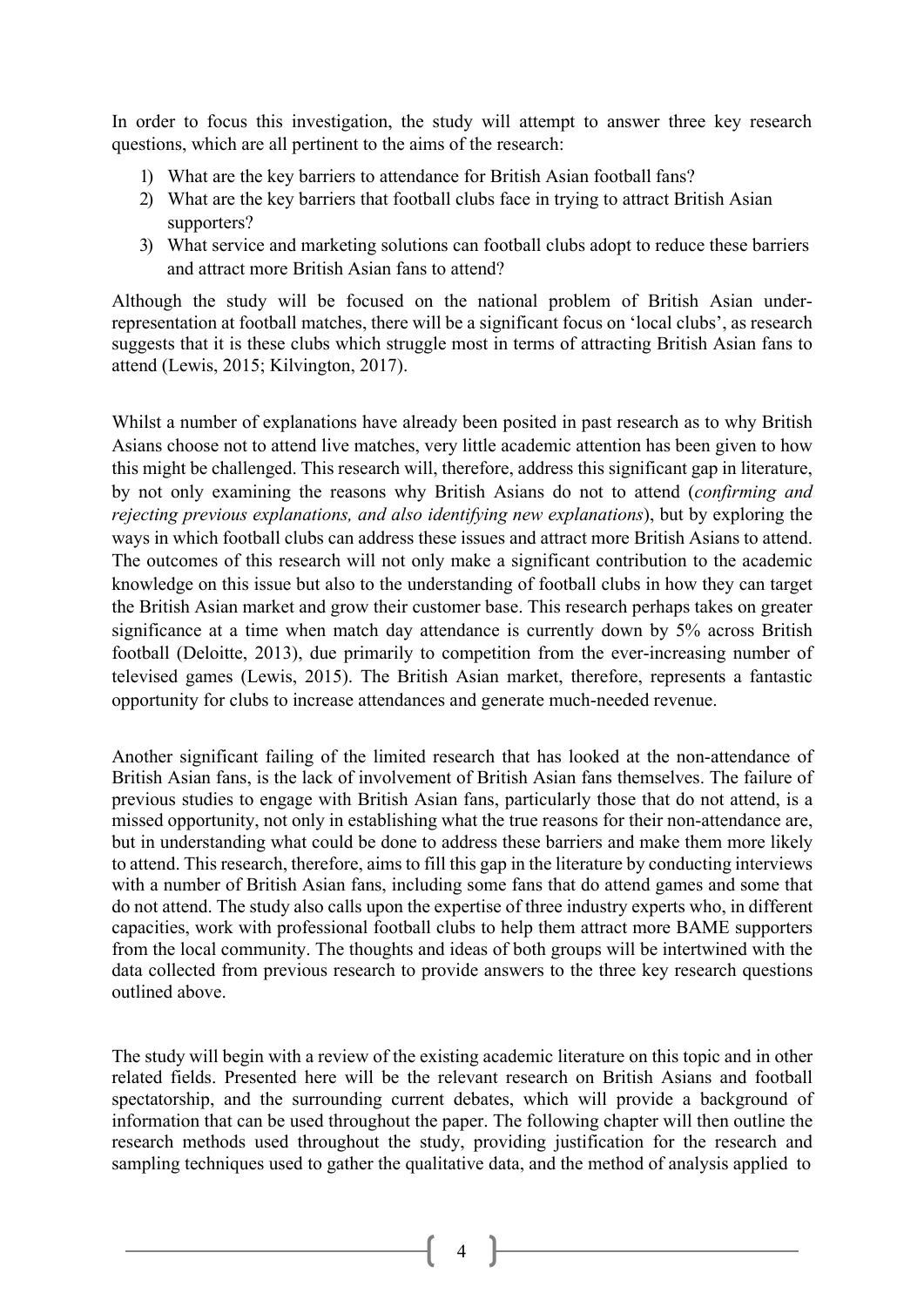In order to focus this investigation, the study will attempt to answer three key research questions, which are all pertinent to the aims of the research:

1) What are the key barriers to attendance for British Asian football fans?
2) What are the key barriers that football clubs face in trying to attract British Asian supporters?
3) What service and marketing solutions can football clubs adopt to reduce these barriers and attract more British Asian fans to attend?

Although the study will be focused on the national problem of British Asian under-representation at football matches, there will be a significant focus on 'local clubs', as research suggests that it is these clubs which struggle most in terms of attracting British Asian fans to attend (Lewis, 2015; Kilvington, 2017).

Whilst a number of explanations have already been posited in past research as to why British Asians choose not to attend live matches, very little academic attention has been given to how this might be challenged. This research will, therefore, address this significant gap in literature, by not only examining the reasons why British Asians do not to attend (*confirming and rejecting previous explanations, and also identifying new explanations*), but by exploring the ways in which football clubs can address these issues and attract more British Asians to attend. The outcomes of this research will not only make a significant contribution to the academic knowledge on this issue but also to the understanding of football clubs in how they can target the British Asian market and grow their customer base. This research perhaps takes on greater significance at a time when match day attendance is currently down by 5% across British football (Deloitte, 2013), due primarily to competition from the ever-increasing number of televised games (Lewis, 2015). The British Asian market, therefore, represents a fantastic opportunity for clubs to increase attendances and generate much-needed revenue.

Another significant failing of the limited research that has looked at the non-attendance of British Asian fans, is the lack of involvement of British Asian fans themselves. The failure of previous studies to engage with British Asian fans, particularly those that do not attend, is a missed opportunity, not only in establishing what the true reasons for their non-attendance are, but in understanding what could be done to address these barriers and make them more likely to attend. This research, therefore, aims to fill this gap in the literature by conducting interviews with a number of British Asian fans, including some fans that do attend games and some that do not attend. The study also calls upon the expertise of three industry experts who, in different capacities, work with professional football clubs to help them attract more BAME supporters from the local community. The thoughts and ideas of both groups will be intertwined with the data collected from previous research to provide answers to the three key research questions outlined above.

The study will begin with a review of the existing academic literature on this topic and in other related fields. Presented here will be the relevant research on British Asians and football spectatorship, and the surrounding current debates, which will provide a background of information that can be used throughout the paper. The following chapter will then outline the research methods used throughout the study, providing justification for the research and sampling techniques used to gather the qualitative data, and the method of analysis applied to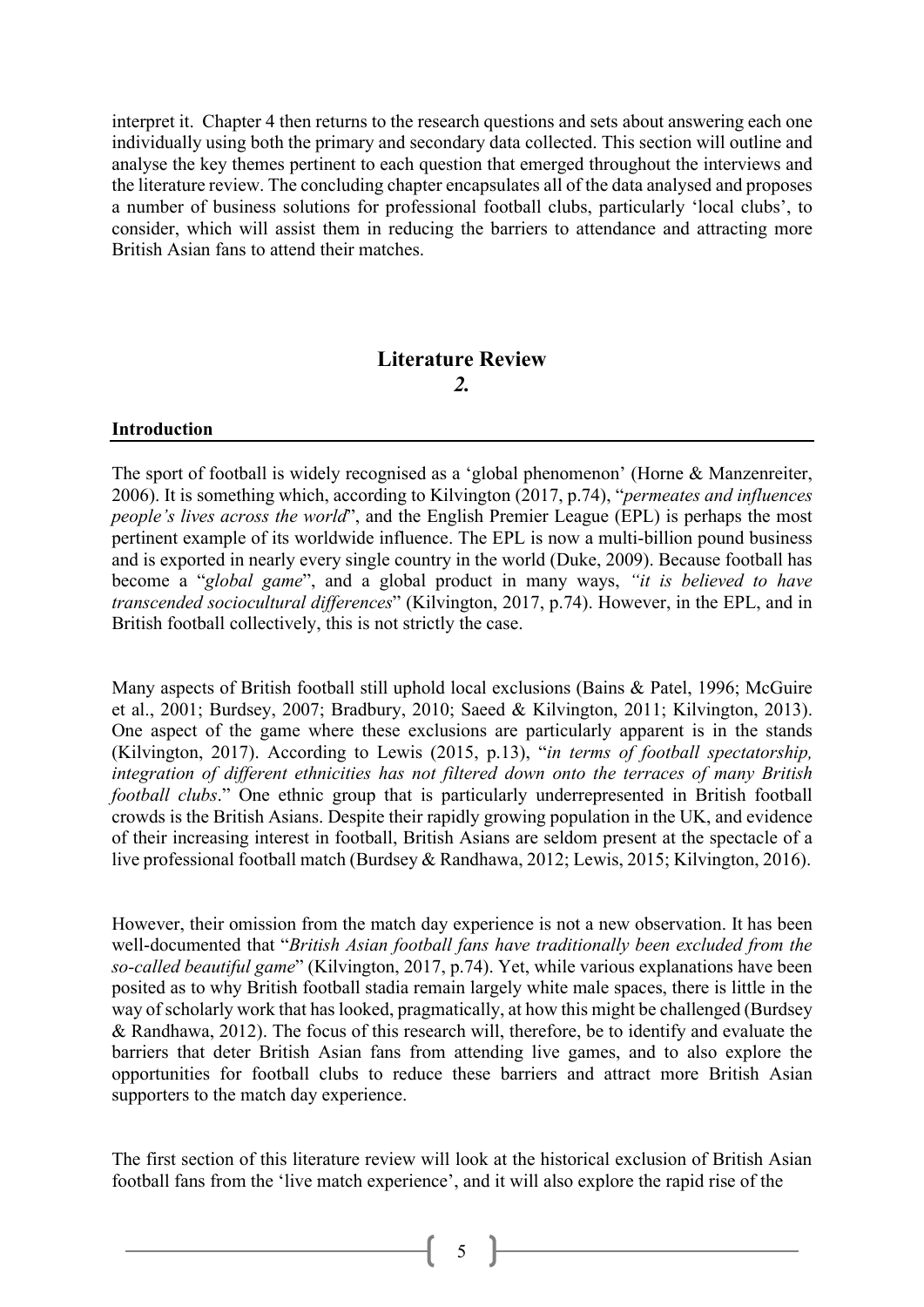interpret it. Chapter 4 then returns to the research questions and sets about answering each one individually using both the primary and secondary data collected. This section will outline and analyse the key themes pertinent to each question that emerged throughout the interviews and the literature review. The concluding chapter encapsulates all of the data analysed and proposes a number of business solutions for professional football clubs, particularly 'local clubs', to consider, which will assist them in reducing the barriers to attendance and attracting more British Asian fans to attend their matches.

# Literature Review

## *2.*

### Introduction

The sport of football is widely recognised as a 'global phenomenon' (Horne & Manzenreiter, 2006). It is something which, according to Kilvington (2017, p.74), "*permeates and influences people's lives across the world*", and the English Premier League (EPL) is perhaps the most pertinent example of its worldwide influence. The EPL is now a multi-billion pound business and is exported in nearly every single country in the world (Duke, 2009). Because football has become a "*global game*", and a global product in many ways, *"it is believed to have transcended sociocultural differences*" (Kilvington, 2017, p.74). However, in the EPL, and in British football collectively, this is not strictly the case.

Many aspects of British football still uphold local exclusions (Bains & Patel, 1996; McGuire et al., 2001; Burdsey, 2007; Bradbury, 2010; Saeed & Kilvington, 2011; Kilvington, 2013). One aspect of the game where these exclusions are particularly apparent is in the stands (Kilvington, 2017). According to Lewis (2015, p.13), "*in terms of football spectatorship, integration of different ethnicities has not filtered down onto the terraces of many British football clubs*." One ethnic group that is particularly underrepresented in British football crowds is the British Asians. Despite their rapidly growing population in the UK, and evidence of their increasing interest in football, British Asians are seldom present at the spectacle of a live professional football match (Burdsey & Randhawa, 2012; Lewis, 2015; Kilvington, 2016).

However, their omission from the match day experience is not a new observation. It has been well-documented that "*British Asian football fans have traditionally been excluded from the so-called beautiful game*" (Kilvington, 2017, p.74). Yet, while various explanations have been posited as to why British football stadia remain largely white male spaces, there is little in the way of scholarly work that has looked, pragmatically, at how this might be challenged (Burdsey & Randhawa, 2012). The focus of this research will, therefore, be to identify and evaluate the barriers that deter British Asian fans from attending live games, and to also explore the opportunities for football clubs to reduce these barriers and attract more British Asian supporters to the match day experience.

The first section of this literature review will look at the historical exclusion of British Asian football fans from the 'live match experience', and it will also explore the rapid rise of the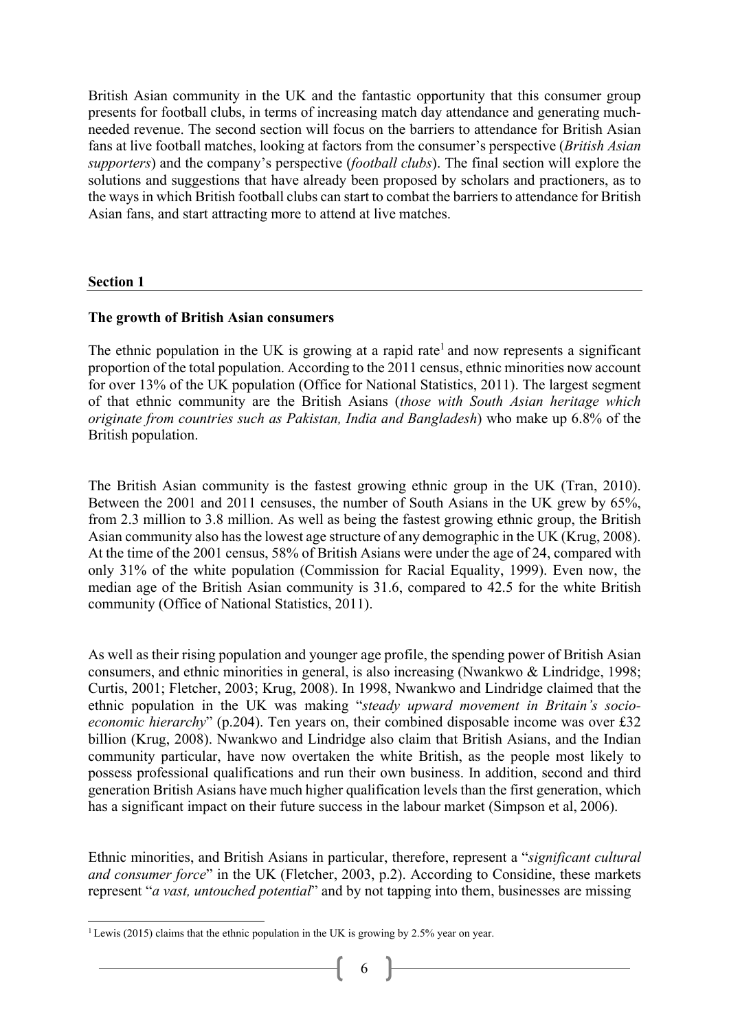British Asian community in the UK and the fantastic opportunity that this consumer group presents for football clubs, in terms of increasing match day attendance and generating much-needed revenue. The second section will focus on the barriers to attendance for British Asian fans at live football matches, looking at factors from the consumer's perspective (*British Asian supporters*) and the company's perspective (*football clubs*). The final section will explore the solutions and suggestions that have already been proposed by scholars and practioners, as to the ways in which British football clubs can start to combat the barriers to attendance for British Asian fans, and start attracting more to attend at live matches.

## Section 1

### The growth of British Asian consumers

The ethnic population in the UK is growing at a rapid rate[1] and now represents a significant proportion of the total population. According to the 2011 census, ethnic minorities now account for over 13% of the UK population (Office for National Statistics, 2011). The largest segment of that ethnic community are the British Asians (*those with South Asian heritage which originate from countries such as Pakistan, India and Bangladesh*) who make up 6.8% of the British population.

The British Asian community is the fastest growing ethnic group in the UK (Tran, 2010). Between the 2001 and 2011 censuses, the number of South Asians in the UK grew by 65%, from 2.3 million to 3.8 million. As well as being the fastest growing ethnic group, the British Asian community also has the lowest age structure of any demographic in the UK (Krug, 2008). At the time of the 2001 census, 58% of British Asians were under the age of 24, compared with only 31% of the white population (Commission for Racial Equality, 1999). Even now, the median age of the British Asian community is 31.6, compared to 42.5 for the white British community (Office of National Statistics, 2011).

As well as their rising population and younger age profile, the spending power of British Asian consumers, and ethnic minorities in general, is also increasing (Nwankwo & Lindridge, 1998; Curtis, 2001; Fletcher, 2003; Krug, 2008). In 1998, Nwankwo and Lindridge claimed that the ethnic population in the UK was making "*steady upward movement in Britain's socio-economic hierarchy*" (p.204). Ten years on, their combined disposable income was over £32 billion (Krug, 2008). Nwankwo and Lindridge also claim that British Asians, and the Indian community particular, have now overtaken the white British, as the people most likely to possess professional qualifications and run their own business. In addition, second and third generation British Asians have much higher qualification levels than the first generation, which has a significant impact on their future success in the labour market (Simpson et al, 2006).

Ethnic minorities, and British Asians in particular, therefore, represent a "*significant cultural and consumer force*" in the UK (Fletcher, 2003, p.2). According to Considine, these markets represent "*a vast, untouched potential*" and by not tapping into them, businesses are missing

[1] Lewis (2015) claims that the ethnic population in the UK is growing by 2.5% year on year.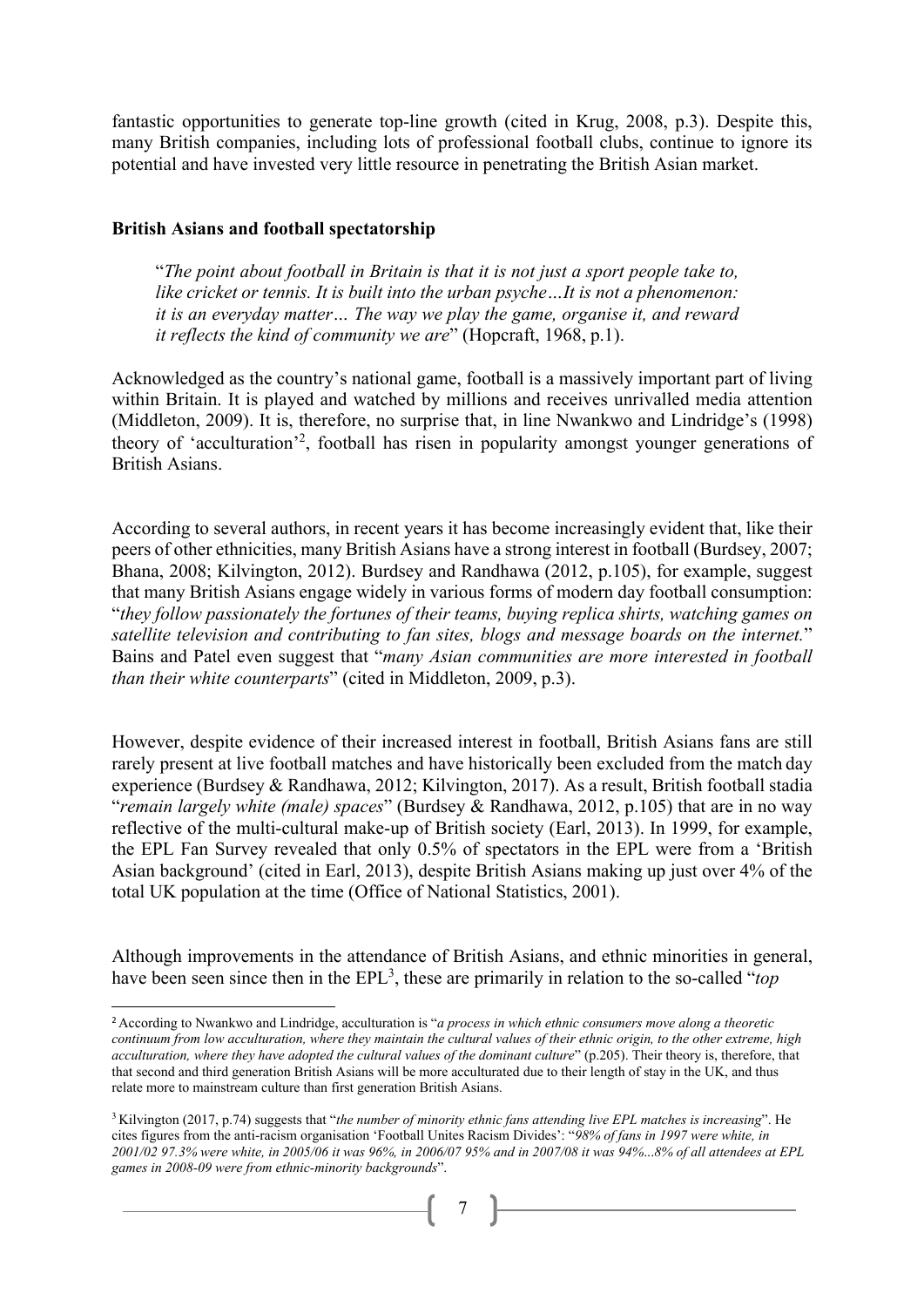fantastic opportunities to generate top-line growth (cited in Krug, 2008, p.3). Despite this, many British companies, including lots of professional football clubs, continue to ignore its potential and have invested very little resource in penetrating the British Asian market.

**British Asians and football spectatorship**

> "*The point about football in Britain is that it is not just a sport people take to, like cricket or tennis. It is built into the urban psyche…It is not a phenomenon: it is an everyday matter… The way we play the game, organise it, and reward it reflects the kind of community we are*" (Hopcraft, 1968, p.1).

Acknowledged as the country's national game, football is a massively important part of living within Britain. It is played and watched by millions and receives unrivalled media attention (Middleton, 2009). It is, therefore, no surprise that, in line Nwankwo and Lindridge's (1998) theory of 'acculturation'[2], football has risen in popularity amongst younger generations of British Asians.

According to several authors, in recent years it has become increasingly evident that, like their peers of other ethnicities, many British Asians have a strong interest in football (Burdsey, 2007; Bhana, 2008; Kilvington, 2012). Burdsey and Randhawa (2012, p.105), for example, suggest that many British Asians engage widely in various forms of modern day football consumption: "*they follow passionately the fortunes of their teams, buying replica shirts, watching games on satellite television and contributing to fan sites, blogs and message boards on the internet.*" Bains and Patel even suggest that "*many Asian communities are more interested in football than their white counterparts*" (cited in Middleton, 2009, p.3).

However, despite evidence of their increased interest in football, British Asians fans are still rarely present at live football matches and have historically been excluded from the match day experience (Burdsey & Randhawa, 2012; Kilvington, 2017). As a result, British football stadia "*remain largely white (male) spaces*" (Burdsey & Randhawa, 2012, p.105) that are in no way reflective of the multi-cultural make-up of British society (Earl, 2013). In 1999, for example, the EPL Fan Survey revealed that only 0.5% of spectators in the EPL were from a 'British Asian background' (cited in Earl, 2013), despite British Asians making up just over 4% of the total UK population at the time (Office of National Statistics, 2001).

Although improvements in the attendance of British Asians, and ethnic minorities in general, have been seen since then in the EPL[3], these are primarily in relation to the so-called "*top*

---

[2] According to Nwankwo and Lindridge, acculturation is "*a process in which ethnic consumers move along a theoretic continuum from low acculturation, where they maintain the cultural values of their ethnic origin, to the other extreme, high acculturation, where they have adopted the cultural values of the dominant culture*" (p.205). Their theory is, therefore, that that second and third generation British Asians will be more acculturated due to their length of stay in the UK, and thus relate more to mainstream culture than first generation British Asians.

[3] Kilvington (2017, p.74) suggests that "*the number of minority ethnic fans attending live EPL matches is increasing*". He cites figures from the anti-racism organisation 'Football Unites Racism Divides': "*98% of fans in 1997 were white, in 2001/02 97.3% were white, in 2005/06 it was 96%, in 2006/07 95% and in 2007/08 it was 94%...8% of all attendees at EPL games in 2008-09 were from ethnic-minority backgrounds*".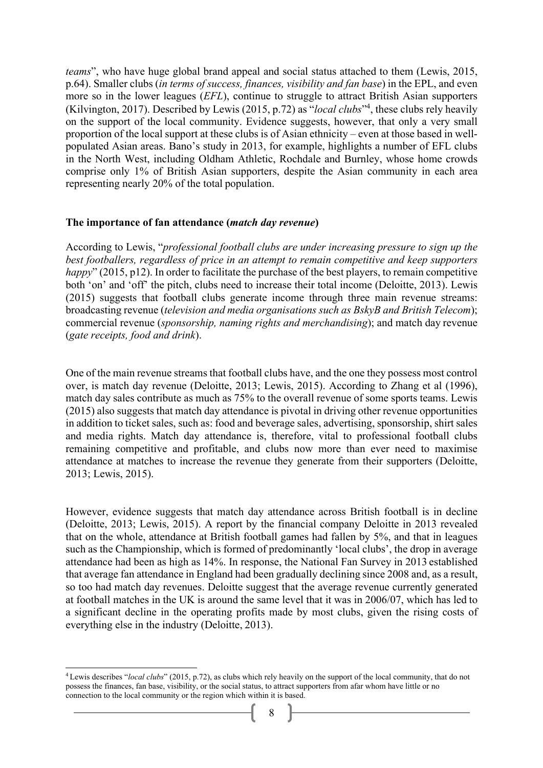*teams*", who have huge global brand appeal and social status attached to them (Lewis, 2015, p.64). Smaller clubs (*in terms of success, finances, visibility and fan base*) in the EPL, and even more so in the lower leagues (*EFL*), continue to struggle to attract British Asian supporters (Kilvington, 2017). Described by Lewis (2015, p.72) as "*local clubs*"[4], these clubs rely heavily on the support of the local community. Evidence suggests, however, that only a very small proportion of the local support at these clubs is of Asian ethnicity – even at those based in well-populated Asian areas. Bano's study in 2013, for example, highlights a number of EFL clubs in the North West, including Oldham Athletic, Rochdale and Burnley, whose home crowds comprise only 1% of British Asian supporters, despite the Asian community in each area representing nearly 20% of the total population.

### The importance of fan attendance (*match day revenue*)

According to Lewis, "*professional football clubs are under increasing pressure to sign up the best footballers, regardless of price in an attempt to remain competitive and keep supporters happy*" (2015, p12). In order to facilitate the purchase of the best players, to remain competitive both 'on' and 'off' the pitch, clubs need to increase their total income (Deloitte, 2013). Lewis (2015) suggests that football clubs generate income through three main revenue streams: broadcasting revenue (*television and media organisations such as BskyB and British Telecom*); commercial revenue (*sponsorship, naming rights and merchandising*); and match day revenue (*gate receipts, food and drink*).

One of the main revenue streams that football clubs have, and the one they possess most control over, is match day revenue (Deloitte, 2013; Lewis, 2015). According to Zhang et al (1996), match day sales contribute as much as 75% to the overall revenue of some sports teams. Lewis (2015) also suggests that match day attendance is pivotal in driving other revenue opportunities in addition to ticket sales, such as: food and beverage sales, advertising, sponsorship, shirt sales and media rights. Match day attendance is, therefore, vital to professional football clubs remaining competitive and profitable, and clubs now more than ever need to maximise attendance at matches to increase the revenue they generate from their supporters (Deloitte, 2013; Lewis, 2015).

However, evidence suggests that match day attendance across British football is in decline (Deloitte, 2013; Lewis, 2015). A report by the financial company Deloitte in 2013 revealed that on the whole, attendance at British football games had fallen by 5%, and that in leagues such as the Championship, which is formed of predominantly 'local clubs', the drop in average attendance had been as high as 14%. In response, the National Fan Survey in 2013 established that average fan attendance in England had been gradually declining since 2008 and, as a result, so too had match day revenues. Deloitte suggest that the average revenue currently generated at football matches in the UK is around the same level that it was in 2006/07, which has led to a significant decline in the operating profits made by most clubs, given the rising costs of everything else in the industry (Deloitte, 2013).

---

[4] Lewis describes "*local clubs*" (2015, p.72), as clubs which rely heavily on the support of the local community, that do not possess the finances, fan base, visibility, or the social status, to attract supporters from afar whom have little or no connection to the local community or the region which within it is based.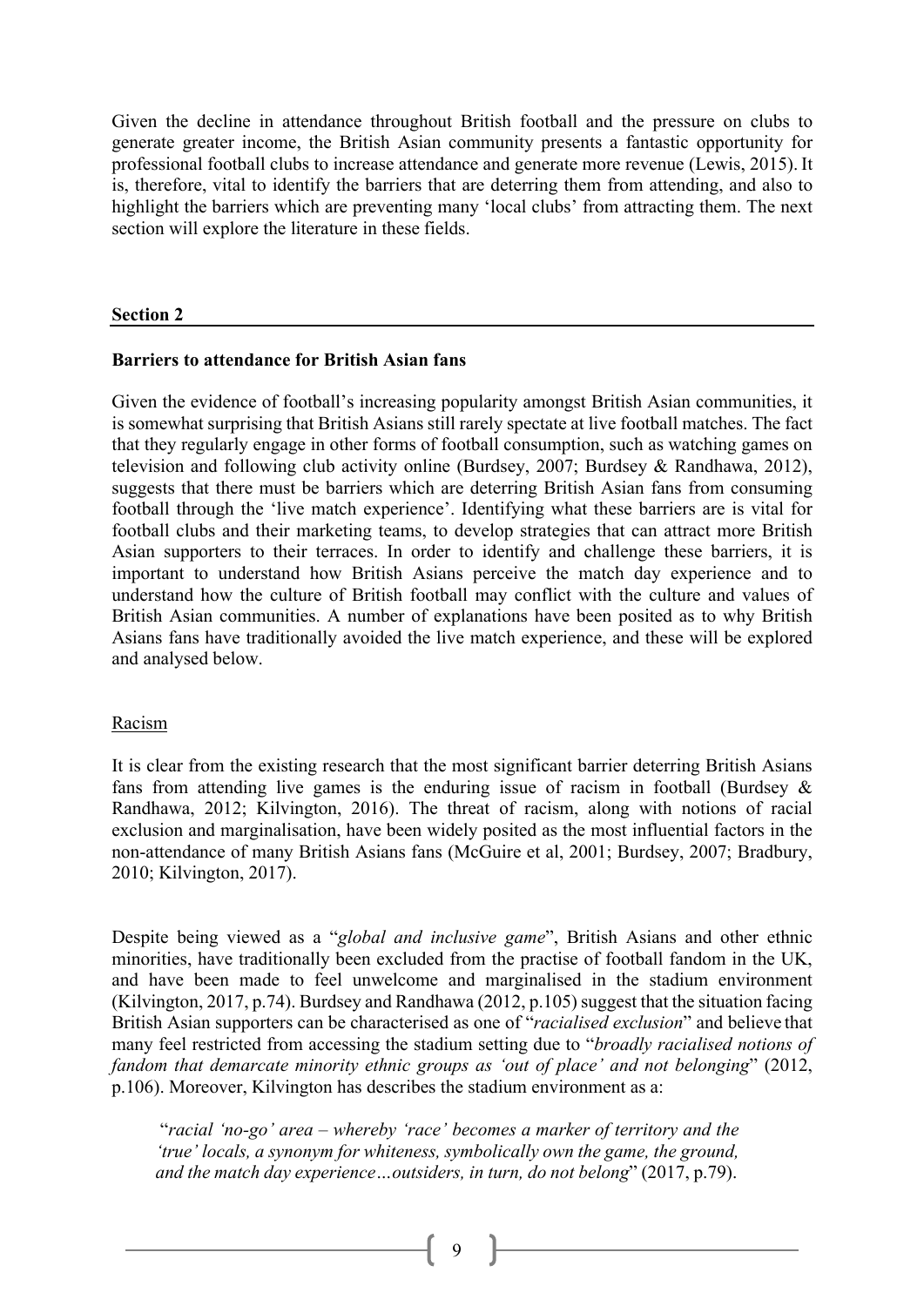Given the decline in attendance throughout British football and the pressure on clubs to generate greater income, the British Asian community presents a fantastic opportunity for professional football clubs to increase attendance and generate more revenue (Lewis, 2015). It is, therefore, vital to identify the barriers that are deterring them from attending, and also to highlight the barriers which are preventing many 'local clubs' from attracting them. The next section will explore the literature in these fields.

## Section 2

### Barriers to attendance for British Asian fans

Given the evidence of football's increasing popularity amongst British Asian communities, it is somewhat surprising that British Asians still rarely spectate at live football matches. The fact that they regularly engage in other forms of football consumption, such as watching games on television and following club activity online (Burdsey, 2007; Burdsey & Randhawa, 2012), suggests that there must be barriers which are deterring British Asian fans from consuming football through the 'live match experience'. Identifying what these barriers are is vital for football clubs and their marketing teams, to develop strategies that can attract more British Asian supporters to their terraces. In order to identify and challenge these barriers, it is important to understand how British Asians perceive the match day experience and to understand how the culture of British football may conflict with the culture and values of British Asian communities. A number of explanations have been posited as to why British Asians fans have traditionally avoided the live match experience, and these will be explored and analysed below.

#### Racism

It is clear from the existing research that the most significant barrier deterring British Asians fans from attending live games is the enduring issue of racism in football (Burdsey & Randhawa, 2012; Kilvington, 2016). The threat of racism, along with notions of racial exclusion and marginalisation, have been widely posited as the most influential factors in the non-attendance of many British Asians fans (McGuire et al, 2001; Burdsey, 2007; Bradbury, 2010; Kilvington, 2017).

Despite being viewed as a "*global and inclusive game*", British Asians and other ethnic minorities, have traditionally been excluded from the practise of football fandom in the UK, and have been made to feel unwelcome and marginalised in the stadium environment (Kilvington, 2017, p.74). Burdsey and Randhawa (2012, p.105) suggest that the situation facing British Asian supporters can be characterised as one of "*racialised exclusion*" and believe that many feel restricted from accessing the stadium setting due to "*broadly racialised notions of fandom that demarcate minority ethnic groups as 'out of place' and not belonging*" (2012, p.106). Moreover, Kilvington has describes the stadium environment as a:

> "*racial 'no-go' area – whereby 'race' becomes a marker of territory and the 'true' locals, a synonym for whiteness, symbolically own the game, the ground, and the match day experience…outsiders, in turn, do not belong*" (2017, p.79).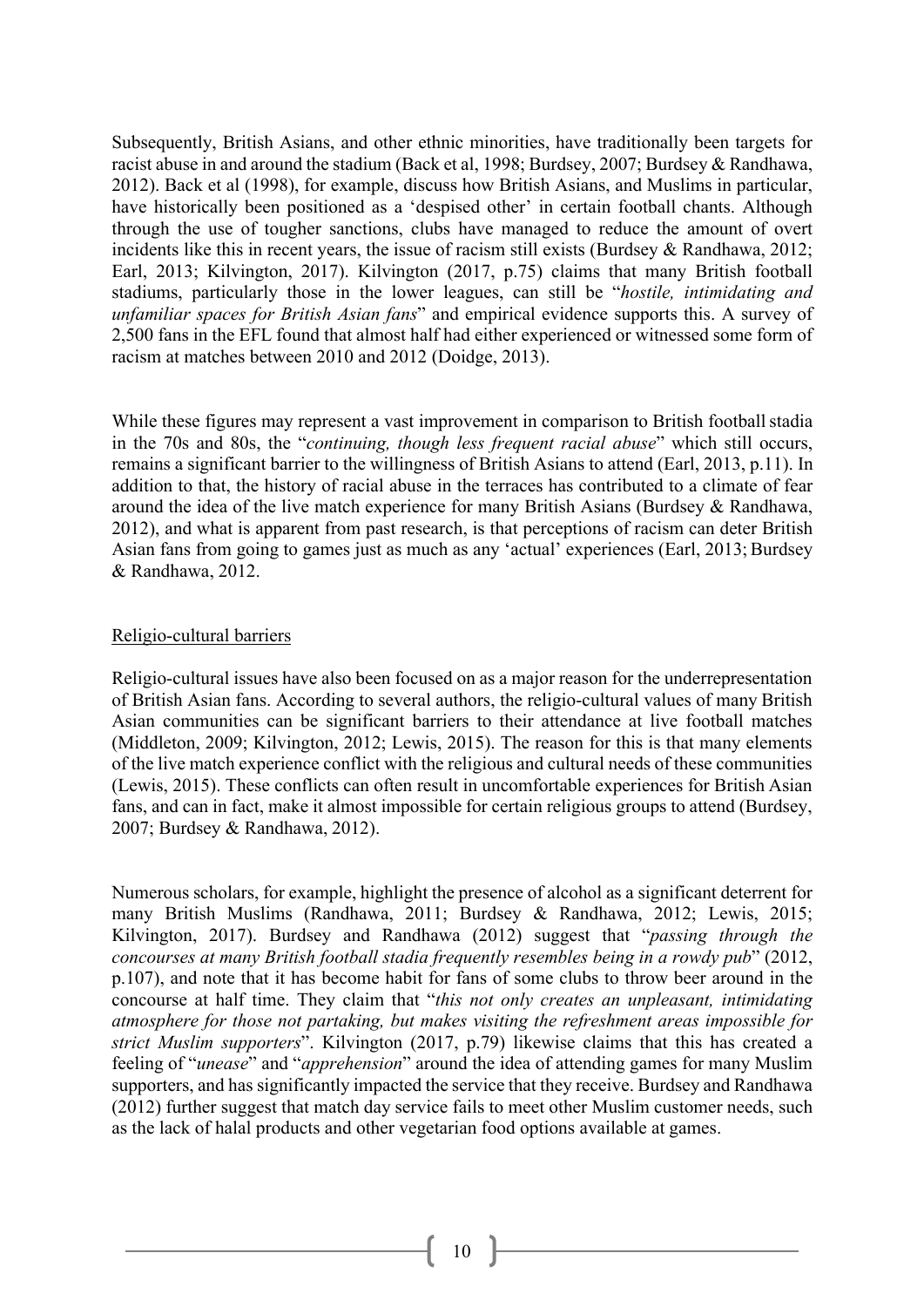Subsequently, British Asians, and other ethnic minorities, have traditionally been targets for racist abuse in and around the stadium (Back et al, 1998; Burdsey, 2007; Burdsey & Randhawa, 2012). Back et al (1998), for example, discuss how British Asians, and Muslims in particular, have historically been positioned as a 'despised other' in certain football chants. Although through the use of tougher sanctions, clubs have managed to reduce the amount of overt incidents like this in recent years, the issue of racism still exists (Burdsey & Randhawa, 2012; Earl, 2013; Kilvington, 2017). Kilvington (2017, p.75) claims that many British football stadiums, particularly those in the lower leagues, can still be "*hostile, intimidating and unfamiliar spaces for British Asian fans*" and empirical evidence supports this. A survey of 2,500 fans in the EFL found that almost half had either experienced or witnessed some form of racism at matches between 2010 and 2012 (Doidge, 2013).

While these figures may represent a vast improvement in comparison to British football stadia in the 70s and 80s, the "*continuing, though less frequent racial abuse*" which still occurs, remains a significant barrier to the willingness of British Asians to attend (Earl, 2013, p.11). In addition to that, the history of racial abuse in the terraces has contributed to a climate of fear around the idea of the live match experience for many British Asians (Burdsey & Randhawa, 2012), and what is apparent from past research, is that perceptions of racism can deter British Asian fans from going to games just as much as any 'actual' experiences (Earl, 2013; Burdsey & Randhawa, 2012.

<u>Religio-cultural barriers</u>

Religio-cultural issues have also been focused on as a major reason for the underrepresentation of British Asian fans. According to several authors, the religio-cultural values of many British Asian communities can be significant barriers to their attendance at live football matches (Middleton, 2009; Kilvington, 2012; Lewis, 2015). The reason for this is that many elements of the live match experience conflict with the religious and cultural needs of these communities (Lewis, 2015). These conflicts can often result in uncomfortable experiences for British Asian fans, and can in fact, make it almost impossible for certain religious groups to attend (Burdsey, 2007; Burdsey & Randhawa, 2012).

Numerous scholars, for example, highlight the presence of alcohol as a significant deterrent for many British Muslims (Randhawa, 2011; Burdsey & Randhawa, 2012; Lewis, 2015; Kilvington, 2017). Burdsey and Randhawa (2012) suggest that "*passing through the concourses at many British football stadia frequently resembles being in a rowdy pub*" (2012, p.107), and note that it has become habit for fans of some clubs to throw beer around in the concourse at half time. They claim that "*this not only creates an unpleasant, intimidating atmosphere for those not partaking, but makes visiting the refreshment areas impossible for strict Muslim supporters*". Kilvington (2017, p.79) likewise claims that this has created a feeling of "*unease*" and "*apprehension*" around the idea of attending games for many Muslim supporters, and has significantly impacted the service that they receive. Burdsey and Randhawa (2012) further suggest that match day service fails to meet other Muslim customer needs, such as the lack of halal products and other vegetarian food options available at games.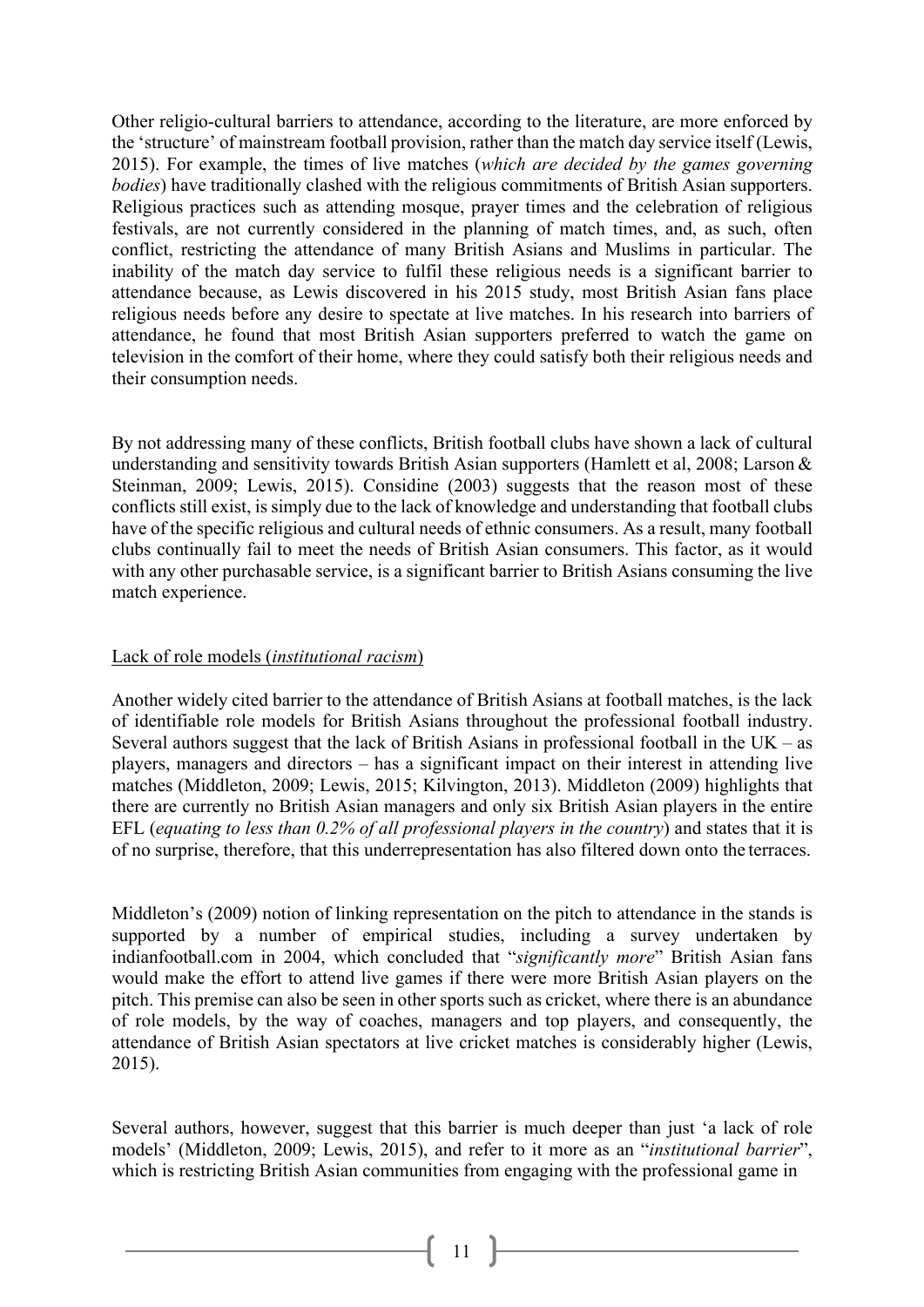Other religio-cultural barriers to attendance, according to the literature, are more enforced by the 'structure' of mainstream football provision, rather than the match day service itself (Lewis, 2015). For example, the times of live matches (*which are decided by the games governing bodies*) have traditionally clashed with the religious commitments of British Asian supporters. Religious practices such as attending mosque, prayer times and the celebration of religious festivals, are not currently considered in the planning of match times, and, as such, often conflict, restricting the attendance of many British Asians and Muslims in particular. The inability of the match day service to fulfil these religious needs is a significant barrier to attendance because, as Lewis discovered in his 2015 study, most British Asian fans place religious needs before any desire to spectate at live matches. In his research into barriers of attendance, he found that most British Asian supporters preferred to watch the game on television in the comfort of their home, where they could satisfy both their religious needs and their consumption needs.

By not addressing many of these conflicts, British football clubs have shown a lack of cultural understanding and sensitivity towards British Asian supporters (Hamlett et al, 2008; Larson & Steinman, 2009; Lewis, 2015). Considine (2003) suggests that the reason most of these conflicts still exist, is simply due to the lack of knowledge and understanding that football clubs have of the specific religious and cultural needs of ethnic consumers. As a result, many football clubs continually fail to meet the needs of British Asian consumers. This factor, as it would with any other purchasable service, is a significant barrier to British Asians consuming the live match experience.

Lack of role models (*institutional racism*)

Another widely cited barrier to the attendance of British Asians at football matches, is the lack of identifiable role models for British Asians throughout the professional football industry. Several authors suggest that the lack of British Asians in professional football in the UK – as players, managers and directors – has a significant impact on their interest in attending live matches (Middleton, 2009; Lewis, 2015; Kilvington, 2013). Middleton (2009) highlights that there are currently no British Asian managers and only six British Asian players in the entire EFL (*equating to less than 0.2% of all professional players in the country*) and states that it is of no surprise, therefore, that this underrepresentation has also filtered down onto the terraces.

Middleton's (2009) notion of linking representation on the pitch to attendance in the stands is supported by a number of empirical studies, including a survey undertaken by indianfootball.com in 2004, which concluded that "*significantly more*" British Asian fans would make the effort to attend live games if there were more British Asian players on the pitch. This premise can also be seen in other sports such as cricket, where there is an abundance of role models, by the way of coaches, managers and top players, and consequently, the attendance of British Asian spectators at live cricket matches is considerably higher (Lewis, 2015).

Several authors, however, suggest that this barrier is much deeper than just 'a lack of role models' (Middleton, 2009; Lewis, 2015), and refer to it more as an "*institutional barrier*", which is restricting British Asian communities from engaging with the professional game in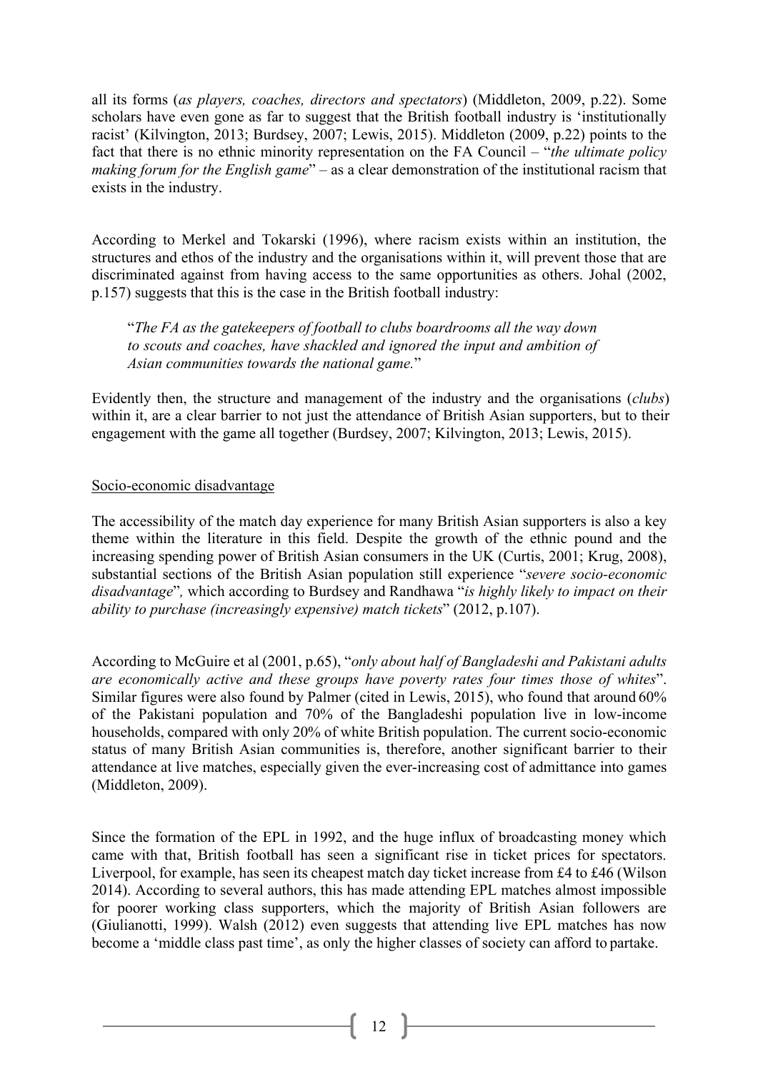all its forms (*as players, coaches, directors and spectators*) (Middleton, 2009, p.22). Some scholars have even gone as far to suggest that the British football industry is 'institutionally racist' (Kilvington, 2013; Burdsey, 2007; Lewis, 2015). Middleton (2009, p.22) points to the fact that there is no ethnic minority representation on the FA Council – "*the ultimate policy making forum for the English game*" – as a clear demonstration of the institutional racism that exists in the industry.

According to Merkel and Tokarski (1996), where racism exists within an institution, the structures and ethos of the industry and the organisations within it, will prevent those that are discriminated against from having access to the same opportunities as others. Johal (2002, p.157) suggests that this is the case in the British football industry:

> "*The FA as the gatekeepers of football to clubs boardrooms all the way down to scouts and coaches, have shackled and ignored the input and ambition of Asian communities towards the national game.*"

Evidently then, the structure and management of the industry and the organisations (*clubs*) within it, are a clear barrier to not just the attendance of British Asian supporters, but to their engagement with the game all together (Burdsey, 2007; Kilvington, 2013; Lewis, 2015).

<u>Socio-economic disadvantage</u>

The accessibility of the match day experience for many British Asian supporters is also a key theme within the literature in this field. Despite the growth of the ethnic pound and the increasing spending power of British Asian consumers in the UK (Curtis, 2001; Krug, 2008), substantial sections of the British Asian population still experience "*severe socio-economic disadvantage*"*,* which according to Burdsey and Randhawa "*is highly likely to impact on their ability to purchase (increasingly expensive) match tickets*" (2012, p.107).

According to McGuire et al (2001, p.65), "*only about half of Bangladeshi and Pakistani adults are economically active and these groups have poverty rates four times those of whites*". Similar figures were also found by Palmer (cited in Lewis, 2015), who found that around 60% of the Pakistani population and 70% of the Bangladeshi population live in low-income households, compared with only 20% of white British population. The current socio-economic status of many British Asian communities is, therefore, another significant barrier to their attendance at live matches, especially given the ever-increasing cost of admittance into games (Middleton, 2009).

Since the formation of the EPL in 1992, and the huge influx of broadcasting money which came with that, British football has seen a significant rise in ticket prices for spectators. Liverpool, for example, has seen its cheapest match day ticket increase from £4 to £46 (Wilson 2014). According to several authors, this has made attending EPL matches almost impossible for poorer working class supporters, which the majority of British Asian followers are (Giulianotti, 1999). Walsh (2012) even suggests that attending live EPL matches has now become a 'middle class past time', as only the higher classes of society can afford to partake.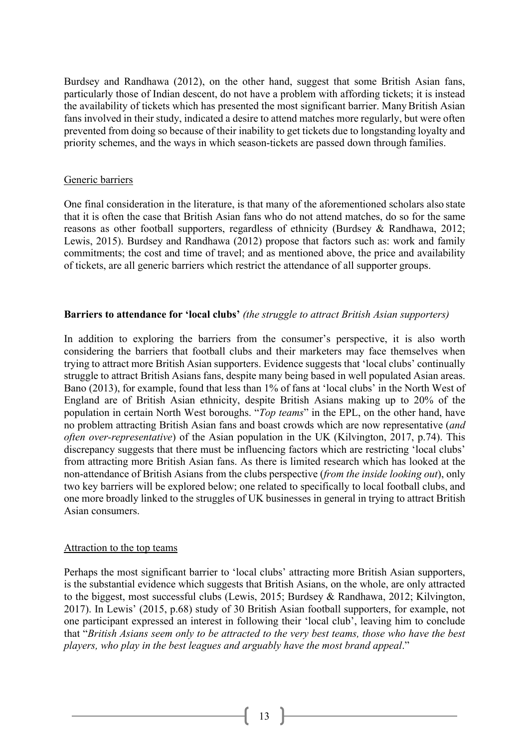Burdsey and Randhawa (2012), on the other hand, suggest that some British Asian fans, particularly those of Indian descent, do not have a problem with affording tickets; it is instead the availability of tickets which has presented the most significant barrier. Many British Asian fans involved in their study, indicated a desire to attend matches more regularly, but were often prevented from doing so because of their inability to get tickets due to longstanding loyalty and priority schemes, and the ways in which season-tickets are passed down through families.

Generic barriers

One final consideration in the literature, is that many of the aforementioned scholars also state that it is often the case that British Asian fans who do not attend matches, do so for the same reasons as other football supporters, regardless of ethnicity (Burdsey & Randhawa, 2012; Lewis, 2015). Burdsey and Randhawa (2012) propose that factors such as: work and family commitments; the cost and time of travel; and as mentioned above, the price and availability of tickets, are all generic barriers which restrict the attendance of all supporter groups.

**Barriers to attendance for 'local clubs'** *(the struggle to attract British Asian supporters)*

In addition to exploring the barriers from the consumer's perspective, it is also worth considering the barriers that football clubs and their marketers may face themselves when trying to attract more British Asian supporters. Evidence suggests that 'local clubs' continually struggle to attract British Asians fans, despite many being based in well populated Asian areas. Bano (2013), for example, found that less than 1% of fans at 'local clubs' in the North West of England are of British Asian ethnicity, despite British Asians making up to 20% of the population in certain North West boroughs. "*Top teams*" in the EPL, on the other hand, have no problem attracting British Asian fans and boast crowds which are now representative (*and often over-representative*) of the Asian population in the UK (Kilvington, 2017, p.74). This discrepancy suggests that there must be influencing factors which are restricting 'local clubs' from attracting more British Asian fans. As there is limited research which has looked at the non-attendance of British Asians from the clubs perspective (*from the inside looking out*), only two key barriers will be explored below; one related to specifically to local football clubs, and one more broadly linked to the struggles of UK businesses in general in trying to attract British Asian consumers.

Attraction to the top teams

Perhaps the most significant barrier to 'local clubs' attracting more British Asian supporters, is the substantial evidence which suggests that British Asians, on the whole, are only attracted to the biggest, most successful clubs (Lewis, 2015; Burdsey & Randhawa, 2012; Kilvington, 2017). In Lewis' (2015, p.68) study of 30 British Asian football supporters, for example, not one participant expressed an interest in following their 'local club', leaving him to conclude that "*British Asians seem only to be attracted to the very best teams, those who have the best players, who play in the best leagues and arguably have the most brand appeal*."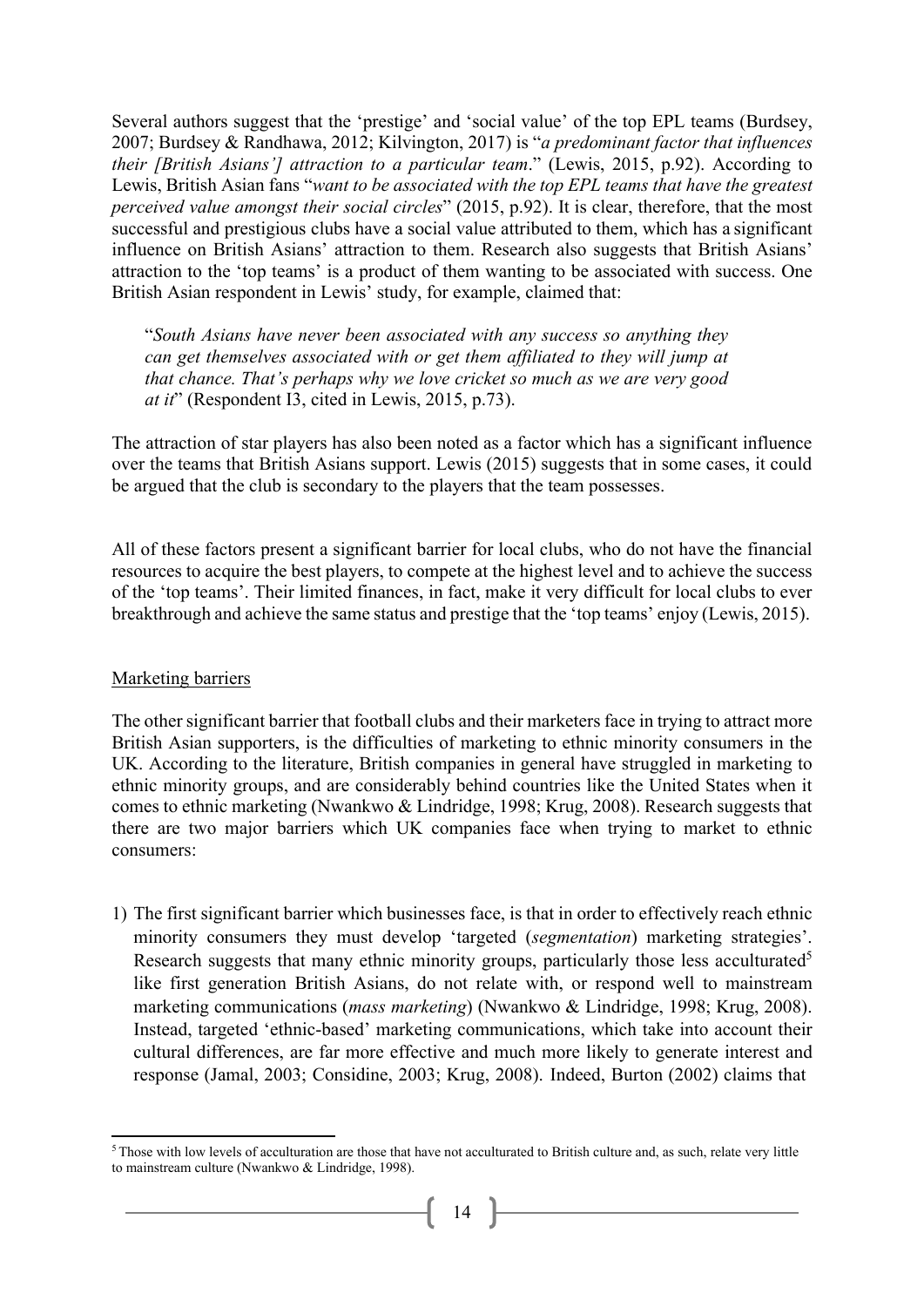Several authors suggest that the 'prestige' and 'social value' of the top EPL teams (Burdsey, 2007; Burdsey & Randhawa, 2012; Kilvington, 2017) is "*a predominant factor that influences their [British Asians'] attraction to a particular team*." (Lewis, 2015, p.92). According to Lewis, British Asian fans "*want to be associated with the top EPL teams that have the greatest perceived value amongst their social circles*" (2015, p.92). It is clear, therefore, that the most successful and prestigious clubs have a social value attributed to them, which has a significant influence on British Asians' attraction to them. Research also suggests that British Asians' attraction to the 'top teams' is a product of them wanting to be associated with success. One British Asian respondent in Lewis' study, for example, claimed that:

> "*South Asians have never been associated with any success so anything they can get themselves associated with or get them affiliated to they will jump at that chance. That's perhaps why we love cricket so much as we are very good at it*" (Respondent I3, cited in Lewis, 2015, p.73).

The attraction of star players has also been noted as a factor which has a significant influence over the teams that British Asians support. Lewis (2015) suggests that in some cases, it could be argued that the club is secondary to the players that the team possesses.

All of these factors present a significant barrier for local clubs, who do not have the financial resources to acquire the best players, to compete at the highest level and to achieve the success of the 'top teams'. Their limited finances, in fact, make it very difficult for local clubs to ever breakthrough and achieve the same status and prestige that the 'top teams' enjoy (Lewis, 2015).

Marketing barriers

The other significant barrier that football clubs and their marketers face in trying to attract more British Asian supporters, is the difficulties of marketing to ethnic minority consumers in the UK. According to the literature, British companies in general have struggled in marketing to ethnic minority groups, and are considerably behind countries like the United States when it comes to ethnic marketing (Nwankwo & Lindridge, 1998; Krug, 2008). Research suggests that there are two major barriers which UK companies face when trying to market to ethnic consumers:

1) The first significant barrier which businesses face, is that in order to effectively reach ethnic minority consumers they must develop 'targeted (*segmentation*) marketing strategies'. Research suggests that many ethnic minority groups, particularly those less acculturated[5] like first generation British Asians, do not relate with, or respond well to mainstream marketing communications (*mass marketing*) (Nwankwo & Lindridge, 1998; Krug, 2008). Instead, targeted 'ethnic-based' marketing communications, which take into account their cultural differences, are far more effective and much more likely to generate interest and response (Jamal, 2003; Considine, 2003; Krug, 2008). Indeed, Burton (2002) claims that

[5] Those with low levels of acculturation are those that have not acculturated to British culture and, as such, relate very little to mainstream culture (Nwankwo & Lindridge, 1998).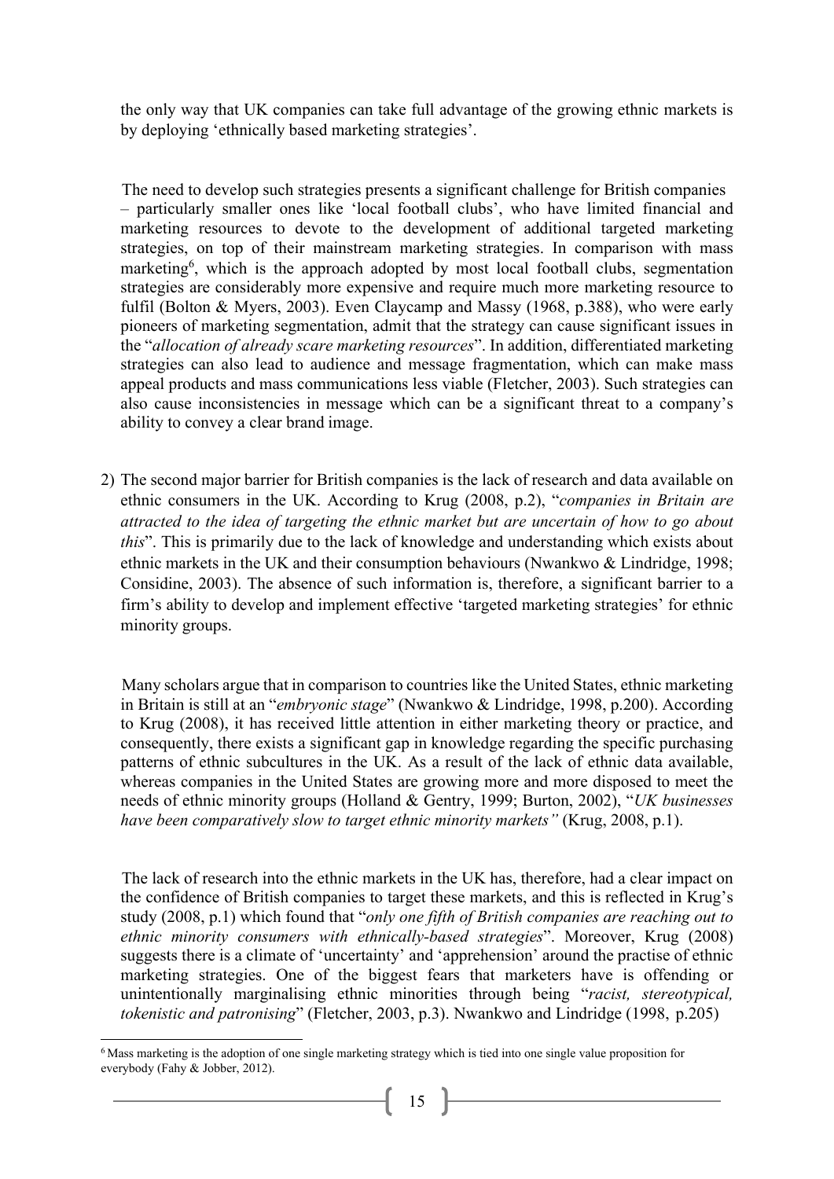the only way that UK companies can take full advantage of the growing ethnic markets is by deploying 'ethnically based marketing strategies'.

The need to develop such strategies presents a significant challenge for British companies – particularly smaller ones like 'local football clubs', who have limited financial and marketing resources to devote to the development of additional targeted marketing strategies, on top of their mainstream marketing strategies. In comparison with mass marketing[6], which is the approach adopted by most local football clubs, segmentation strategies are considerably more expensive and require much more marketing resource to fulfil (Bolton & Myers, 2003). Even Claycamp and Massy (1968, p.388), who were early pioneers of marketing segmentation, admit that the strategy can cause significant issues in the "*allocation of already scare marketing resources*". In addition, differentiated marketing strategies can also lead to audience and message fragmentation, which can make mass appeal products and mass communications less viable (Fletcher, 2003). Such strategies can also cause inconsistencies in message which can be a significant threat to a company's ability to convey a clear brand image.

2) The second major barrier for British companies is the lack of research and data available on ethnic consumers in the UK. According to Krug (2008, p.2), "*companies in Britain are attracted to the idea of targeting the ethnic market but are uncertain of how to go about this*". This is primarily due to the lack of knowledge and understanding which exists about ethnic markets in the UK and their consumption behaviours (Nwankwo & Lindridge, 1998; Considine, 2003). The absence of such information is, therefore, a significant barrier to a firm's ability to develop and implement effective 'targeted marketing strategies' for ethnic minority groups.

   Many scholars argue that in comparison to countries like the United States, ethnic marketing in Britain is still at an "*embryonic stage*" (Nwankwo & Lindridge, 1998, p.200). According to Krug (2008), it has received little attention in either marketing theory or practice, and consequently, there exists a significant gap in knowledge regarding the specific purchasing patterns of ethnic subcultures in the UK. As a result of the lack of ethnic data available, whereas companies in the United States are growing more and more disposed to meet the needs of ethnic minority groups (Holland & Gentry, 1999; Burton, 2002), "*UK businesses have been comparatively slow to target ethnic minority markets"* (Krug, 2008, p.1).

   The lack of research into the ethnic markets in the UK has, therefore, had a clear impact on the confidence of British companies to target these markets, and this is reflected in Krug's study (2008, p.1) which found that "*only one fifth of British companies are reaching out to ethnic minority consumers with ethnically-based strategies*". Moreover, Krug (2008) suggests there is a climate of 'uncertainty' and 'apprehension' around the practise of ethnic marketing strategies. One of the biggest fears that marketers have is offending or unintentionally marginalising ethnic minorities through being "*racist, stereotypical, tokenistic and patronising*" (Fletcher, 2003, p.3). Nwankwo and Lindridge (1998, p.205)

[6] Mass marketing is the adoption of one single marketing strategy which is tied into one single value proposition for everybody (Fahy & Jobber, 2012).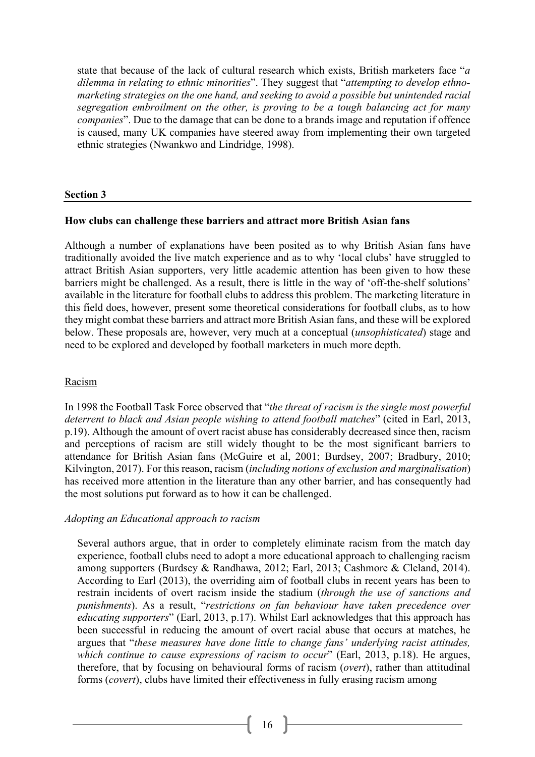state that because of the lack of cultural research which exists, British marketers face "*a dilemma in relating to ethnic minorities*". They suggest that "*attempting to develop ethno-marketing strategies on the one hand, and seeking to avoid a possible but unintended racial segregation embroilment on the other, is proving to be a tough balancing act for many companies*". Due to the damage that can be done to a brands image and reputation if offence is caused, many UK companies have steered away from implementing their own targeted ethnic strategies (Nwankwo and Lindridge, 1998).

## Section 3

**How clubs can challenge these barriers and attract more British Asian fans**

Although a number of explanations have been posited as to why British Asian fans have traditionally avoided the live match experience and as to why 'local clubs' have struggled to attract British Asian supporters, very little academic attention has been given to how these barriers might be challenged. As a result, there is little in the way of 'off-the-shelf solutions' available in the literature for football clubs to address this problem. The marketing literature in this field does, however, present some theoretical considerations for football clubs, as to how they might combat these barriers and attract more British Asian fans, and these will be explored below. These proposals are, however, very much at a conceptual (*unsophisticated*) stage and need to be explored and developed by football marketers in much more depth.

### Racism

In 1998 the Football Task Force observed that "*the threat of racism is the single most powerful deterrent to black and Asian people wishing to attend football matches*" (cited in Earl, 2013, p.19). Although the amount of overt racist abuse has considerably decreased since then, racism and perceptions of racism are still widely thought to be the most significant barriers to attendance for British Asian fans (McGuire et al, 2001; Burdsey, 2007; Bradbury, 2010; Kilvington, 2017). For this reason, racism (*including notions of exclusion and marginalisation*) has received more attention in the literature than any other barrier, and has consequently had the most solutions put forward as to how it can be challenged.

#### *Adopting an Educational approach to racism*

Several authors argue, that in order to completely eliminate racism from the match day experience, football clubs need to adopt a more educational approach to challenging racism among supporters (Burdsey & Randhawa, 2012; Earl, 2013; Cashmore & Cleland, 2014). According to Earl (2013), the overriding aim of football clubs in recent years has been to restrain incidents of overt racism inside the stadium (*through the use of sanctions and punishments*). As a result, "*restrictions on fan behaviour have taken precedence over educating supporters*" (Earl, 2013, p.17). Whilst Earl acknowledges that this approach has been successful in reducing the amount of overt racial abuse that occurs at matches, he argues that "*these measures have done little to change fans' underlying racist attitudes, which continue to cause expressions of racism to occur*" (Earl, 2013, p.18). He argues, therefore, that by focusing on behavioural forms of racism (*overt*), rather than attitudinal forms (*covert*), clubs have limited their effectiveness in fully erasing racism among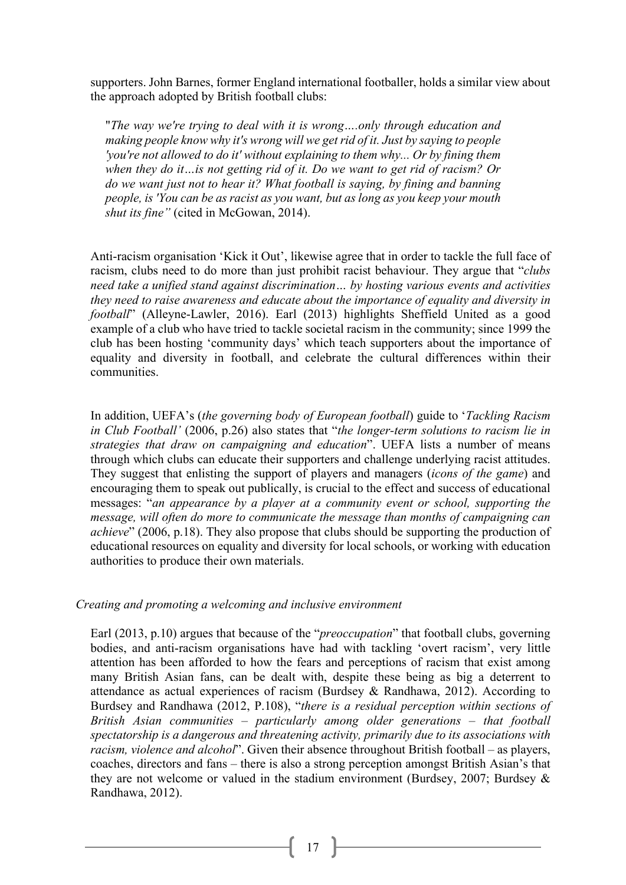supporters. John Barnes, former England international footballer, holds a similar view about the approach adopted by British football clubs:

> "*The way we're trying to deal with it is wrong….only through education and making people know why it's wrong will we get rid of it. Just by saying to people 'you're not allowed to do it' without explaining to them why... Or by fining them when they do it…is not getting rid of it. Do we want to get rid of racism? Or do we want just not to hear it? What football is saying, by fining and banning people, is 'You can be as racist as you want, but as long as you keep your mouth shut its fine"* (cited in McGowan, 2014).

Anti-racism organisation 'Kick it Out', likewise agree that in order to tackle the full face of racism, clubs need to do more than just prohibit racist behaviour. They argue that "*clubs need take a unified stand against discrimination… by hosting various events and activities they need to raise awareness and educate about the importance of equality and diversity in football*" (Alleyne-Lawler, 2016). Earl (2013) highlights Sheffield United as a good example of a club who have tried to tackle societal racism in the community; since 1999 the club has been hosting 'community days' which teach supporters about the importance of equality and diversity in football, and celebrate the cultural differences within their communities.

In addition, UEFA's (*the governing body of European football*) guide to '*Tackling Racism in Club Football'* (2006, p.26) also states that "*the longer-term solutions to racism lie in strategies that draw on campaigning and education*". UEFA lists a number of means through which clubs can educate their supporters and challenge underlying racist attitudes. They suggest that enlisting the support of players and managers (*icons of the game*) and encouraging them to speak out publically, is crucial to the effect and success of educational messages: "*an appearance by a player at a community event or school, supporting the message, will often do more to communicate the message than months of campaigning can achieve*" (2006, p.18). They also propose that clubs should be supporting the production of educational resources on equality and diversity for local schools, or working with education authorities to produce their own materials.

*Creating and promoting a welcoming and inclusive environment*

Earl (2013, p.10) argues that because of the "*preoccupation*" that football clubs, governing bodies, and anti-racism organisations have had with tackling 'overt racism', very little attention has been afforded to how the fears and perceptions of racism that exist among many British Asian fans, can be dealt with, despite these being as big a deterrent to attendance as actual experiences of racism (Burdsey & Randhawa, 2012). According to Burdsey and Randhawa (2012, P.108), "*there is a residual perception within sections of British Asian communities – particularly among older generations – that football spectatorship is a dangerous and threatening activity, primarily due to its associations with racism, violence and alcohol*". Given their absence throughout British football – as players, coaches, directors and fans – there is also a strong perception amongst British Asian's that they are not welcome or valued in the stadium environment (Burdsey, 2007; Burdsey & Randhawa, 2012).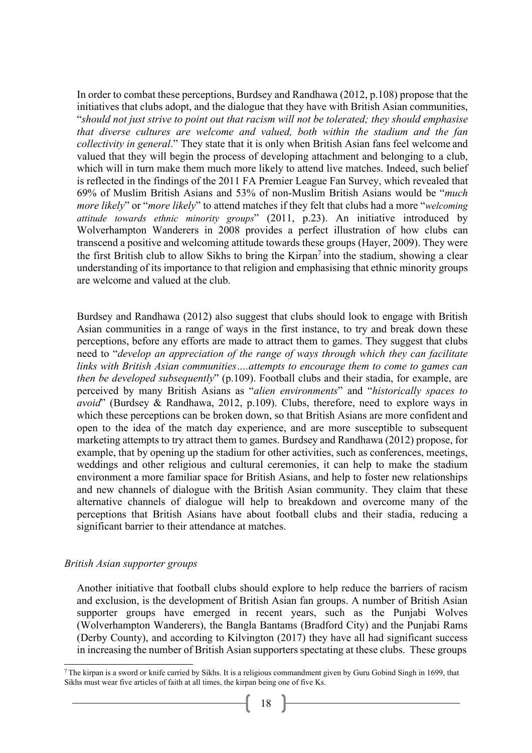In order to combat these perceptions, Burdsey and Randhawa (2012, p.108) propose that the initiatives that clubs adopt, and the dialogue that they have with British Asian communities, "*should not just strive to point out that racism will not be tolerated; they should emphasise that diverse cultures are welcome and valued, both within the stadium and the fan collectivity in general*." They state that it is only when British Asian fans feel welcome and valued that they will begin the process of developing attachment and belonging to a club, which will in turn make them much more likely to attend live matches. Indeed, such belief is reflected in the findings of the 2011 FA Premier League Fan Survey, which revealed that 69% of Muslim British Asians and 53% of non-Muslim British Asians would be "*much more likely*" or "*more likely*" to attend matches if they felt that clubs had a more "*welcoming attitude towards ethnic minority groups*" (2011, p.23). An initiative introduced by Wolverhampton Wanderers in 2008 provides a perfect illustration of how clubs can transcend a positive and welcoming attitude towards these groups (Hayer, 2009). They were the first British club to allow Sikhs to bring the Kirpan[7] into the stadium, showing a clear understanding of its importance to that religion and emphasising that ethnic minority groups are welcome and valued at the club.

Burdsey and Randhawa (2012) also suggest that clubs should look to engage with British Asian communities in a range of ways in the first instance, to try and break down these perceptions, before any efforts are made to attract them to games. They suggest that clubs need to "*develop an appreciation of the range of ways through which they can facilitate links with British Asian communities….attempts to encourage them to come to games can then be developed subsequently*" (p.109). Football clubs and their stadia, for example, are perceived by many British Asians as "*alien environments*" and "*historically spaces to avoid*" (Burdsey & Randhawa, 2012, p.109). Clubs, therefore, need to explore ways in which these perceptions can be broken down, so that British Asians are more confident and open to the idea of the match day experience, and are more susceptible to subsequent marketing attempts to try attract them to games. Burdsey and Randhawa (2012) propose, for example, that by opening up the stadium for other activities, such as conferences, meetings, weddings and other religious and cultural ceremonies, it can help to make the stadium environment a more familiar space for British Asians, and help to foster new relationships and new channels of dialogue with the British Asian community. They claim that these alternative channels of dialogue will help to breakdown and overcome many of the perceptions that British Asians have about football clubs and their stadia, reducing a significant barrier to their attendance at matches.

*British Asian supporter groups*

Another initiative that football clubs should explore to help reduce the barriers of racism and exclusion, is the development of British Asian fan groups. A number of British Asian supporter groups have emerged in recent years, such as the Punjabi Wolves (Wolverhampton Wanderers), the Bangla Bantams (Bradford City) and the Punjabi Rams (Derby County), and according to Kilvington (2017) they have all had significant success in increasing the number of British Asian supporters spectating at these clubs. These groups

[7] The kirpan is a sword or knife carried by Sikhs. It is a religious commandment given by Guru Gobind Singh in 1699, that Sikhs must wear five articles of faith at all times, the kirpan being one of five Ks.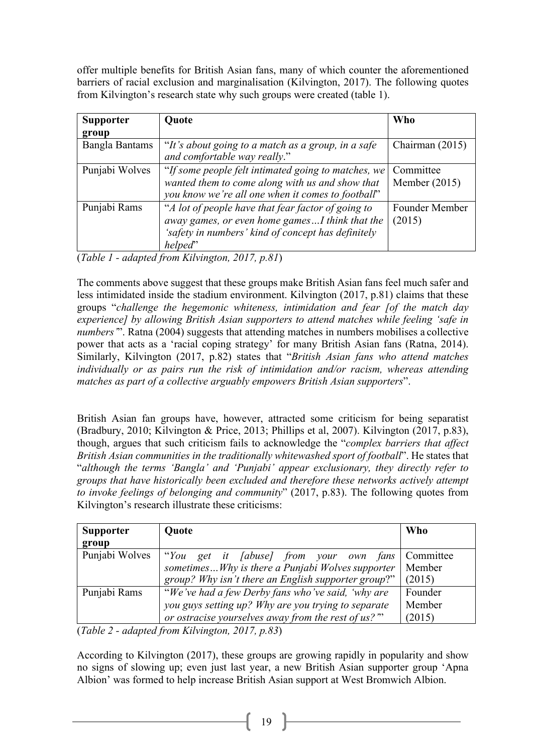offer multiple benefits for British Asian fans, many of which counter the aforementioned barriers of racial exclusion and marginalisation (Kilvington, 2017). The following quotes from Kilvington's research state why such groups were created (table 1).

| **Supporter group** | **Quote** | **Who** |
|---|---|---|
| Bangla Bantams | "*It's about going to a match as a group, in a safe and comfortable way really*." | Chairman (2015) |
| Punjabi Wolves | "*If some people felt intimated going to matches, we wanted them to come along with us and show that you know we're all one when it comes to football*" | Committee Member (2015) |
| Punjabi Rams | "*A lot of people have that fear factor of going to away games, or even home games…I think that the 'safety in numbers' kind of concept has definitely helped*" | Founder Member (2015) |

(*Table 1 - adapted from Kilvington, 2017, p.81*)

The comments above suggest that these groups make British Asian fans feel much safer and less intimidated inside the stadium environment. Kilvington (2017, p.81) claims that these groups "*challenge the hegemonic whiteness, intimidation and fear [of the match day experience] by allowing British Asian supporters to attend matches while feeling 'safe in numbers'*". Ratna (2004) suggests that attending matches in numbers mobilises a collective power that acts as a 'racial coping strategy' for many British Asian fans (Ratna, 2014). Similarly, Kilvington (2017, p.82) states that "*British Asian fans who attend matches individually or as pairs run the risk of intimidation and/or racism, whereas attending matches as part of a collective arguably empowers British Asian supporters*".

British Asian fan groups have, however, attracted some criticism for being separatist (Bradbury, 2010; Kilvington & Price, 2013; Phillips et al, 2007). Kilvington (2017, p.83), though, argues that such criticism fails to acknowledge the "*complex barriers that affect British Asian communities in the traditionally whitewashed sport of football*". He states that "*although the terms 'Bangla' and 'Punjabi' appear exclusionary, they directly refer to groups that have historically been excluded and therefore these networks actively attempt to invoke feelings of belonging and community*" (2017, p.83). The following quotes from Kilvington's research illustrate these criticisms:

| **Supporter group** | **Quote** | **Who** |
|---|---|---|
| Punjabi Wolves | "*You get it [abuse] from your own fans sometimes…Why is there a Punjabi Wolves supporter group? Why isn't there an English supporter group*?" | Committee Member (2015) |
| Punjabi Rams | "*We've had a few Derby fans who've said, 'why are you guys setting up? Why are you trying to separate or ostracise yourselves away from the rest of us?'*" | Founder Member (2015) |

(*Table 2 - adapted from Kilvington, 2017, p.83*)

According to Kilvington (2017), these groups are growing rapidly in popularity and show no signs of slowing up; even just last year, a new British Asian supporter group 'Apna Albion' was formed to help increase British Asian support at West Bromwich Albion.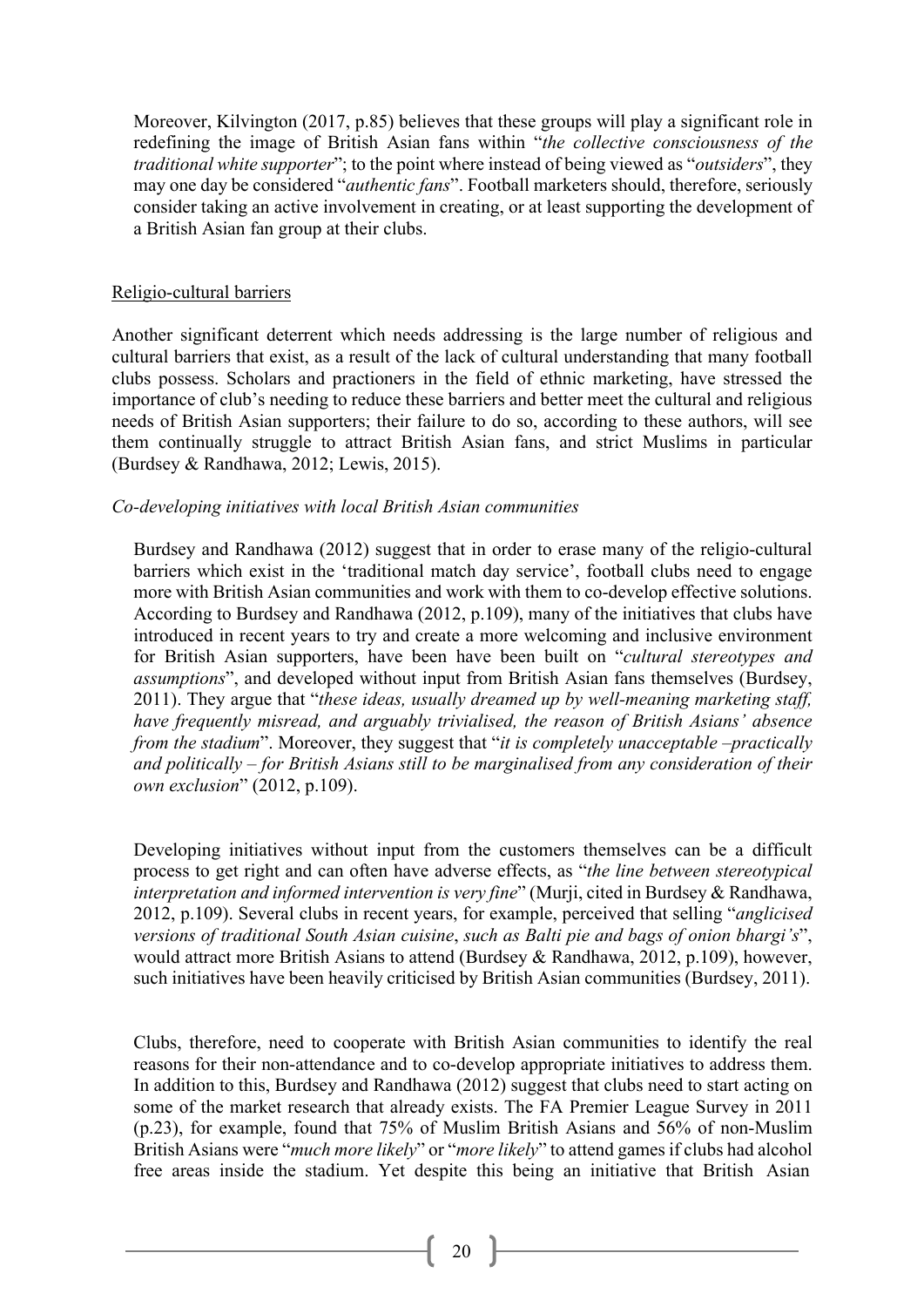Moreover, Kilvington (2017, p.85) believes that these groups will play a significant role in redefining the image of British Asian fans within "*the collective consciousness of the traditional white supporter*"; to the point where instead of being viewed as "*outsiders*", they may one day be considered "*authentic fans*". Football marketers should, therefore, seriously consider taking an active involvement in creating, or at least supporting the development of a British Asian fan group at their clubs.

Religio-cultural barriers

Another significant deterrent which needs addressing is the large number of religious and cultural barriers that exist, as a result of the lack of cultural understanding that many football clubs possess. Scholars and practioners in the field of ethnic marketing, have stressed the importance of club's needing to reduce these barriers and better meet the cultural and religious needs of British Asian supporters; their failure to do so, according to these authors, will see them continually struggle to attract British Asian fans, and strict Muslims in particular (Burdsey & Randhawa, 2012; Lewis, 2015).

*Co-developing initiatives with local British Asian communities*

Burdsey and Randhawa (2012) suggest that in order to erase many of the religio-cultural barriers which exist in the 'traditional match day service', football clubs need to engage more with British Asian communities and work with them to co-develop effective solutions. According to Burdsey and Randhawa (2012, p.109), many of the initiatives that clubs have introduced in recent years to try and create a more welcoming and inclusive environment for British Asian supporters, have been have been built on "*cultural stereotypes and assumptions*", and developed without input from British Asian fans themselves (Burdsey, 2011). They argue that "*these ideas, usually dreamed up by well-meaning marketing staff, have frequently misread, and arguably trivialised, the reason of British Asians' absence from the stadium*". Moreover, they suggest that "*it is completely unacceptable –practically and politically – for British Asians still to be marginalised from any consideration of their own exclusion*" (2012, p.109).

Developing initiatives without input from the customers themselves can be a difficult process to get right and can often have adverse effects, as "*the line between stereotypical interpretation and informed intervention is very fine*" (Murji, cited in Burdsey & Randhawa, 2012, p.109). Several clubs in recent years, for example, perceived that selling "*anglicised versions of traditional South Asian cuisine*, *such as Balti pie and bags of onion bhargi's*", would attract more British Asians to attend (Burdsey & Randhawa, 2012, p.109), however, such initiatives have been heavily criticised by British Asian communities (Burdsey, 2011).

Clubs, therefore, need to cooperate with British Asian communities to identify the real reasons for their non-attendance and to co-develop appropriate initiatives to address them. In addition to this, Burdsey and Randhawa (2012) suggest that clubs need to start acting on some of the market research that already exists. The FA Premier League Survey in 2011 (p.23), for example, found that 75% of Muslim British Asians and 56% of non-Muslim British Asians were "*much more likely*" or "*more likely*" to attend games if clubs had alcohol free areas inside the stadium. Yet despite this being an initiative that British Asian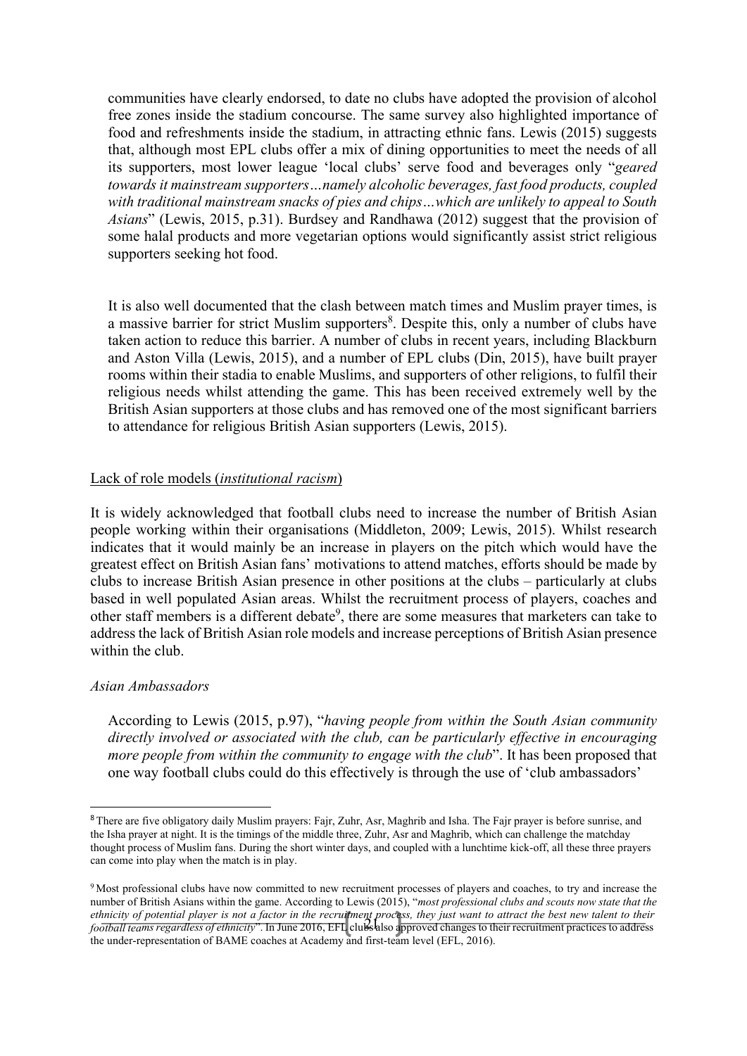communities have clearly endorsed, to date no clubs have adopted the provision of alcohol free zones inside the stadium concourse. The same survey also highlighted importance of food and refreshments inside the stadium, in attracting ethnic fans. Lewis (2015) suggests that, although most EPL clubs offer a mix of dining opportunities to meet the needs of all its supporters, most lower league 'local clubs' serve food and beverages only "*geared towards it mainstream supporters…namely alcoholic beverages, fast food products, coupled with traditional mainstream snacks of pies and chips…which are unlikely to appeal to South Asians*" (Lewis, 2015, p.31). Burdsey and Randhawa (2012) suggest that the provision of some halal products and more vegetarian options would significantly assist strict religious supporters seeking hot food.

It is also well documented that the clash between match times and Muslim prayer times, is a massive barrier for strict Muslim supporters[8]. Despite this, only a number of clubs have taken action to reduce this barrier. A number of clubs in recent years, including Blackburn and Aston Villa (Lewis, 2015), and a number of EPL clubs (Din, 2015), have built prayer rooms within their stadia to enable Muslims, and supporters of other religions, to fulfil their religious needs whilst attending the game. This has been received extremely well by the British Asian supporters at those clubs and has removed one of the most significant barriers to attendance for religious British Asian supporters (Lewis, 2015).

Lack of role models (*institutional racism*)

It is widely acknowledged that football clubs need to increase the number of British Asian people working within their organisations (Middleton, 2009; Lewis, 2015). Whilst research indicates that it would mainly be an increase in players on the pitch which would have the greatest effect on British Asian fans' motivations to attend matches, efforts should be made by clubs to increase British Asian presence in other positions at the clubs – particularly at clubs based in well populated Asian areas. Whilst the recruitment process of players, coaches and other staff members is a different debate[9], there are some measures that marketers can take to address the lack of British Asian role models and increase perceptions of British Asian presence within the club.

*Asian Ambassadors*

According to Lewis (2015, p.97), "*having people from within the South Asian community directly involved or associated with the club, can be particularly effective in encouraging more people from within the community to engage with the club*". It has been proposed that one way football clubs could do this effectively is through the use of 'club ambassadors'

---

[8] There are five obligatory daily Muslim prayers: Fajr, Zuhr, Asr, Maghrib and Isha. The Fajr prayer is before sunrise, and the Isha prayer at night. It is the timings of the middle three, Zuhr, Asr and Maghrib, which can challenge the matchday thought process of Muslim fans. During the short winter days, and coupled with a lunchtime kick-off, all these three prayers can come into play when the match is in play.

[9] Most professional clubs have now committed to new recruitment processes of players and coaches, to try and increase the number of British Asians within the game. According to Lewis (2015), "*most professional clubs and scouts now state that the ethnicity of potential player is not a factor in the recruitment process, they just want to attract the best new talent to their football teams regardless of ethnicity*". In June 2016, EFL clubs also approved changes to their recruitment practices to address the under-representation of BAME coaches at Academy and first-team level (EFL, 2016).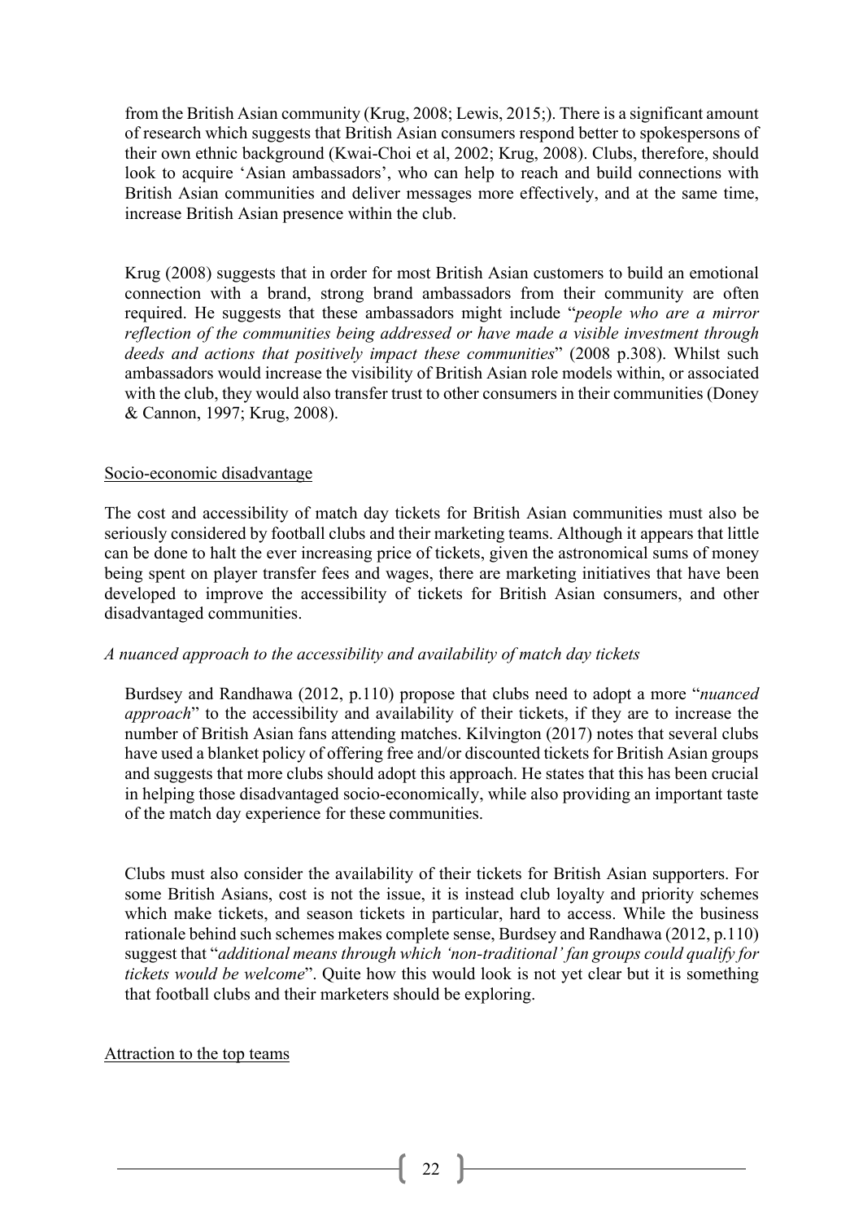from the British Asian community (Krug, 2008; Lewis, 2015;). There is a significant amount of research which suggests that British Asian consumers respond better to spokespersons of their own ethnic background (Kwai-Choi et al, 2002; Krug, 2008). Clubs, therefore, should look to acquire 'Asian ambassadors', who can help to reach and build connections with British Asian communities and deliver messages more effectively, and at the same time, increase British Asian presence within the club.

Krug (2008) suggests that in order for most British Asian customers to build an emotional connection with a brand, strong brand ambassadors from their community are often required. He suggests that these ambassadors might include "*people who are a mirror reflection of the communities being addressed or have made a visible investment through deeds and actions that positively impact these communities*" (2008 p.308). Whilst such ambassadors would increase the visibility of British Asian role models within, or associated with the club, they would also transfer trust to other consumers in their communities (Doney & Cannon, 1997; Krug, 2008).

Socio-economic disadvantage

The cost and accessibility of match day tickets for British Asian communities must also be seriously considered by football clubs and their marketing teams. Although it appears that little can be done to halt the ever increasing price of tickets, given the astronomical sums of money being spent on player transfer fees and wages, there are marketing initiatives that have been developed to improve the accessibility of tickets for British Asian consumers, and other disadvantaged communities.

*A nuanced approach to the accessibility and availability of match day tickets*

Burdsey and Randhawa (2012, p.110) propose that clubs need to adopt a more "*nuanced approach*" to the accessibility and availability of their tickets, if they are to increase the number of British Asian fans attending matches. Kilvington (2017) notes that several clubs have used a blanket policy of offering free and/or discounted tickets for British Asian groups and suggests that more clubs should adopt this approach. He states that this has been crucial in helping those disadvantaged socio-economically, while also providing an important taste of the match day experience for these communities.

Clubs must also consider the availability of their tickets for British Asian supporters. For some British Asians, cost is not the issue, it is instead club loyalty and priority schemes which make tickets, and season tickets in particular, hard to access. While the business rationale behind such schemes makes complete sense, Burdsey and Randhawa (2012, p.110) suggest that "*additional means through which 'non-traditional' fan groups could qualify for tickets would be welcome*". Quite how this would look is not yet clear but it is something that football clubs and their marketers should be exploring.

Attraction to the top teams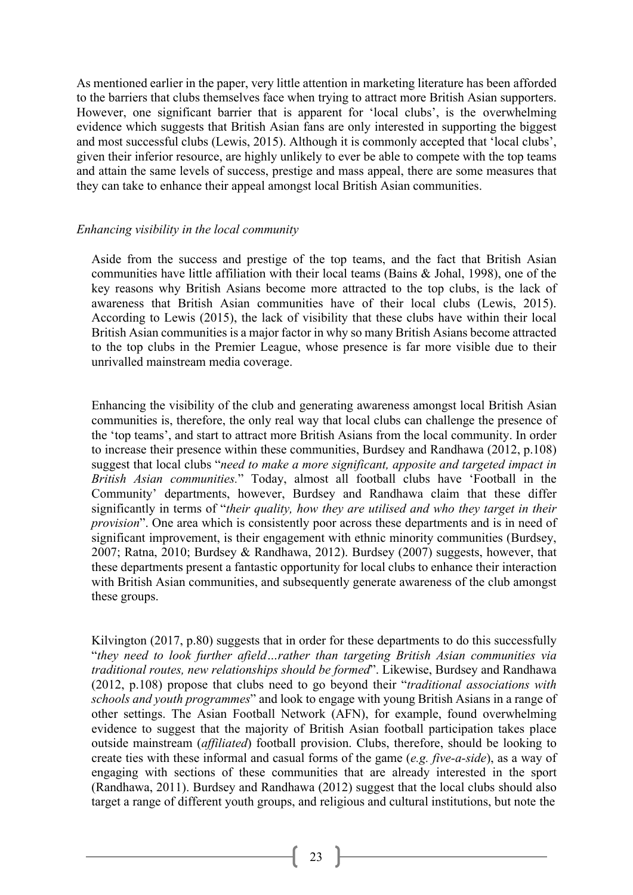As mentioned earlier in the paper, very little attention in marketing literature has been afforded to the barriers that clubs themselves face when trying to attract more British Asian supporters. However, one significant barrier that is apparent for 'local clubs', is the overwhelming evidence which suggests that British Asian fans are only interested in supporting the biggest and most successful clubs (Lewis, 2015). Although it is commonly accepted that 'local clubs', given their inferior resource, are highly unlikely to ever be able to compete with the top teams and attain the same levels of success, prestige and mass appeal, there are some measures that they can take to enhance their appeal amongst local British Asian communities.

*Enhancing visibility in the local community*

Aside from the success and prestige of the top teams, and the fact that British Asian communities have little affiliation with their local teams (Bains & Johal, 1998), one of the key reasons why British Asians become more attracted to the top clubs, is the lack of awareness that British Asian communities have of their local clubs (Lewis, 2015). According to Lewis (2015), the lack of visibility that these clubs have within their local British Asian communities is a major factor in why so many British Asians become attracted to the top clubs in the Premier League, whose presence is far more visible due to their unrivalled mainstream media coverage.

Enhancing the visibility of the club and generating awareness amongst local British Asian communities is, therefore, the only real way that local clubs can challenge the presence of the 'top teams', and start to attract more British Asians from the local community. In order to increase their presence within these communities, Burdsey and Randhawa (2012, p.108) suggest that local clubs "*need to make a more significant, apposite and targeted impact in British Asian communities.*" Today, almost all football clubs have 'Football in the Community' departments, however, Burdsey and Randhawa claim that these differ significantly in terms of "*their quality, how they are utilised and who they target in their provision*". One area which is consistently poor across these departments and is in need of significant improvement, is their engagement with ethnic minority communities (Burdsey, 2007; Ratna, 2010; Burdsey & Randhawa, 2012). Burdsey (2007) suggests, however, that these departments present a fantastic opportunity for local clubs to enhance their interaction with British Asian communities, and subsequently generate awareness of the club amongst these groups.

Kilvington (2017, p.80) suggests that in order for these departments to do this successfully "*they need to look further afield…rather than targeting British Asian communities via traditional routes, new relationships should be formed*". Likewise, Burdsey and Randhawa (2012, p.108) propose that clubs need to go beyond their "*traditional associations with schools and youth programmes*" and look to engage with young British Asians in a range of other settings. The Asian Football Network (AFN), for example, found overwhelming evidence to suggest that the majority of British Asian football participation takes place outside mainstream (*affiliated*) football provision. Clubs, therefore, should be looking to create ties with these informal and casual forms of the game (*e.g. five-a-side*), as a way of engaging with sections of these communities that are already interested in the sport (Randhawa, 2011). Burdsey and Randhawa (2012) suggest that the local clubs should also target a range of different youth groups, and religious and cultural institutions, but note the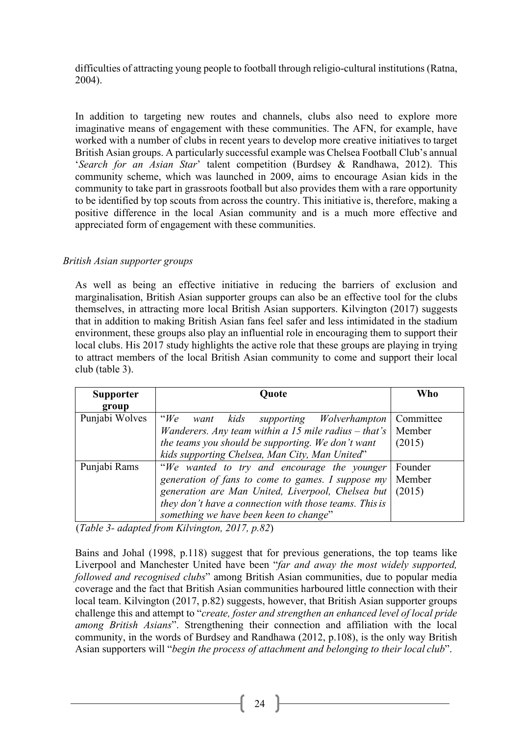difficulties of attracting young people to football through religio-cultural institutions (Ratna, 2004).

In addition to targeting new routes and channels, clubs also need to explore more imaginative means of engagement with these communities. The AFN, for example, have worked with a number of clubs in recent years to develop more creative initiatives to target British Asian groups. A particularly successful example was Chelsea Football Club's annual '*Search for an Asian Star*' talent competition (Burdsey & Randhawa, 2012). This community scheme, which was launched in 2009, aims to encourage Asian kids in the community to take part in grassroots football but also provides them with a rare opportunity to be identified by top scouts from across the country. This initiative is, therefore, making a positive difference in the local Asian community and is a much more effective and appreciated form of engagement with these communities.

*British Asian supporter groups*

As well as being an effective initiative in reducing the barriers of exclusion and marginalisation, British Asian supporter groups can also be an effective tool for the clubs themselves, in attracting more local British Asian supporters. Kilvington (2017) suggests that in addition to making British Asian fans feel safer and less intimidated in the stadium environment, these groups also play an influential role in encouraging them to support their local clubs. His 2017 study highlights the active role that these groups are playing in trying to attract members of the local British Asian community to come and support their local club (table 3).

| **Supporter group** | **Quote** | **Who** |
|---|---|---|
| Punjabi Wolves | "*We want kids supporting Wolverhampton Wanderers. Any team within a 15 mile radius – that's the teams you should be supporting. We don't want kids supporting Chelsea, Man City, Man United*" | Committee Member (2015) |
| Punjabi Rams | "*We wanted to try and encourage the younger generation of fans to come to games. I suppose my generation are Man United, Liverpool, Chelsea but they don't have a connection with those teams. This is something we have been keen to change*" | Founder Member (2015) |

(*Table 3- adapted from Kilvington, 2017, p.82*)

Bains and Johal (1998, p.118) suggest that for previous generations, the top teams like Liverpool and Manchester United have been "*far and away the most widely supported, followed and recognised clubs*" among British Asian communities, due to popular media coverage and the fact that British Asian communities harboured little connection with their local team. Kilvington (2017, p.82) suggests, however, that British Asian supporter groups challenge this and attempt to "*create, foster and strengthen an enhanced level of local pride among British Asians*". Strengthening their connection and affiliation with the local community, in the words of Burdsey and Randhawa (2012, p.108), is the only way British Asian supporters will "*begin the process of attachment and belonging to their local club*".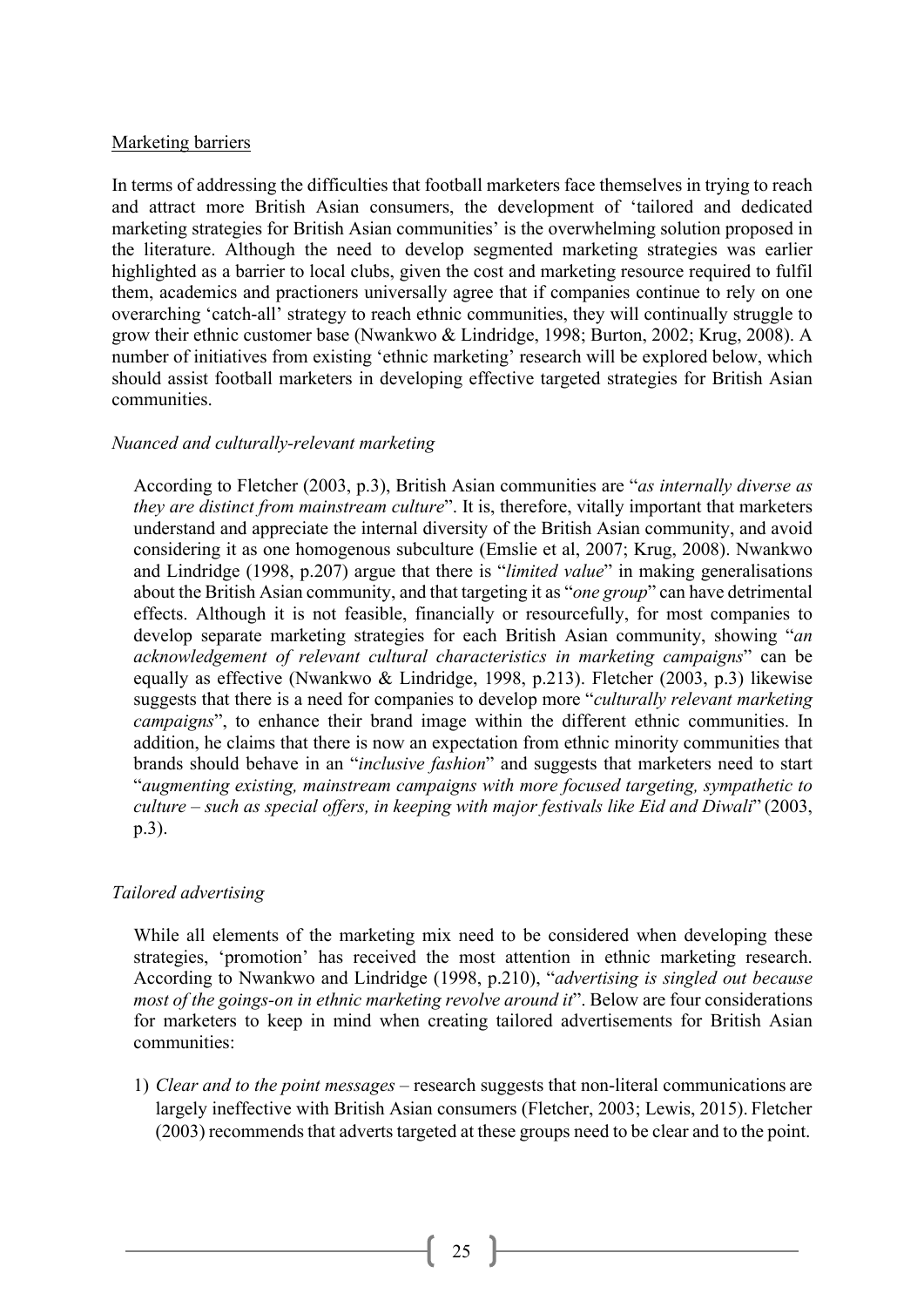Marketing barriers

In terms of addressing the difficulties that football marketers face themselves in trying to reach and attract more British Asian consumers, the development of 'tailored and dedicated marketing strategies for British Asian communities' is the overwhelming solution proposed in the literature. Although the need to develop segmented marketing strategies was earlier highlighted as a barrier to local clubs, given the cost and marketing resource required to fulfil them, academics and practioners universally agree that if companies continue to rely on one overarching 'catch-all' strategy to reach ethnic communities, they will continually struggle to grow their ethnic customer base (Nwankwo & Lindridge, 1998; Burton, 2002; Krug, 2008). A number of initiatives from existing 'ethnic marketing' research will be explored below, which should assist football marketers in developing effective targeted strategies for British Asian communities.

*Nuanced and culturally-relevant marketing*

According to Fletcher (2003, p.3), British Asian communities are "*as internally diverse as they are distinct from mainstream culture*". It is, therefore, vitally important that marketers understand and appreciate the internal diversity of the British Asian community, and avoid considering it as one homogenous subculture (Emslie et al, 2007; Krug, 2008). Nwankwo and Lindridge (1998, p.207) argue that there is "*limited value*" in making generalisations about the British Asian community, and that targeting it as "*one group*" can have detrimental effects. Although it is not feasible, financially or resourcefully, for most companies to develop separate marketing strategies for each British Asian community, showing "*an acknowledgement of relevant cultural characteristics in marketing campaigns*" can be equally as effective (Nwankwo & Lindridge, 1998, p.213). Fletcher (2003, p.3) likewise suggests that there is a need for companies to develop more "*culturally relevant marketing campaigns*", to enhance their brand image within the different ethnic communities. In addition, he claims that there is now an expectation from ethnic minority communities that brands should behave in an "*inclusive fashion*" and suggests that marketers need to start "*augmenting existing, mainstream campaigns with more focused targeting, sympathetic to culture – such as special offers, in keeping with major festivals like Eid and Diwali*" (2003, p.3).

*Tailored advertising*

While all elements of the marketing mix need to be considered when developing these strategies, 'promotion' has received the most attention in ethnic marketing research. According to Nwankwo and Lindridge (1998, p.210), "*advertising is singled out because most of the goings-on in ethnic marketing revolve around it*". Below are four considerations for marketers to keep in mind when creating tailored advertisements for British Asian communities:

1) *Clear and to the point messages* – research suggests that non-literal communications are largely ineffective with British Asian consumers (Fletcher, 2003; Lewis, 2015). Fletcher (2003) recommends that adverts targeted at these groups need to be clear and to the point.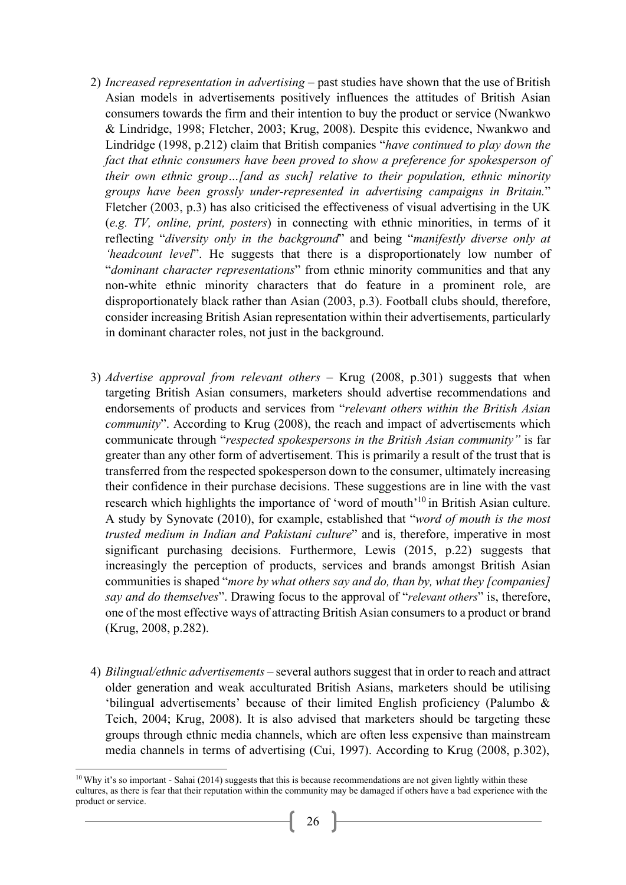2) *Increased representation in advertising* – past studies have shown that the use of British Asian models in advertisements positively influences the attitudes of British Asian consumers towards the firm and their intention to buy the product or service (Nwankwo & Lindridge, 1998; Fletcher, 2003; Krug, 2008). Despite this evidence, Nwankwo and Lindridge (1998, p.212) claim that British companies "*have continued to play down the fact that ethnic consumers have been proved to show a preference for spokesperson of their own ethnic group…[and as such] relative to their population, ethnic minority groups have been grossly under-represented in advertising campaigns in Britain.*" Fletcher (2003, p.3) has also criticised the effectiveness of visual advertising in the UK (*e.g. TV, online, print, posters*) in connecting with ethnic minorities, in terms of it reflecting "*diversity only in the background*" and being "*manifestly diverse only at 'headcount level*". He suggests that there is a disproportionately low number of "*dominant character representations*" from ethnic minority communities and that any non-white ethnic minority characters that do feature in a prominent role, are disproportionately black rather than Asian (2003, p.3). Football clubs should, therefore, consider increasing British Asian representation within their advertisements, particularly in dominant character roles, not just in the background.

3) *Advertise approval from relevant others* – Krug (2008, p.301) suggests that when targeting British Asian consumers, marketers should advertise recommendations and endorsements of products and services from "*relevant others within the British Asian community*". According to Krug (2008), the reach and impact of advertisements which communicate through "*respected spokespersons in the British Asian community"* is far greater than any other form of advertisement. This is primarily a result of the trust that is transferred from the respected spokesperson down to the consumer, ultimately increasing their confidence in their purchase decisions. These suggestions are in line with the vast research which highlights the importance of 'word of mouth'[10] in British Asian culture. A study by Synovate (2010), for example, established that "*word of mouth is the most trusted medium in Indian and Pakistani culture*" and is, therefore, imperative in most significant purchasing decisions. Furthermore, Lewis (2015, p.22) suggests that increasingly the perception of products, services and brands amongst British Asian communities is shaped "*more by what others say and do, than by, what they [companies] say and do themselves*". Drawing focus to the approval of "*relevant others*" is, therefore, one of the most effective ways of attracting British Asian consumers to a product or brand (Krug, 2008, p.282).

4) *Bilingual/ethnic advertisements* – several authors suggest that in order to reach and attract older generation and weak acculturated British Asians, marketers should be utilising 'bilingual advertisements' because of their limited English proficiency (Palumbo & Teich, 2004; Krug, 2008). It is also advised that marketers should be targeting these groups through ethnic media channels, which are often less expensive than mainstream media channels in terms of advertising (Cui, 1997). According to Krug (2008, p.302),

[10] Why it's so important - Sahai (2014) suggests that this is because recommendations are not given lightly within these cultures, as there is fear that their reputation within the community may be damaged if others have a bad experience with the product or service.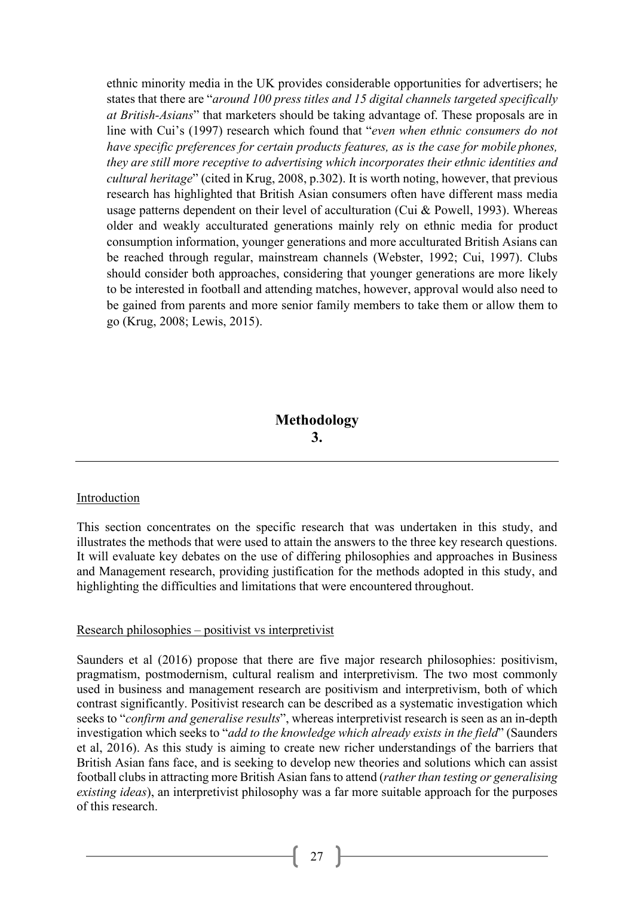ethnic minority media in the UK provides considerable opportunities for advertisers; he states that there are "*around 100 press titles and 15 digital channels targeted specifically at British-Asians*" that marketers should be taking advantage of. These proposals are in line with Cui's (1997) research which found that "*even when ethnic consumers do not have specific preferences for certain products features, as is the case for mobile phones, they are still more receptive to advertising which incorporates their ethnic identities and cultural heritage*" (cited in Krug, 2008, p.302). It is worth noting, however, that previous research has highlighted that British Asian consumers often have different mass media usage patterns dependent on their level of acculturation (Cui & Powell, 1993). Whereas older and weakly acculturated generations mainly rely on ethnic media for product consumption information, younger generations and more acculturated British Asians can be reached through regular, mainstream channels (Webster, 1992; Cui, 1997). Clubs should consider both approaches, considering that younger generations are more likely to be interested in football and attending matches, however, approval would also need to be gained from parents and more senior family members to take them or allow them to go (Krug, 2008; Lewis, 2015).

# Methodology
# 3.

---

## Introduction

This section concentrates on the specific research that was undertaken in this study, and illustrates the methods that were used to attain the answers to the three key research questions. It will evaluate key debates on the use of differing philosophies and approaches in Business and Management research, providing justification for the methods adopted in this study, and highlighting the difficulties and limitations that were encountered throughout.

## Research philosophies – positivist vs interpretivist

Saunders et al (2016) propose that there are five major research philosophies: positivism, pragmatism, postmodernism, cultural realism and interpretivism. The two most commonly used in business and management research are positivism and interpretivism, both of which contrast significantly. Positivist research can be described as a systematic investigation which seeks to "*confirm and generalise results*", whereas interpretivist research is seen as an in-depth investigation which seeks to "*add to the knowledge which already exists in the field*" (Saunders et al, 2016). As this study is aiming to create new richer understandings of the barriers that British Asian fans face, and is seeking to develop new theories and solutions which can assist football clubs in attracting more British Asian fans to attend (*rather than testing or generalising existing ideas*), an interpretivist philosophy was a far more suitable approach for the purposes of this research.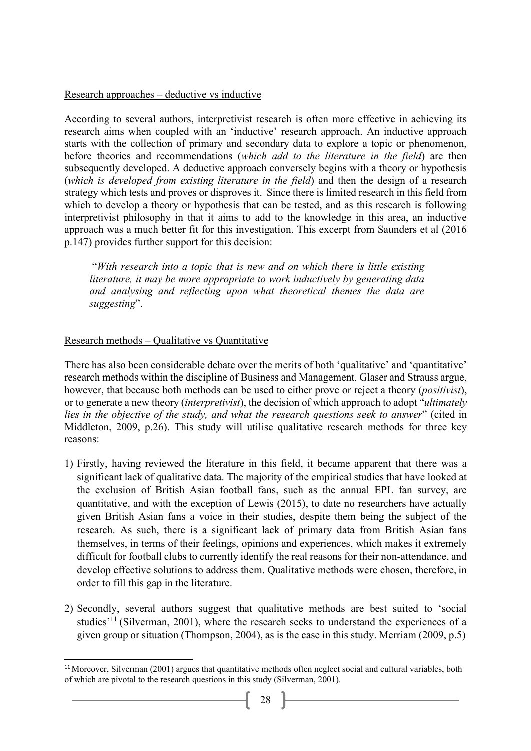Research approaches – deductive vs inductive

According to several authors, interpretivist research is often more effective in achieving its research aims when coupled with an 'inductive' research approach. An inductive approach starts with the collection of primary and secondary data to explore a topic or phenomenon, before theories and recommendations (*which add to the literature in the field*) are then subsequently developed. A deductive approach conversely begins with a theory or hypothesis (*which is developed from existing literature in the field*) and then the design of a research strategy which tests and proves or disproves it. Since there is limited research in this field from which to develop a theory or hypothesis that can be tested, and as this research is following interpretivist philosophy in that it aims to add to the knowledge in this area, an inductive approach was a much better fit for this investigation. This excerpt from Saunders et al (2016 p.147) provides further support for this decision:

> "*With research into a topic that is new and on which there is little existing literature, it may be more appropriate to work inductively by generating data and analysing and reflecting upon what theoretical themes the data are suggesting*".

Research methods – Qualitative vs Quantitative

There has also been considerable debate over the merits of both 'qualitative' and 'quantitative' research methods within the discipline of Business and Management. Glaser and Strauss argue, however, that because both methods can be used to either prove or reject a theory (*positivist*), or to generate a new theory (*interpretivist*), the decision of which approach to adopt "*ultimately lies in the objective of the study, and what the research questions seek to answer*" (cited in Middleton, 2009, p.26). This study will utilise qualitative research methods for three key reasons:

1) Firstly, having reviewed the literature in this field, it became apparent that there was a significant lack of qualitative data. The majority of the empirical studies that have looked at the exclusion of British Asian football fans, such as the annual EPL fan survey, are quantitative, and with the exception of Lewis (2015), to date no researchers have actually given British Asian fans a voice in their studies, despite them being the subject of the research. As such, there is a significant lack of primary data from British Asian fans themselves, in terms of their feelings, opinions and experiences, which makes it extremely difficult for football clubs to currently identify the real reasons for their non-attendance, and develop effective solutions to address them. Qualitative methods were chosen, therefore, in order to fill this gap in the literature.

2) Secondly, several authors suggest that qualitative methods are best suited to 'social studies'[11] (Silverman, 2001), where the research seeks to understand the experiences of a given group or situation (Thompson, 2004), as is the case in this study. Merriam (2009, p.5)

[11] Moreover, Silverman (2001) argues that quantitative methods often neglect social and cultural variables, both of which are pivotal to the research questions in this study (Silverman, 2001).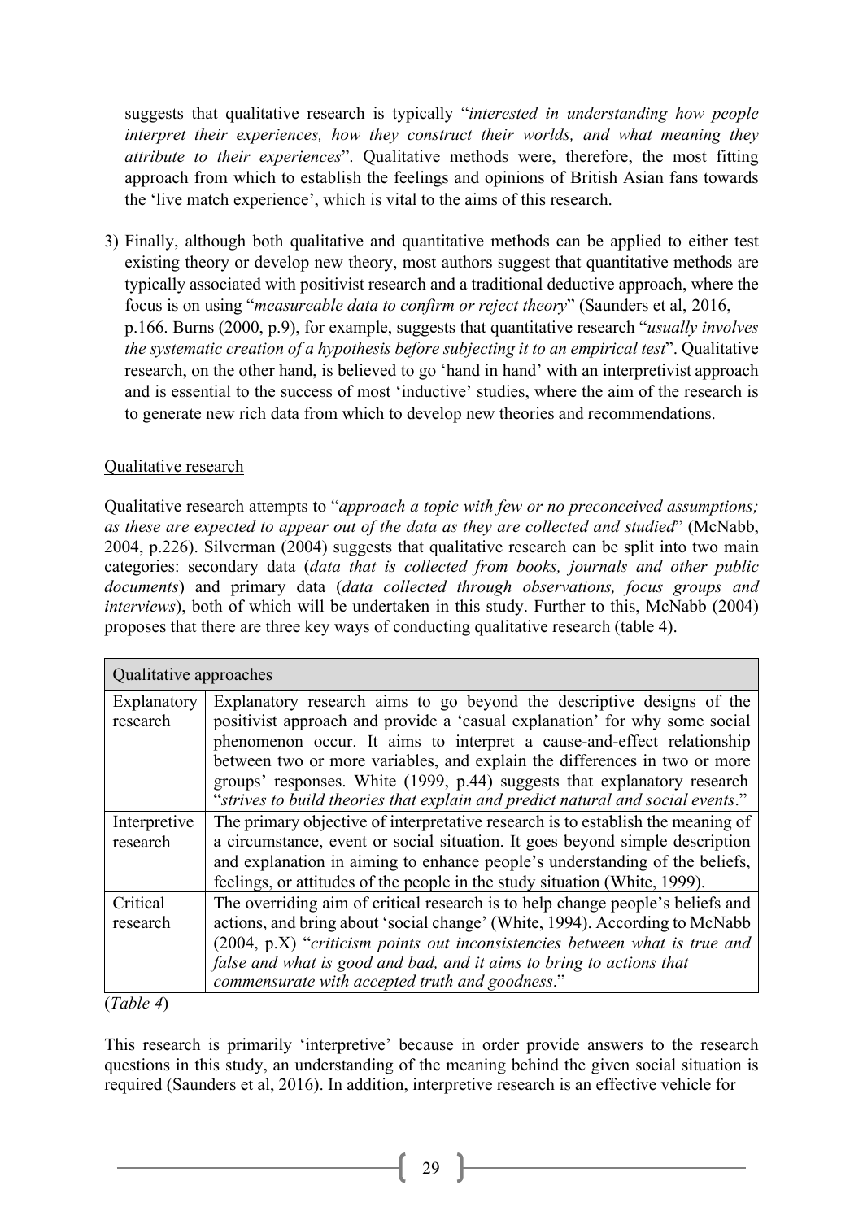suggests that qualitative research is typically "*interested in understanding how people interpret their experiences, how they construct their worlds, and what meaning they attribute to their experiences*". Qualitative methods were, therefore, the most fitting approach from which to establish the feelings and opinions of British Asian fans towards the 'live match experience', which is vital to the aims of this research.

3) Finally, although both qualitative and quantitative methods can be applied to either test existing theory or develop new theory, most authors suggest that quantitative methods are typically associated with positivist research and a traditional deductive approach, where the focus is on using "*measureable data to confirm or reject theory*" (Saunders et al, 2016, p.166. Burns (2000, p.9), for example, suggests that quantitative research "*usually involves the systematic creation of a hypothesis before subjecting it to an empirical test*". Qualitative research, on the other hand, is believed to go 'hand in hand' with an interpretivist approach and is essential to the success of most 'inductive' studies, where the aim of the research is to generate new rich data from which to develop new theories and recommendations.

<u>Qualitative research</u>

Qualitative research attempts to "*approach a topic with few or no preconceived assumptions; as these are expected to appear out of the data as they are collected and studied*" (McNabb, 2004, p.226). Silverman (2004) suggests that qualitative research can be split into two main categories: secondary data (*data that is collected from books, journals and other public documents*) and primary data (*data collected through observations, focus groups and interviews*), both of which will be undertaken in this study. Further to this, McNabb (2004) proposes that there are three key ways of conducting qualitative research (table 4).

| Qualitative approaches | |
|---|---|
| Explanatory research | Explanatory research aims to go beyond the descriptive designs of the positivist approach and provide a 'casual explanation' for why some social phenomenon occur. It aims to interpret a cause-and-effect relationship between two or more variables, and explain the differences in two or more groups' responses. White (1999, p.44) suggests that explanatory research "*strives to build theories that explain and predict natural and social events*." |
| Interpretive research | The primary objective of interpretative research is to establish the meaning of a circumstance, event or social situation. It goes beyond simple description and explanation in aiming to enhance people's understanding of the beliefs, feelings, or attitudes of the people in the study situation (White, 1999). |
| Critical research | The overriding aim of critical research is to help change people's beliefs and actions, and bring about 'social change' (White, 1994). According to McNabb (2004, p.X) "*criticism points out inconsistencies between what is true and false and what is good and bad, and it aims to bring to actions that commensurate with accepted truth and goodness*." |

(*Table 4*)

This research is primarily 'interpretive' because in order provide answers to the research questions in this study, an understanding of the meaning behind the given social situation is required (Saunders et al, 2016). In addition, interpretive research is an effective vehicle for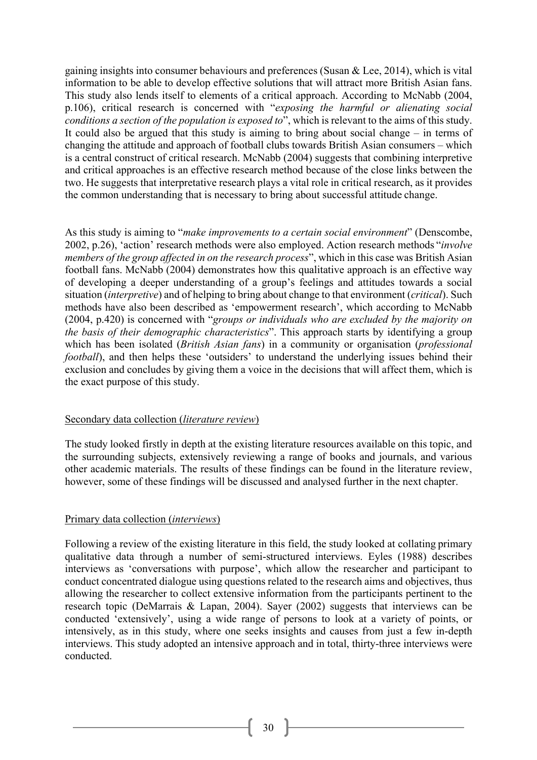gaining insights into consumer behaviours and preferences (Susan & Lee, 2014), which is vital information to be able to develop effective solutions that will attract more British Asian fans. This study also lends itself to elements of a critical approach. According to McNabb (2004, p.106), critical research is concerned with "*exposing the harmful or alienating social conditions a section of the population is exposed to*", which is relevant to the aims of this study. It could also be argued that this study is aiming to bring about social change – in terms of changing the attitude and approach of football clubs towards British Asian consumers – which is a central construct of critical research. McNabb (2004) suggests that combining interpretive and critical approaches is an effective research method because of the close links between the two. He suggests that interpretative research plays a vital role in critical research, as it provides the common understanding that is necessary to bring about successful attitude change.

As this study is aiming to "*make improvements to a certain social environment*" (Denscombe, 2002, p.26), 'action' research methods were also employed. Action research methods "*involve members of the group affected in on the research process*", which in this case was British Asian football fans. McNabb (2004) demonstrates how this qualitative approach is an effective way of developing a deeper understanding of a group's feelings and attitudes towards a social situation (*interpretive*) and of helping to bring about change to that environment (*critical*). Such methods have also been described as 'empowerment research', which according to McNabb (2004, p.420) is concerned with "*groups or individuals who are excluded by the majority on the basis of their demographic characteristics*". This approach starts by identifying a group which has been isolated (*British Asian fans*) in a community or organisation (*professional football*), and then helps these 'outsiders' to understand the underlying issues behind their exclusion and concludes by giving them a voice in the decisions that will affect them, which is the exact purpose of this study.

Secondary data collection (*literature review*)

The study looked firstly in depth at the existing literature resources available on this topic, and the surrounding subjects, extensively reviewing a range of books and journals, and various other academic materials. The results of these findings can be found in the literature review, however, some of these findings will be discussed and analysed further in the next chapter.

Primary data collection (*interviews*)

Following a review of the existing literature in this field, the study looked at collating primary qualitative data through a number of semi-structured interviews. Eyles (1988) describes interviews as 'conversations with purpose', which allow the researcher and participant to conduct concentrated dialogue using questions related to the research aims and objectives, thus allowing the researcher to collect extensive information from the participants pertinent to the research topic (DeMarrais & Lapan, 2004). Sayer (2002) suggests that interviews can be conducted 'extensively', using a wide range of persons to look at a variety of points, or intensively, as in this study, where one seeks insights and causes from just a few in-depth interviews. This study adopted an intensive approach and in total, thirty-three interviews were conducted.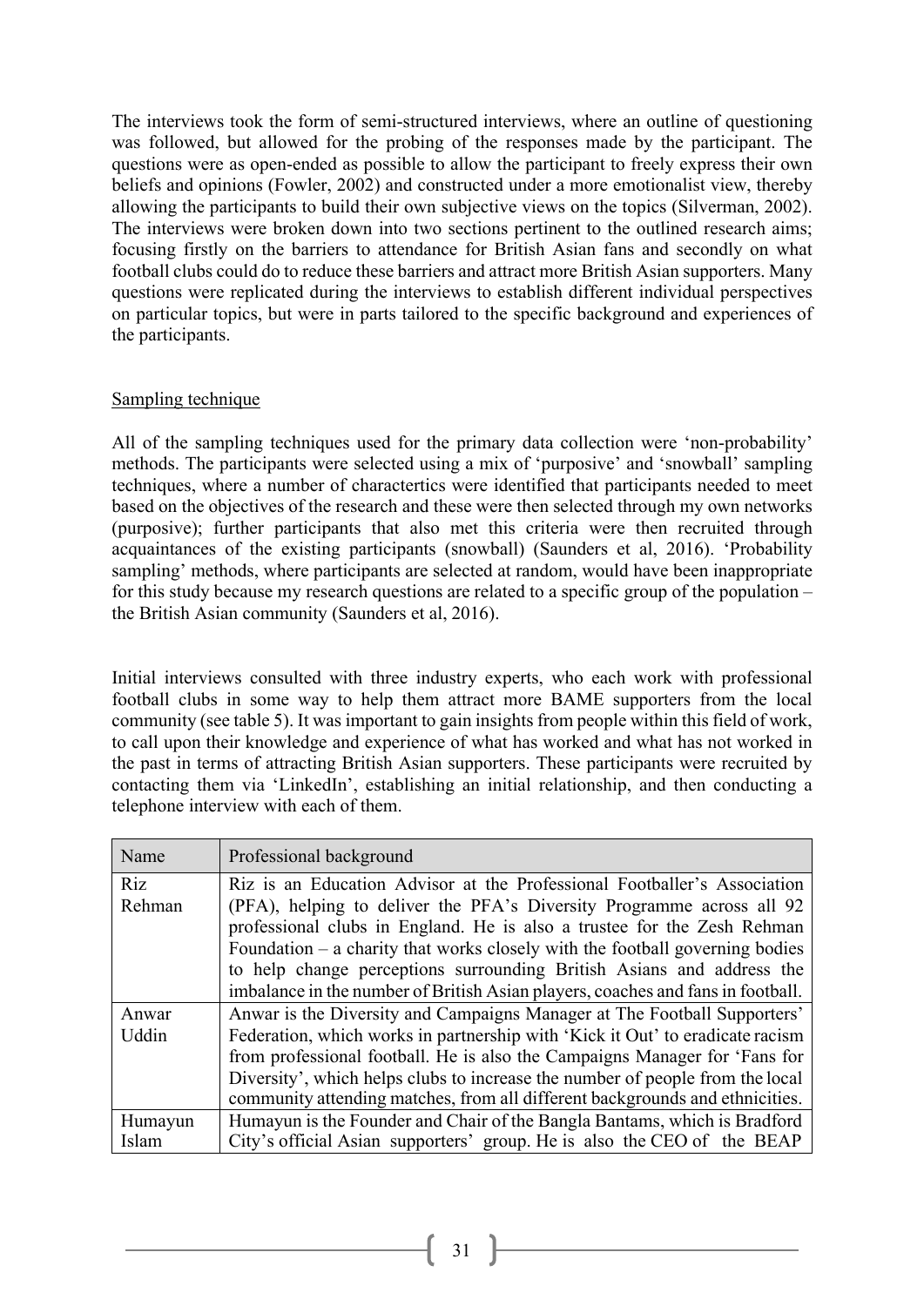The interviews took the form of semi-structured interviews, where an outline of questioning was followed, but allowed for the probing of the responses made by the participant. The questions were as open-ended as possible to allow the participant to freely express their own beliefs and opinions (Fowler, 2002) and constructed under a more emotionalist view, thereby allowing the participants to build their own subjective views on the topics (Silverman, 2002). The interviews were broken down into two sections pertinent to the outlined research aims; focusing firstly on the barriers to attendance for British Asian fans and secondly on what football clubs could do to reduce these barriers and attract more British Asian supporters. Many questions were replicated during the interviews to establish different individual perspectives on particular topics, but were in parts tailored to the specific background and experiences of the participants.

Sampling technique

All of the sampling techniques used for the primary data collection were 'non-probability' methods. The participants were selected using a mix of 'purposive' and 'snowball' sampling techniques, where a number of charactertics were identified that participants needed to meet based on the objectives of the research and these were then selected through my own networks (purposive); further participants that also met this criteria were then recruited through acquaintances of the existing participants (snowball) (Saunders et al, 2016). 'Probability sampling' methods, where participants are selected at random, would have been inappropriate for this study because my research questions are related to a specific group of the population – the British Asian community (Saunders et al, 2016).

Initial interviews consulted with three industry experts, who each work with professional football clubs in some way to help them attract more BAME supporters from the local community (see table 5). It was important to gain insights from people within this field of work, to call upon their knowledge and experience of what has worked and what has not worked in the past in terms of attracting British Asian supporters. These participants were recruited by contacting them via 'LinkedIn', establishing an initial relationship, and then conducting a telephone interview with each of them.

| Name | Professional background |
| --- | --- |
| Riz Rehman | Riz is an Education Advisor at the Professional Footballer's Association (PFA), helping to deliver the PFA's Diversity Programme across all 92 professional clubs in England. He is also a trustee for the Zesh Rehman Foundation – a charity that works closely with the football governing bodies to help change perceptions surrounding British Asians and address the imbalance in the number of British Asian players, coaches and fans in football. |
| Anwar Uddin | Anwar is the Diversity and Campaigns Manager at The Football Supporters' Federation, which works in partnership with 'Kick it Out' to eradicate racism from professional football. He is also the Campaigns Manager for 'Fans for Diversity', which helps clubs to increase the number of people from the local community attending matches, from all different backgrounds and ethnicities. |
| Humayun Islam | Humayun is the Founder and Chair of the Bangla Bantams, which is Bradford City's official Asian supporters' group. He is also the CEO of the BEAP |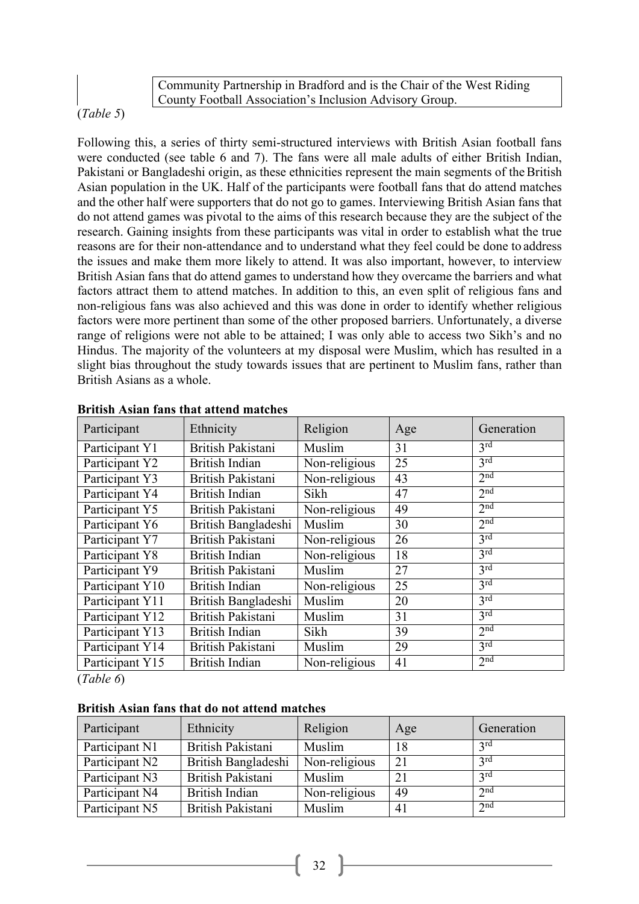| |
|---|
| Community Partnership in Bradford and is the Chair of the West Riding County Football Association's Inclusion Advisory Group. |

(*Table 5*)

Following this, a series of thirty semi-structured interviews with British Asian football fans were conducted (see table 6 and 7). The fans were all male adults of either British Indian, Pakistani or Bangladeshi origin, as these ethnicities represent the main segments of the British Asian population in the UK. Half of the participants were football fans that do attend matches and the other half were supporters that do not go to games. Interviewing British Asian fans that do not attend games was pivotal to the aims of this research because they are the subject of the research. Gaining insights from these participants was vital in order to establish what the true reasons are for their non-attendance and to understand what they feel could be done to address the issues and make them more likely to attend. It was also important, however, to interview British Asian fans that do attend games to understand how they overcame the barriers and what factors attract them to attend matches. In addition to this, an even split of religious fans and non-religious fans was also achieved and this was done in order to identify whether religious factors were more pertinent than some of the other proposed barriers. Unfortunately, a diverse range of religions were not able to be attained; I was only able to access two Sikh's and no Hindus. The majority of the volunteers at my disposal were Muslim, which has resulted in a slight bias throughout the study towards issues that are pertinent to Muslim fans, rather than British Asians as a whole.

**British Asian fans that attend matches**

| Participant | Ethnicity | Religion | Age | Generation |
|---|---|---|---|---|
| Participant Y1 | British Pakistani | Muslim | 31 | 3rd |
| Participant Y2 | British Indian | Non-religious | 25 | 3rd |
| Participant Y3 | British Pakistani | Non-religious | 43 | 2nd |
| Participant Y4 | British Indian | Sikh | 47 | 2nd |
| Participant Y5 | British Pakistani | Non-religious | 49 | 2nd |
| Participant Y6 | British Bangladeshi | Muslim | 30 | 2nd |
| Participant Y7 | British Pakistani | Non-religious | 26 | 3rd |
| Participant Y8 | British Indian | Non-religious | 18 | 3rd |
| Participant Y9 | British Pakistani | Muslim | 27 | 3rd |
| Participant Y10 | British Indian | Non-religious | 25 | 3rd |
| Participant Y11 | British Bangladeshi | Muslim | 20 | 3rd |
| Participant Y12 | British Pakistani | Muslim | 31 | 3rd |
| Participant Y13 | British Indian | Sikh | 39 | 2nd |
| Participant Y14 | British Pakistani | Muslim | 29 | 3rd |
| Participant Y15 | British Indian | Non-religious | 41 | 2nd |

(*Table 6*)

**British Asian fans that do not attend matches**

| Participant | Ethnicity | Religion | Age | Generation |
|---|---|---|---|---|
| Participant N1 | British Pakistani | Muslim | 18 | 3rd |
| Participant N2 | British Bangladeshi | Non-religious | 21 | 3rd |
| Participant N3 | British Pakistani | Muslim | 21 | 3rd |
| Participant N4 | British Indian | Non-religious | 49 | 2nd |
| Participant N5 | British Pakistani | Muslim | 41 | 2nd |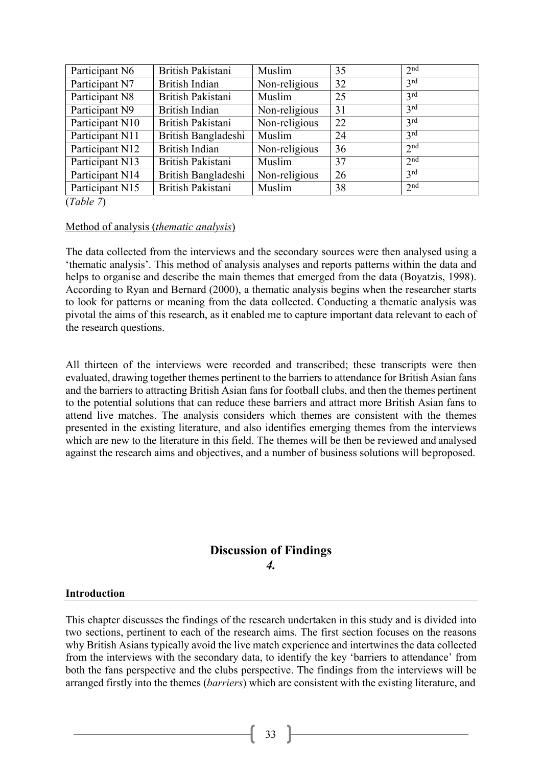| | | | | |
|---|---|---|---|---|
| Participant N6 | British Pakistani | Muslim | 35 | 2nd |
| Participant N7 | British Indian | Non-religious | 32 | 3rd |
| Participant N8 | British Pakistani | Muslim | 25 | 3rd |
| Participant N9 | British Indian | Non-religious | 31 | 3rd |
| Participant N10 | British Pakistani | Non-religious | 22 | 3rd |
| Participant N11 | British Bangladeshi | Muslim | 24 | 3rd |
| Participant N12 | British Indian | Non-religious | 36 | 2nd |
| Participant N13 | British Pakistani | Muslim | 37 | 2nd |
| Participant N14 | British Bangladeshi | Non-religious | 26 | 3rd |
| Participant N15 | British Pakistani | Muslim | 38 | 2nd |

(*Table 7*)

Method of analysis (*thematic analysis*)

The data collected from the interviews and the secondary sources were then analysed using a 'thematic analysis'. This method of analysis analyses and reports patterns within the data and helps to organise and describe the main themes that emerged from the data (Boyatzis, 1998). According to Ryan and Bernard (2000), a thematic analysis begins when the researcher starts to look for patterns or meaning from the data collected. Conducting a thematic analysis was pivotal the aims of this research, as it enabled me to capture important data relevant to each of the research questions.

All thirteen of the interviews were recorded and transcribed; these transcripts were then evaluated, drawing together themes pertinent to the barriers to attendance for British Asian fans and the barriers to attracting British Asian fans for football clubs, and then the themes pertinent to the potential solutions that can reduce these barriers and attract more British Asian fans to attend live matches. The analysis considers which themes are consistent with the themes presented in the existing literature, and also identifies emerging themes from the interviews which are new to the literature in this field. The themes will be then be reviewed and analysed against the research aims and objectives, and a number of business solutions will beproposed.

# Discussion of Findings
## *4.*

**Introduction**

This chapter discusses the findings of the research undertaken in this study and is divided into two sections, pertinent to each of the research aims. The first section focuses on the reasons why British Asians typically avoid the live match experience and intertwines the data collected from the interviews with the secondary data, to identify the key 'barriers to attendance' from both the fans perspective and the clubs perspective. The findings from the interviews will be arranged firstly into the themes (*barriers*) which are consistent with the existing literature, and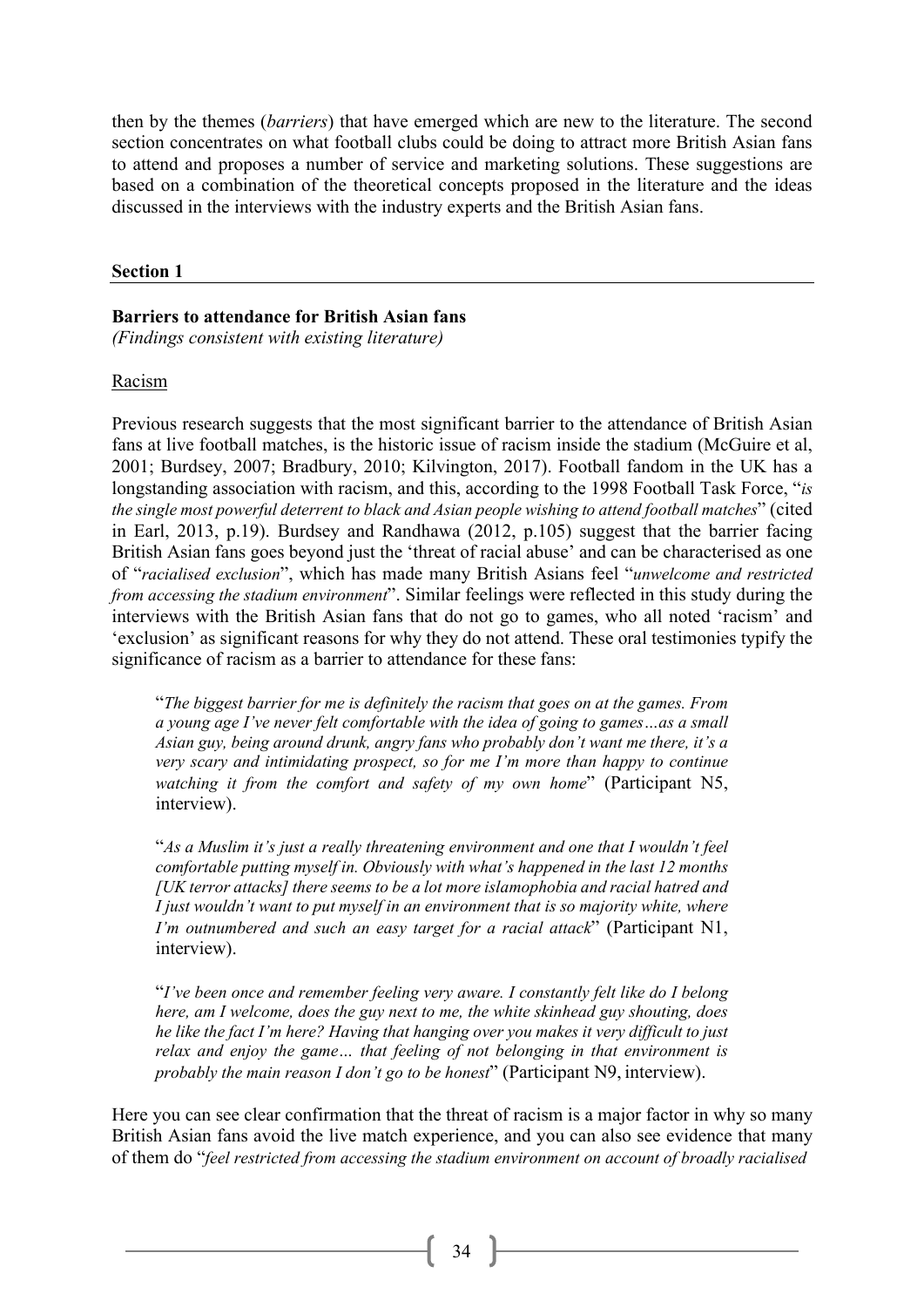then by the themes (*barriers*) that have emerged which are new to the literature. The second section concentrates on what football clubs could be doing to attract more British Asian fans to attend and proposes a number of service and marketing solutions. These suggestions are based on a combination of the theoretical concepts proposed in the literature and the ideas discussed in the interviews with the industry experts and the British Asian fans.

## Section 1

### Barriers to attendance for British Asian fans

*(Findings consistent with existing literature)*

#### Racism

Previous research suggests that the most significant barrier to the attendance of British Asian fans at live football matches, is the historic issue of racism inside the stadium (McGuire et al, 2001; Burdsey, 2007; Bradbury, 2010; Kilvington, 2017). Football fandom in the UK has a longstanding association with racism, and this, according to the 1998 Football Task Force, "*is the single most powerful deterrent to black and Asian people wishing to attend football matches*" (cited in Earl, 2013, p.19). Burdsey and Randhawa (2012, p.105) suggest that the barrier facing British Asian fans goes beyond just the 'threat of racial abuse' and can be characterised as one of "*racialised exclusion*", which has made many British Asians feel "*unwelcome and restricted from accessing the stadium environment*". Similar feelings were reflected in this study during the interviews with the British Asian fans that do not go to games, who all noted 'racism' and 'exclusion' as significant reasons for why they do not attend. These oral testimonies typify the significance of racism as a barrier to attendance for these fans:

> "*The biggest barrier for me is definitely the racism that goes on at the games. From a young age I've never felt comfortable with the idea of going to games…as a small Asian guy, being around drunk, angry fans who probably don't want me there, it's a very scary and intimidating prospect, so for me I'm more than happy to continue watching it from the comfort and safety of my own home*" (Participant N5, interview).

> "*As a Muslim it's just a really threatening environment and one that I wouldn't feel comfortable putting myself in. Obviously with what's happened in the last 12 months [UK terror attacks] there seems to be a lot more islamophobia and racial hatred and I just wouldn't want to put myself in an environment that is so majority white, where I'm outnumbered and such an easy target for a racial attack*" (Participant N1, interview).

> "*I've been once and remember feeling very aware. I constantly felt like do I belong here, am I welcome, does the guy next to me, the white skinhead guy shouting, does he like the fact I'm here? Having that hanging over you makes it very difficult to just relax and enjoy the game… that feeling of not belonging in that environment is probably the main reason I don't go to be honest*" (Participant N9, interview).

Here you can see clear confirmation that the threat of racism is a major factor in why so many British Asian fans avoid the live match experience, and you can also see evidence that many of them do "*feel restricted from accessing the stadium environment on account of broadly racialised*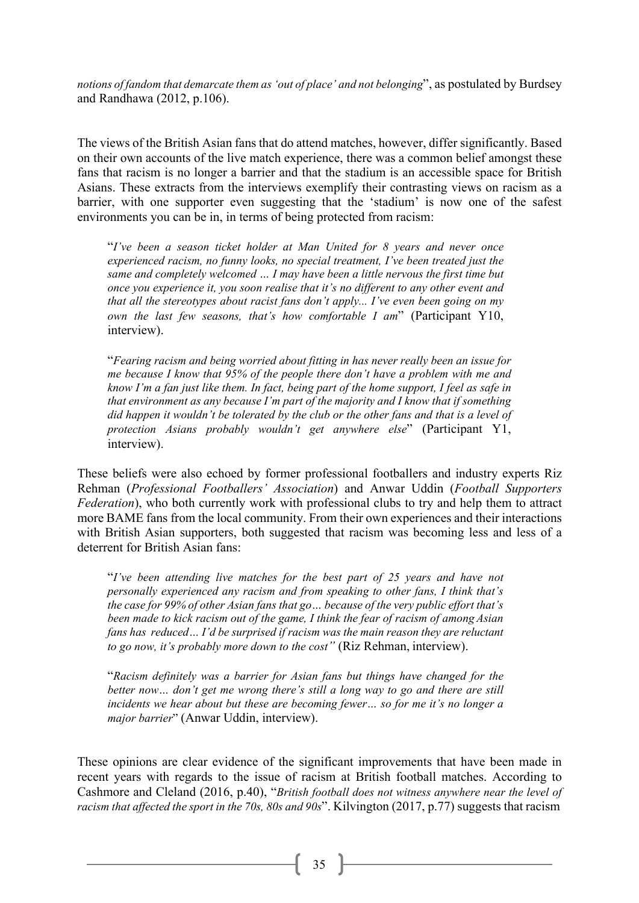*notions of fandom that demarcate them as 'out of place' and not belonging*", as postulated by Burdsey and Randhawa (2012, p.106).

The views of the British Asian fans that do attend matches, however, differ significantly. Based on their own accounts of the live match experience, there was a common belief amongst these fans that racism is no longer a barrier and that the stadium is an accessible space for British Asians. These extracts from the interviews exemplify their contrasting views on racism as a barrier, with one supporter even suggesting that the 'stadium' is now one of the safest environments you can be in, in terms of being protected from racism:

> "*I've been a season ticket holder at Man United for 8 years and never once experienced racism, no funny looks, no special treatment, I've been treated just the same and completely welcomed … I may have been a little nervous the first time but once you experience it, you soon realise that it's no different to any other event and that all the stereotypes about racist fans don't apply... I've even been going on my own the last few seasons, that's how comfortable I am*" (Participant Y10, interview).

> "*Fearing racism and being worried about fitting in has never really been an issue for me because I know that 95% of the people there don't have a problem with me and know I'm a fan just like them. In fact, being part of the home support, I feel as safe in that environment as any because I'm part of the majority and I know that if something did happen it wouldn't be tolerated by the club or the other fans and that is a level of protection Asians probably wouldn't get anywhere else*" (Participant Y1, interview).

These beliefs were also echoed by former professional footballers and industry experts Riz Rehman (*Professional Footballers' Association*) and Anwar Uddin (*Football Supporters Federation*), who both currently work with professional clubs to try and help them to attract more BAME fans from the local community. From their own experiences and their interactions with British Asian supporters, both suggested that racism was becoming less and less of a deterrent for British Asian fans:

> "*I've been attending live matches for the best part of 25 years and have not personally experienced any racism and from speaking to other fans, I think that's the case for 99% of other Asian fans that go… because of the very public effort that's been made to kick racism out of the game, I think the fear of racism of among Asian fans has reduced… I'd be surprised if racism was the main reason they are reluctant to go now, it's probably more down to the cost"* (Riz Rehman, interview).

> "*Racism definitely was a barrier for Asian fans but things have changed for the better now… don't get me wrong there's still a long way to go and there are still incidents we hear about but these are becoming fewer… so for me it's no longer a major barrier*" (Anwar Uddin, interview).

These opinions are clear evidence of the significant improvements that have been made in recent years with regards to the issue of racism at British football matches. According to Cashmore and Cleland (2016, p.40), "*British football does not witness anywhere near the level of racism that affected the sport in the 70s, 80s and 90s*". Kilvington (2017, p.77) suggests that racism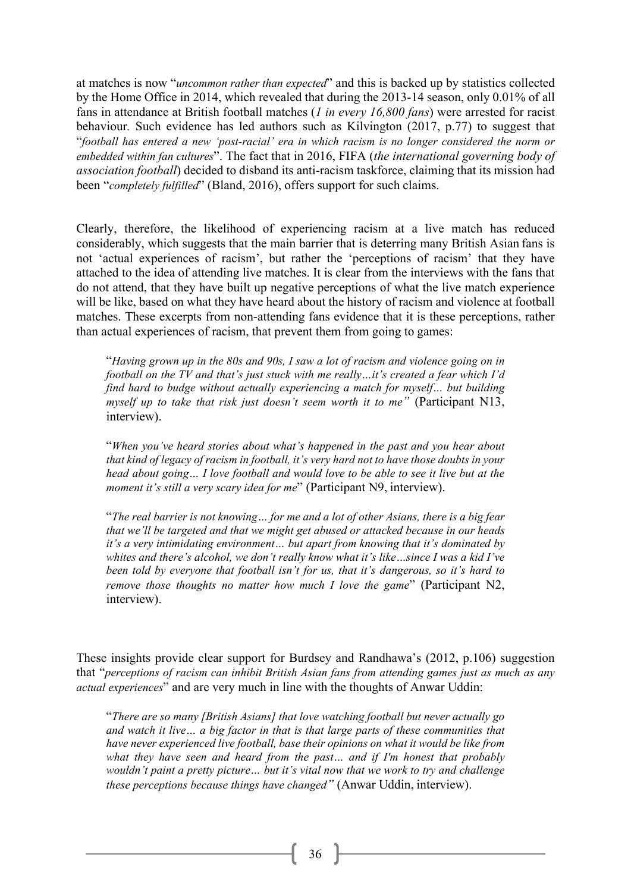at matches is now "*uncommon rather than expected*" and this is backed up by statistics collected by the Home Office in 2014, which revealed that during the 2013-14 season, only 0.01% of all fans in attendance at British football matches (*1 in every 16,800 fans*) were arrested for racist behaviour. Such evidence has led authors such as Kilvington (2017, p.77) to suggest that "*football has entered a new 'post-racial' era in which racism is no longer considered the norm or embedded within fan cultures*". The fact that in 2016, FIFA (*the international governing body of association football*) decided to disband its anti-racism taskforce, claiming that its mission had been "*completely fulfilled*" (Bland, 2016), offers support for such claims.

Clearly, therefore, the likelihood of experiencing racism at a live match has reduced considerably, which suggests that the main barrier that is deterring many British Asian fans is not 'actual experiences of racism', but rather the 'perceptions of racism' that they have attached to the idea of attending live matches. It is clear from the interviews with the fans that do not attend, that they have built up negative perceptions of what the live match experience will be like, based on what they have heard about the history of racism and violence at football matches. These excerpts from non-attending fans evidence that it is these perceptions, rather than actual experiences of racism, that prevent them from going to games:

> "*Having grown up in the 80s and 90s, I saw a lot of racism and violence going on in football on the TV and that's just stuck with me really…it's created a fear which I'd find hard to budge without actually experiencing a match for myself… but building myself up to take that risk just doesn't seem worth it to me"* (Participant N13, interview).

> "*When you've heard stories about what's happened in the past and you hear about that kind of legacy of racism in football, it's very hard not to have those doubts in your head about going… I love football and would love to be able to see it live but at the moment it's still a very scary idea for me*" (Participant N9, interview).

> "*The real barrier is not knowing… for me and a lot of other Asians, there is a big fear that we'll be targeted and that we might get abused or attacked because in our heads it's a very intimidating environment… but apart from knowing that it's dominated by whites and there's alcohol, we don't really know what it's like…since I was a kid I've been told by everyone that football isn't for us, that it's dangerous, so it's hard to remove those thoughts no matter how much I love the game*" (Participant N2, interview).

These insights provide clear support for Burdsey and Randhawa's (2012, p.106) suggestion that "*perceptions of racism can inhibit British Asian fans from attending games just as much as any actual experiences*" and are very much in line with the thoughts of Anwar Uddin:

> "*There are so many [British Asians] that love watching football but never actually go and watch it live… a big factor in that is that large parts of these communities that have never experienced live football, base their opinions on what it would be like from what they have seen and heard from the past… and if I'm honest that probably wouldn't paint a pretty picture… but it's vital now that we work to try and challenge these perceptions because things have changed"* (Anwar Uddin, interview).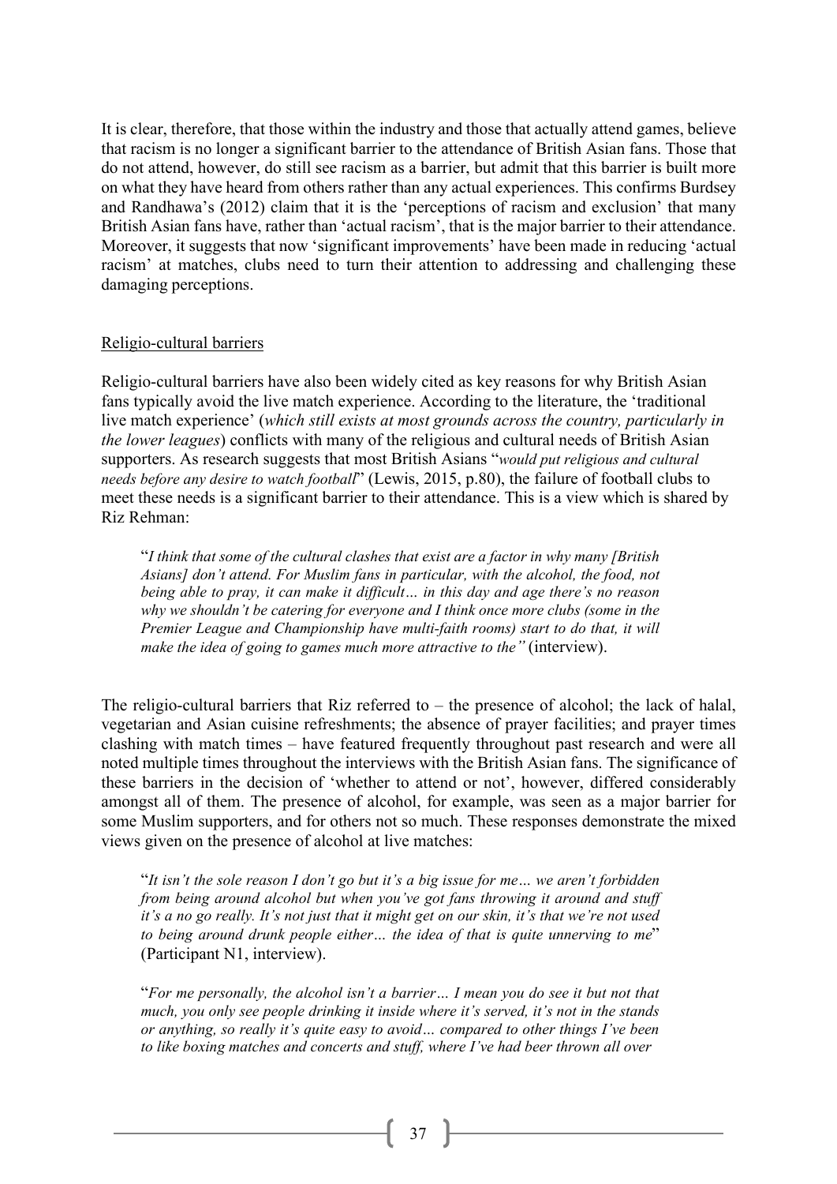It is clear, therefore, that those within the industry and those that actually attend games, believe that racism is no longer a significant barrier to the attendance of British Asian fans. Those that do not attend, however, do still see racism as a barrier, but admit that this barrier is built more on what they have heard from others rather than any actual experiences. This confirms Burdsey and Randhawa's (2012) claim that it is the 'perceptions of racism and exclusion' that many British Asian fans have, rather than 'actual racism', that is the major barrier to their attendance. Moreover, it suggests that now 'significant improvements' have been made in reducing 'actual racism' at matches, clubs need to turn their attention to addressing and challenging these damaging perceptions.

## Religio-cultural barriers

Religio-cultural barriers have also been widely cited as key reasons for why British Asian fans typically avoid the live match experience. According to the literature, the 'traditional live match experience' (*which still exists at most grounds across the country, particularly in the lower leagues*) conflicts with many of the religious and cultural needs of British Asian supporters. As research suggests that most British Asians "*would put religious and cultural needs before any desire to watch football*" (Lewis, 2015, p.80), the failure of football clubs to meet these needs is a significant barrier to their attendance. This is a view which is shared by Riz Rehman:

> "*I think that some of the cultural clashes that exist are a factor in why many [British Asians] don't attend. For Muslim fans in particular, with the alcohol, the food, not being able to pray, it can make it difficult… in this day and age there's no reason why we shouldn't be catering for everyone and I think once more clubs (some in the Premier League and Championship have multi-faith rooms) start to do that, it will make the idea of going to games much more attractive to the"* (interview).

The religio-cultural barriers that Riz referred to – the presence of alcohol; the lack of halal, vegetarian and Asian cuisine refreshments; the absence of prayer facilities; and prayer times clashing with match times – have featured frequently throughout past research and were all noted multiple times throughout the interviews with the British Asian fans. The significance of these barriers in the decision of 'whether to attend or not', however, differed considerably amongst all of them. The presence of alcohol, for example, was seen as a major barrier for some Muslim supporters, and for others not so much. These responses demonstrate the mixed views given on the presence of alcohol at live matches:

> "*It isn't the sole reason I don't go but it's a big issue for me… we aren't forbidden from being around alcohol but when you've got fans throwing it around and stuff it's a no go really. It's not just that it might get on our skin, it's that we're not used to being around drunk people either… the idea of that is quite unnerving to me*" (Participant N1, interview).

> "*For me personally, the alcohol isn't a barrier… I mean you do see it but not that much, you only see people drinking it inside where it's served, it's not in the stands or anything, so really it's quite easy to avoid… compared to other things I've been to like boxing matches and concerts and stuff, where I've had beer thrown all over*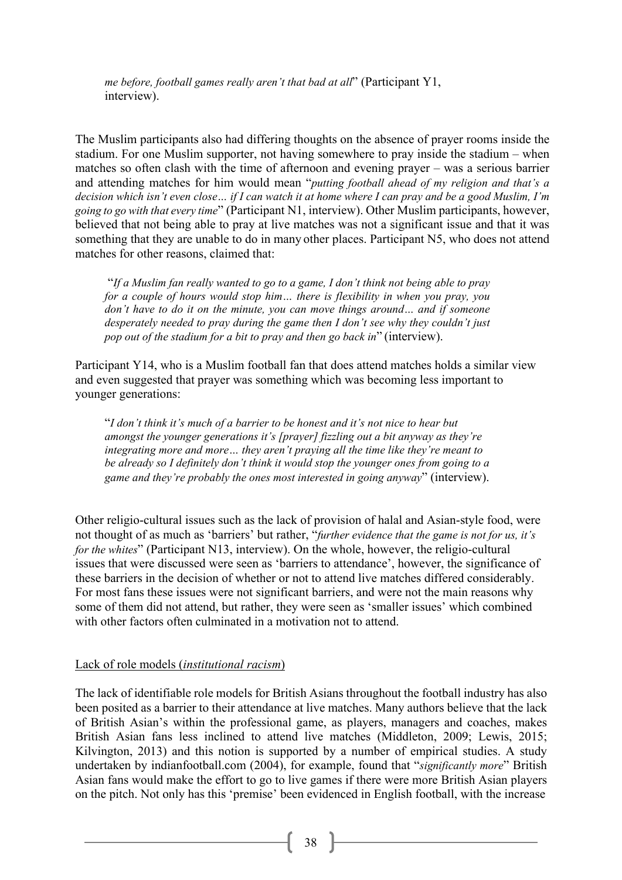*me before, football games really aren't that bad at all*" (Participant Y1, interview).

The Muslim participants also had differing thoughts on the absence of prayer rooms inside the stadium. For one Muslim supporter, not having somewhere to pray inside the stadium – when matches so often clash with the time of afternoon and evening prayer – was a serious barrier and attending matches for him would mean "*putting football ahead of my religion and that's a decision which isn't even close… if I can watch it at home where I can pray and be a good Muslim, I'm going to go with that every time*" (Participant N1, interview). Other Muslim participants, however, believed that not being able to pray at live matches was not a significant issue and that it was something that they are unable to do in many other places. Participant N5, who does not attend matches for other reasons, claimed that:

> "*If a Muslim fan really wanted to go to a game, I don't think not being able to pray for a couple of hours would stop him… there is flexibility in when you pray, you don't have to do it on the minute, you can move things around… and if someone desperately needed to pray during the game then I don't see why they couldn't just pop out of the stadium for a bit to pray and then go back in*" (interview).

Participant Y14, who is a Muslim football fan that does attend matches holds a similar view and even suggested that prayer was something which was becoming less important to younger generations:

> "*I don't think it's much of a barrier to be honest and it's not nice to hear but amongst the younger generations it's [prayer] fizzling out a bit anyway as they're integrating more and more… they aren't praying all the time like they're meant to be already so I definitely don't think it would stop the younger ones from going to a game and they're probably the ones most interested in going anyway*" (interview).

Other religio-cultural issues such as the lack of provision of halal and Asian-style food, were not thought of as much as 'barriers' but rather, "*further evidence that the game is not for us, it's for the whites*" (Participant N13, interview). On the whole, however, the religio-cultural issues that were discussed were seen as 'barriers to attendance', however, the significance of these barriers in the decision of whether or not to attend live matches differed considerably. For most fans these issues were not significant barriers, and were not the main reasons why some of them did not attend, but rather, they were seen as 'smaller issues' which combined with other factors often culminated in a motivation not to attend.

Lack of role models (*institutional racism*)

The lack of identifiable role models for British Asians throughout the football industry has also been posited as a barrier to their attendance at live matches. Many authors believe that the lack of British Asian's within the professional game, as players, managers and coaches, makes British Asian fans less inclined to attend live matches (Middleton, 2009; Lewis, 2015; Kilvington, 2013) and this notion is supported by a number of empirical studies. A study undertaken by indianfootball.com (2004), for example, found that "*significantly more*" British Asian fans would make the effort to go to live games if there were more British Asian players on the pitch. Not only has this 'premise' been evidenced in English football, with the increase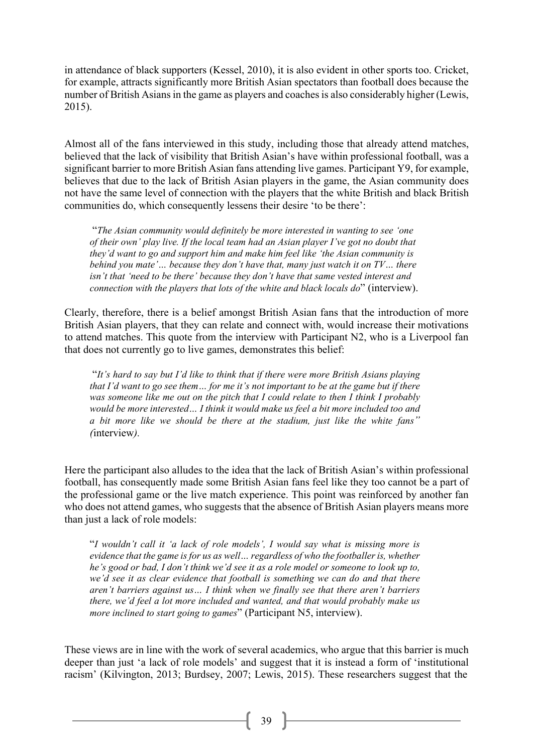in attendance of black supporters (Kessel, 2010), it is also evident in other sports too. Cricket, for example, attracts significantly more British Asian spectators than football does because the number of British Asians in the game as players and coaches is also considerably higher (Lewis, 2015).

Almost all of the fans interviewed in this study, including those that already attend matches, believed that the lack of visibility that British Asian's have within professional football, was a significant barrier to more British Asian fans attending live games. Participant Y9, for example, believes that due to the lack of British Asian players in the game, the Asian community does not have the same level of connection with the players that the white British and black British communities do, which consequently lessens their desire 'to be there':

> "*The Asian community would definitely be more interested in wanting to see 'one of their own' play live. If the local team had an Asian player I've got no doubt that they'd want to go and support him and make him feel like 'the Asian community is behind you mate'… because they don't have that, many just watch it on TV… there isn't that 'need to be there' because they don't have that same vested interest and connection with the players that lots of the white and black locals do*" (interview).

Clearly, therefore, there is a belief amongst British Asian fans that the introduction of more British Asian players, that they can relate and connect with, would increase their motivations to attend matches. This quote from the interview with Participant N2, who is a Liverpool fan that does not currently go to live games, demonstrates this belief:

> "*It's hard to say but I'd like to think that if there were more British Asians playing that I'd want to go see them… for me it's not important to be at the game but if there was someone like me out on the pitch that I could relate to then I think I probably would be more interested… I think it would make us feel a bit more included too and a bit more like we should be there at the stadium, just like the white fans" (*interview*).*

Here the participant also alludes to the idea that the lack of British Asian's within professional football, has consequently made some British Asian fans feel like they too cannot be a part of the professional game or the live match experience. This point was reinforced by another fan who does not attend games, who suggests that the absence of British Asian players means more than just a lack of role models:

> "*I wouldn't call it 'a lack of role models', I would say what is missing more is evidence that the game is for us as well… regardless of who the footballer is, whether he's good or bad, I don't think we'd see it as a role model or someone to look up to, we'd see it as clear evidence that football is something we can do and that there aren't barriers against us… I think when we finally see that there aren't barriers there, we'd feel a lot more included and wanted, and that would probably make us more inclined to start going to games*" (Participant N5, interview).

These views are in line with the work of several academics, who argue that this barrier is much deeper than just 'a lack of role models' and suggest that it is instead a form of 'institutional racism' (Kilvington, 2013; Burdsey, 2007; Lewis, 2015). These researchers suggest that the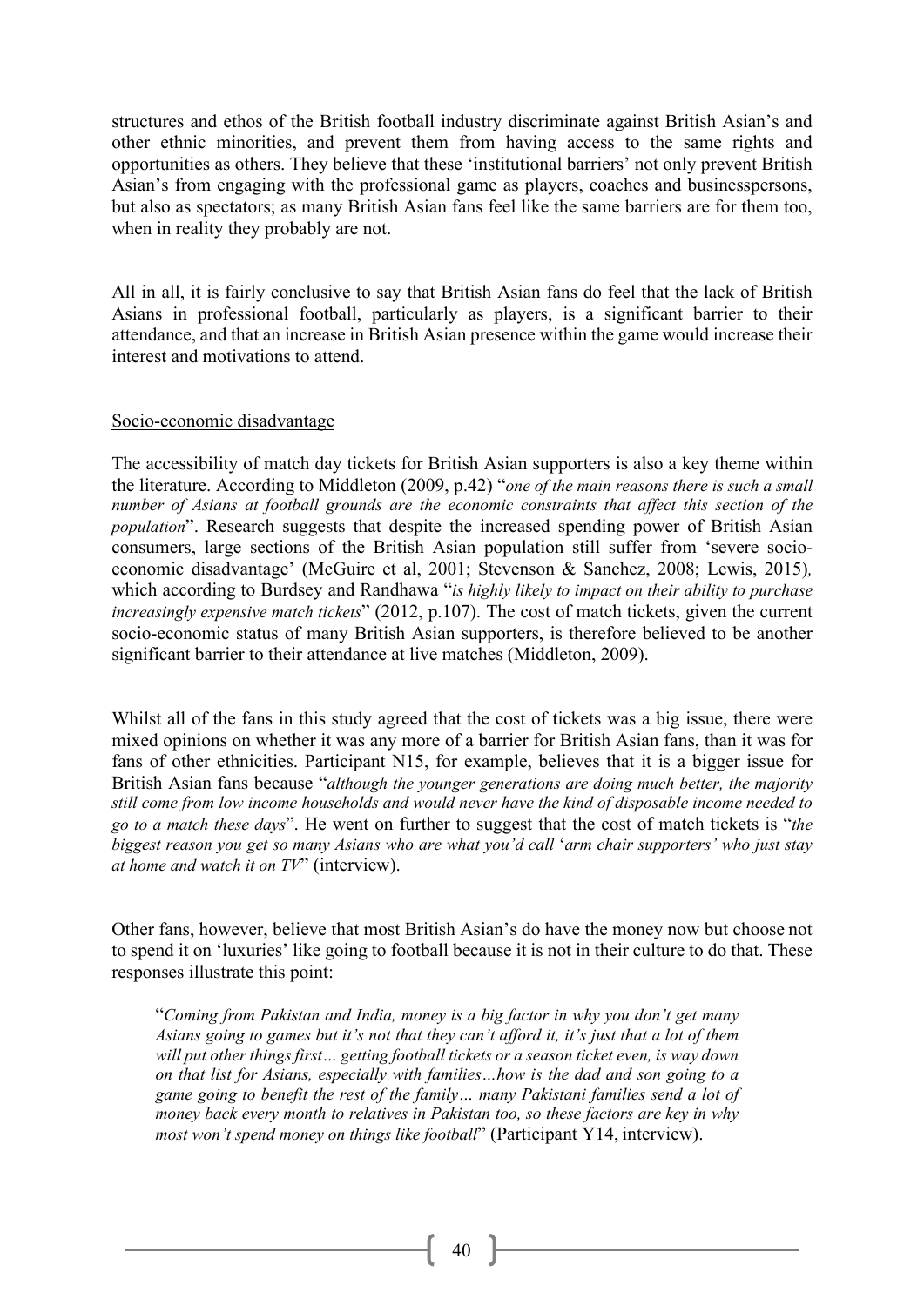structures and ethos of the British football industry discriminate against British Asian's and other ethnic minorities, and prevent them from having access to the same rights and opportunities as others. They believe that these 'institutional barriers' not only prevent British Asian's from engaging with the professional game as players, coaches and businesspersons, but also as spectators; as many British Asian fans feel like the same barriers are for them too, when in reality they probably are not.

All in all, it is fairly conclusive to say that British Asian fans do feel that the lack of British Asians in professional football, particularly as players, is a significant barrier to their attendance, and that an increase in British Asian presence within the game would increase their interest and motivations to attend.

Socio-economic disadvantage

The accessibility of match day tickets for British Asian supporters is also a key theme within the literature. According to Middleton (2009, p.42) "*one of the main reasons there is such a small number of Asians at football grounds are the economic constraints that affect this section of the population*". Research suggests that despite the increased spending power of British Asian consumers, large sections of the British Asian population still suffer from 'severe socio-economic disadvantage' (McGuire et al, 2001; Stevenson & Sanchez, 2008; Lewis, 2015), which according to Burdsey and Randhawa "*is highly likely to impact on their ability to purchase increasingly expensive match tickets*" (2012, p.107). The cost of match tickets, given the current socio-economic status of many British Asian supporters, is therefore believed to be another significant barrier to their attendance at live matches (Middleton, 2009).

Whilst all of the fans in this study agreed that the cost of tickets was a big issue, there were mixed opinions on whether it was any more of a barrier for British Asian fans, than it was for fans of other ethnicities. Participant N15, for example, believes that it is a bigger issue for British Asian fans because "*although the younger generations are doing much better, the majority still come from low income households and would never have the kind of disposable income needed to go to a match these days*". He went on further to suggest that the cost of match tickets is "*the biggest reason you get so many Asians who are what you'd call 'arm chair supporters' who just stay at home and watch it on TV*" (interview).

Other fans, however, believe that most British Asian's do have the money now but choose not to spend it on 'luxuries' like going to football because it is not in their culture to do that. These responses illustrate this point:

> "*Coming from Pakistan and India, money is a big factor in why you don't get many Asians going to games but it's not that they can't afford it, it's just that a lot of them will put other things first… getting football tickets or a season ticket even, is way down on that list for Asians, especially with families…how is the dad and son going to a game going to benefit the rest of the family… many Pakistani families send a lot of money back every month to relatives in Pakistan too, so these factors are key in why most won't spend money on things like football*" (Participant Y14, interview).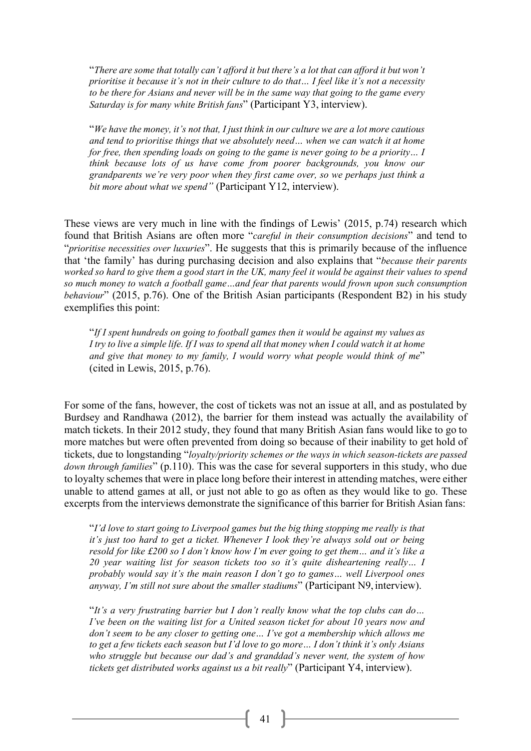> "*There are some that totally can't afford it but there's a lot that can afford it but won't prioritise it because it's not in their culture to do that… I feel like it's not a necessity to be there for Asians and never will be in the same way that going to the game every Saturday is for many white British fans*" (Participant Y3, interview).

> "*We have the money, it's not that, I just think in our culture we are a lot more cautious and tend to prioritise things that we absolutely need… when we can watch it at home for free, then spending loads on going to the game is never going to be a priority… I think because lots of us have come from poorer backgrounds, you know our grandparents we're very poor when they first came over, so we perhaps just think a bit more about what we spend"* (Participant Y12, interview).

These views are very much in line with the findings of Lewis' (2015, p.74) research which found that British Asians are often more "*careful in their consumption decisions*" and tend to "*prioritise necessities over luxuries*". He suggests that this is primarily because of the influence that 'the family' has during purchasing decision and also explains that "*because their parents worked so hard to give them a good start in the UK, many feel it would be against their values to spend so much money to watch a football game…and fear that parents would frown upon such consumption behaviour*" (2015, p.76). One of the British Asian participants (Respondent B2) in his study exemplifies this point:

> "*If I spent hundreds on going to football games then it would be against my values as I try to live a simple life. If I was to spend all that money when I could watch it at home and give that money to my family, I would worry what people would think of me*" (cited in Lewis, 2015, p.76).

For some of the fans, however, the cost of tickets was not an issue at all, and as postulated by Burdsey and Randhawa (2012), the barrier for them instead was actually the availability of match tickets. In their 2012 study, they found that many British Asian fans would like to go to more matches but were often prevented from doing so because of their inability to get hold of tickets, due to longstanding "*loyalty/priority schemes or the ways in which season-tickets are passed down through families*" (p.110). This was the case for several supporters in this study, who due to loyalty schemes that were in place long before their interest in attending matches, were either unable to attend games at all, or just not able to go as often as they would like to go. These excerpts from the interviews demonstrate the significance of this barrier for British Asian fans:

> "*I'd love to start going to Liverpool games but the big thing stopping me really is that it's just too hard to get a ticket. Whenever I look they're always sold out or being resold for like £200 so I don't know how I'm ever going to get them… and it's like a 20 year waiting list for season tickets too so it's quite disheartening really… I probably would say it's the main reason I don't go to games… well Liverpool ones anyway, I'm still not sure about the smaller stadiums*" (Participant N9, interview).

> "*It's a very frustrating barrier but I don't really know what the top clubs can do… I've been on the waiting list for a United season ticket for about 10 years now and don't seem to be any closer to getting one… I've got a membership which allows me to get a few tickets each season but I'd love to go more… I don't think it's only Asians who struggle but because our dad's and granddad's never went, the system of how tickets get distributed works against us a bit really*" (Participant Y4, interview).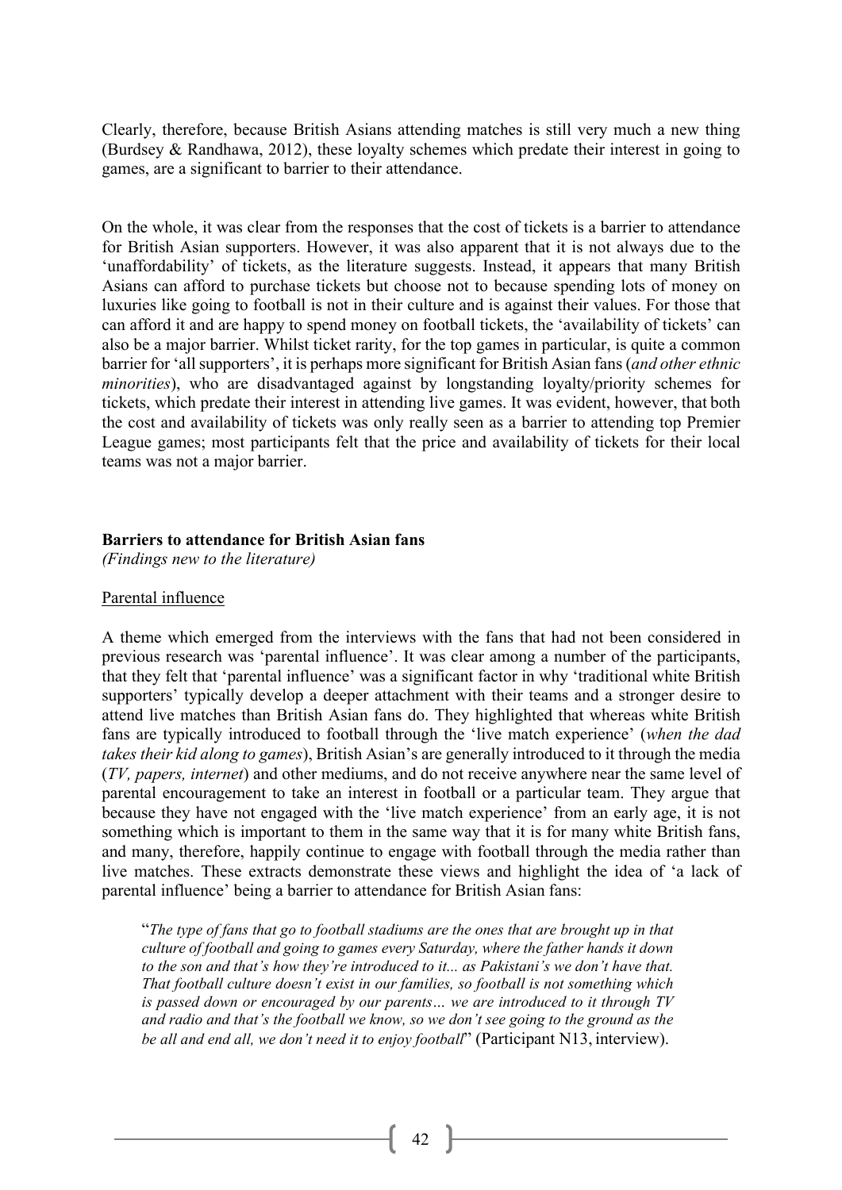Clearly, therefore, because British Asians attending matches is still very much a new thing (Burdsey & Randhawa, 2012), these loyalty schemes which predate their interest in going to games, are a significant to barrier to their attendance.

On the whole, it was clear from the responses that the cost of tickets is a barrier to attendance for British Asian supporters. However, it was also apparent that it is not always due to the 'unaffordability' of tickets, as the literature suggests. Instead, it appears that many British Asians can afford to purchase tickets but choose not to because spending lots of money on luxuries like going to football is not in their culture and is against their values. For those that can afford it and are happy to spend money on football tickets, the 'availability of tickets' can also be a major barrier. Whilst ticket rarity, for the top games in particular, is quite a common barrier for 'all supporters', it is perhaps more significant for British Asian fans (*and other ethnic minorities*), who are disadvantaged against by longstanding loyalty/priority schemes for tickets, which predate their interest in attending live games. It was evident, however, that both the cost and availability of tickets was only really seen as a barrier to attending top Premier League games; most participants felt that the price and availability of tickets for their local teams was not a major barrier.

**Barriers to attendance for British Asian fans**
*(Findings new to the literature)*

Parental influence

A theme which emerged from the interviews with the fans that had not been considered in previous research was 'parental influence'. It was clear among a number of the participants, that they felt that 'parental influence' was a significant factor in why 'traditional white British supporters' typically develop a deeper attachment with their teams and a stronger desire to attend live matches than British Asian fans do. They highlighted that whereas white British fans are typically introduced to football through the 'live match experience' (*when the dad takes their kid along to games*), British Asian's are generally introduced to it through the media (*TV, papers, internet*) and other mediums, and do not receive anywhere near the same level of parental encouragement to take an interest in football or a particular team. They argue that because they have not engaged with the 'live match experience' from an early age, it is not something which is important to them in the same way that it is for many white British fans, and many, therefore, happily continue to engage with football through the media rather than live matches. These extracts demonstrate these views and highlight the idea of 'a lack of parental influence' being a barrier to attendance for British Asian fans:

> "*The type of fans that go to football stadiums are the ones that are brought up in that culture of football and going to games every Saturday, where the father hands it down to the son and that's how they're introduced to it... as Pakistani's we don't have that. That football culture doesn't exist in our families, so football is not something which is passed down or encouraged by our parents… we are introduced to it through TV and radio and that's the football we know, so we don't see going to the ground as the be all and end all, we don't need it to enjoy football*" (Participant N13, interview).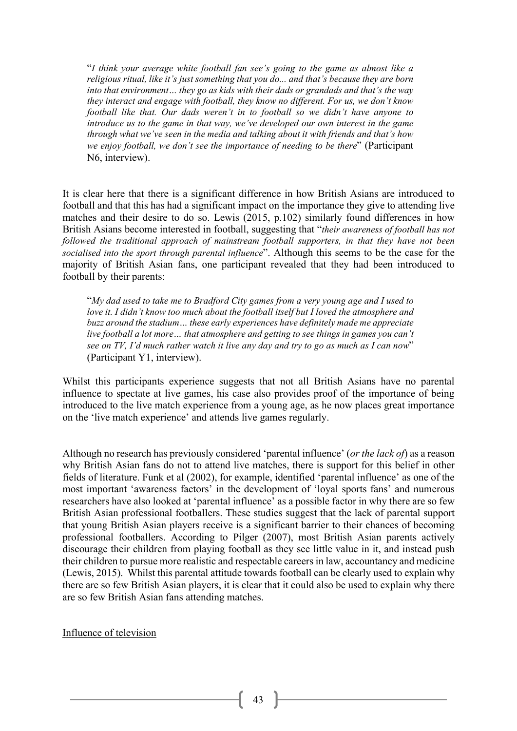"*I think your average white football fan see's going to the game as almost like a religious ritual, like it's just something that you do... and that's because they are born into that environment… they go as kids with their dads or grandads and that's the way they interact and engage with football, they know no different. For us, we don't know football like that. Our dads weren't in to football so we didn't have anyone to introduce us to the game in that way, we've developed our own interest in the game through what we've seen in the media and talking about it with friends and that's how we enjoy football, we don't see the importance of needing to be there*" (Participant N6, interview).

It is clear here that there is a significant difference in how British Asians are introduced to football and that this has had a significant impact on the importance they give to attending live matches and their desire to do so. Lewis (2015, p.102) similarly found differences in how British Asians become interested in football, suggesting that "*their awareness of football has not followed the traditional approach of mainstream football supporters, in that they have not been socialised into the sport through parental influence*". Although this seems to be the case for the majority of British Asian fans, one participant revealed that they had been introduced to football by their parents:

"*My dad used to take me to Bradford City games from a very young age and I used to love it. I didn't know too much about the football itself but I loved the atmosphere and buzz around the stadium… these early experiences have definitely made me appreciate live football a lot more… that atmosphere and getting to see things in games you can't see on TV, I'd much rather watch it live any day and try to go as much as I can now*" (Participant Y1, interview).

Whilst this participants experience suggests that not all British Asians have no parental influence to spectate at live games, his case also provides proof of the importance of being introduced to the live match experience from a young age, as he now places great importance on the 'live match experience' and attends live games regularly.

Although no research has previously considered 'parental influence' (*or the lack of*) as a reason why British Asian fans do not to attend live matches, there is support for this belief in other fields of literature. Funk et al (2002), for example, identified 'parental influence' as one of the most important 'awareness factors' in the development of 'loyal sports fans' and numerous researchers have also looked at 'parental influence' as a possible factor in why there are so few British Asian professional footballers. These studies suggest that the lack of parental support that young British Asian players receive is a significant barrier to their chances of becoming professional footballers. According to Pilger (2007), most British Asian parents actively discourage their children from playing football as they see little value in it, and instead push their children to pursue more realistic and respectable careers in law, accountancy and medicine (Lewis, 2015). Whilst this parental attitude towards football can be clearly used to explain why there are so few British Asian players, it is clear that it could also be used to explain why there are so few British Asian fans attending matches.

Influence of television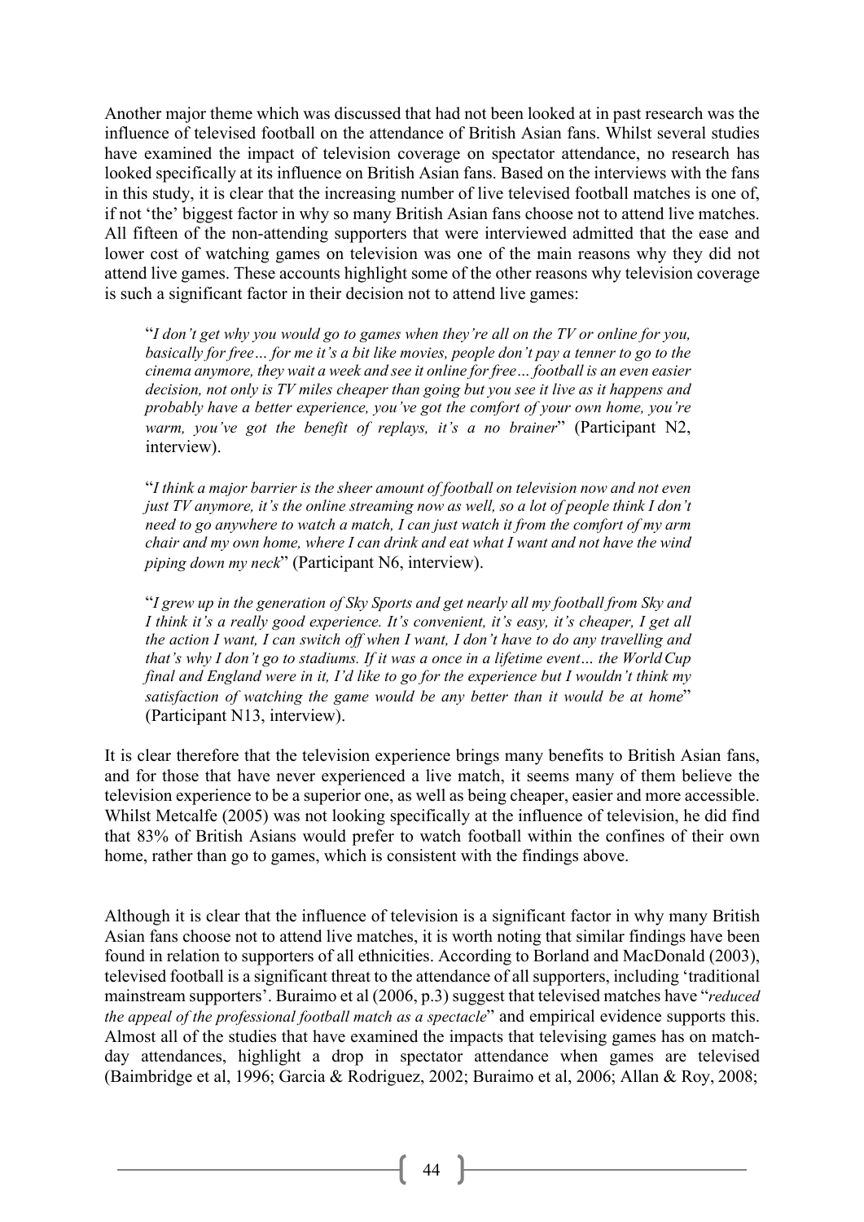Another major theme which was discussed that had not been looked at in past research was the influence of televised football on the attendance of British Asian fans. Whilst several studies have examined the impact of television coverage on spectator attendance, no research has looked specifically at its influence on British Asian fans. Based on the interviews with the fans in this study, it is clear that the increasing number of live televised football matches is one of, if not 'the' biggest factor in why so many British Asian fans choose not to attend live matches. All fifteen of the non-attending supporters that were interviewed admitted that the ease and lower cost of watching games on television was one of the main reasons why they did not attend live games. These accounts highlight some of the other reasons why television coverage is such a significant factor in their decision not to attend live games:

> "*I don't get why you would go to games when they're all on the TV or online for you, basically for free… for me it's a bit like movies, people don't pay a tenner to go to the cinema anymore, they wait a week and see it online for free… football is an even easier decision, not only is TV miles cheaper than going but you see it live as it happens and probably have a better experience, you've got the comfort of your own home, you're warm, you've got the benefit of replays, it's a no brainer*" (Participant N2, interview).

> "*I think a major barrier is the sheer amount of football on television now and not even just TV anymore, it's the online streaming now as well, so a lot of people think I don't need to go anywhere to watch a match, I can just watch it from the comfort of my arm chair and my own home, where I can drink and eat what I want and not have the wind piping down my neck*" (Participant N6, interview).

> "*I grew up in the generation of Sky Sports and get nearly all my football from Sky and I think it's a really good experience. It's convenient, it's easy, it's cheaper, I get all the action I want, I can switch off when I want, I don't have to do any travelling and that's why I don't go to stadiums. If it was a once in a lifetime event… the World Cup final and England were in it, I'd like to go for the experience but I wouldn't think my satisfaction of watching the game would be any better than it would be at home*" (Participant N13, interview).

It is clear therefore that the television experience brings many benefits to British Asian fans, and for those that have never experienced a live match, it seems many of them believe the television experience to be a superior one, as well as being cheaper, easier and more accessible. Whilst Metcalfe (2005) was not looking specifically at the influence of television, he did find that 83% of British Asians would prefer to watch football within the confines of their own home, rather than go to games, which is consistent with the findings above.

Although it is clear that the influence of television is a significant factor in why many British Asian fans choose not to attend live matches, it is worth noting that similar findings have been found in relation to supporters of all ethnicities. According to Borland and MacDonald (2003), televised football is a significant threat to the attendance of all supporters, including 'traditional mainstream supporters'. Buraimo et al (2006, p.3) suggest that televised matches have "*reduced the appeal of the professional football match as a spectacle*" and empirical evidence supports this. Almost all of the studies that have examined the impacts that televising games has on match-day attendances, highlight a drop in spectator attendance when games are televised (Baimbridge et al, 1996; Garcia & Rodriguez, 2002; Buraimo et al, 2006; Allan & Roy, 2008;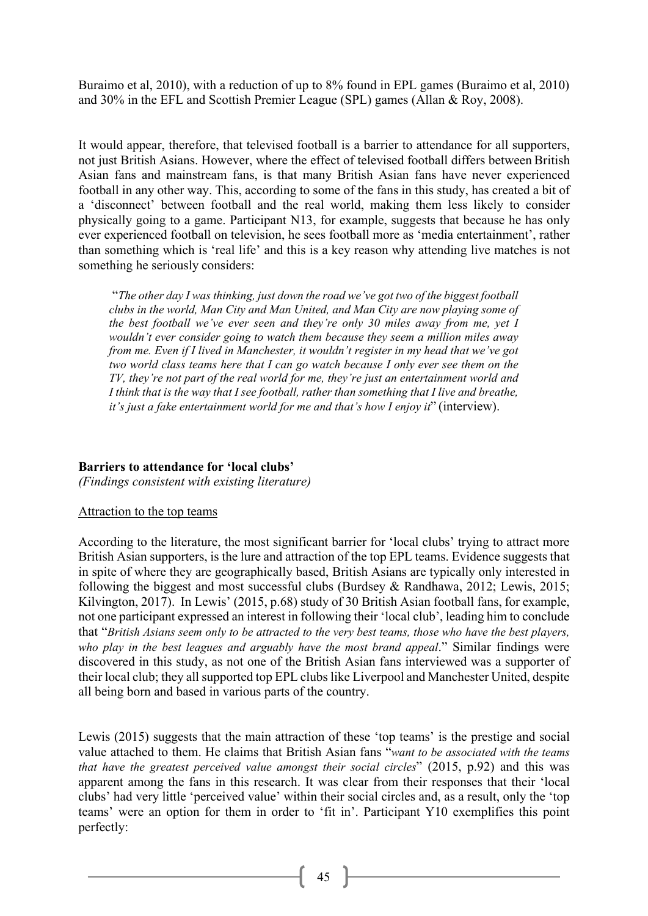Buraimo et al, 2010), with a reduction of up to 8% found in EPL games (Buraimo et al, 2010) and 30% in the EFL and Scottish Premier League (SPL) games (Allan & Roy, 2008).

It would appear, therefore, that televised football is a barrier to attendance for all supporters, not just British Asians. However, where the effect of televised football differs between British Asian fans and mainstream fans, is that many British Asian fans have never experienced football in any other way. This, according to some of the fans in this study, has created a bit of a 'disconnect' between football and the real world, making them less likely to consider physically going to a game. Participant N13, for example, suggests that because he has only ever experienced football on television, he sees football more as 'media entertainment', rather than something which is 'real life' and this is a key reason why attending live matches is not something he seriously considers:

> "*The other day I was thinking, just down the road we've got two of the biggest football clubs in the world, Man City and Man United, and Man City are now playing some of the best football we've ever seen and they're only 30 miles away from me, yet I wouldn't ever consider going to watch them because they seem a million miles away from me. Even if I lived in Manchester, it wouldn't register in my head that we've got two world class teams here that I can go watch because I only ever see them on the TV, they're not part of the real world for me, they're just an entertainment world and I think that is the way that I see football, rather than something that I live and breathe, it's just a fake entertainment world for me and that's how I enjoy it*" (interview).

**Barriers to attendance for 'local clubs'**
*(Findings consistent with existing literature)*

<u>Attraction to the top teams</u>

According to the literature, the most significant barrier for 'local clubs' trying to attract more British Asian supporters, is the lure and attraction of the top EPL teams. Evidence suggests that in spite of where they are geographically based, British Asians are typically only interested in following the biggest and most successful clubs (Burdsey & Randhawa, 2012; Lewis, 2015; Kilvington, 2017). In Lewis' (2015, p.68) study of 30 British Asian football fans, for example, not one participant expressed an interest in following their 'local club', leading him to conclude that "*British Asians seem only to be attracted to the very best teams, those who have the best players, who play in the best leagues and arguably have the most brand appeal*." Similar findings were discovered in this study, as not one of the British Asian fans interviewed was a supporter of their local club; they all supported top EPL clubs like Liverpool and Manchester United, despite all being born and based in various parts of the country.

Lewis (2015) suggests that the main attraction of these 'top teams' is the prestige and social value attached to them. He claims that British Asian fans "*want to be associated with the teams that have the greatest perceived value amongst their social circles*" (2015, p.92) and this was apparent among the fans in this research. It was clear from their responses that their 'local clubs' had very little 'perceived value' within their social circles and, as a result, only the 'top teams' were an option for them in order to 'fit in'. Participant Y10 exemplifies this point perfectly: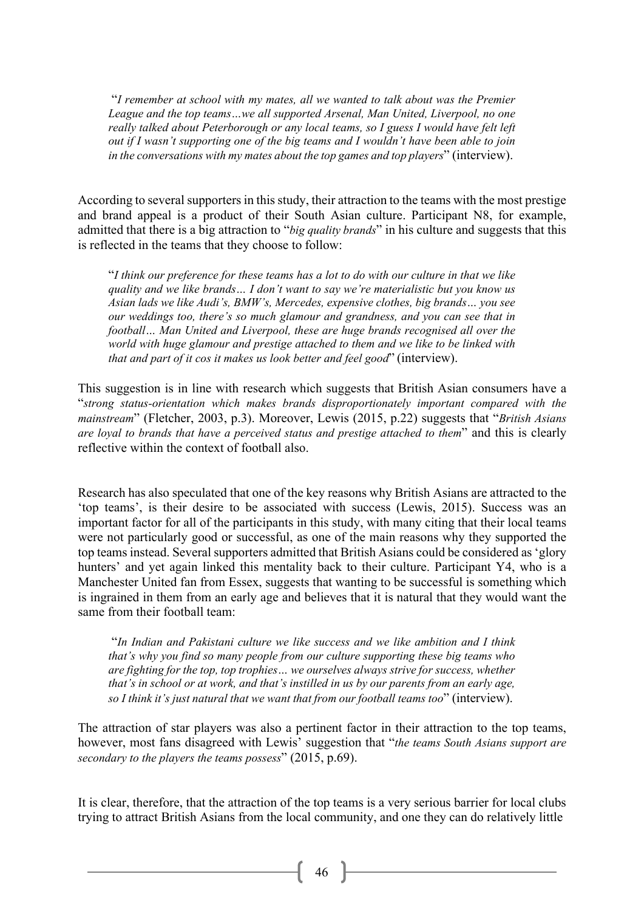> "*I remember at school with my mates, all we wanted to talk about was the Premier League and the top teams…we all supported Arsenal, Man United, Liverpool, no one really talked about Peterborough or any local teams, so I guess I would have felt left out if I wasn't supporting one of the big teams and I wouldn't have been able to join in the conversations with my mates about the top games and top players*" (interview).

According to several supporters in this study, their attraction to the teams with the most prestige and brand appeal is a product of their South Asian culture. Participant N8, for example, admitted that there is a big attraction to "*big quality brands*" in his culture and suggests that this is reflected in the teams that they choose to follow:

> "*I think our preference for these teams has a lot to do with our culture in that we like quality and we like brands… I don't want to say we're materialistic but you know us Asian lads we like Audi's, BMW's, Mercedes, expensive clothes, big brands… you see our weddings too, there's so much glamour and grandness, and you can see that in football… Man United and Liverpool, these are huge brands recognised all over the world with huge glamour and prestige attached to them and we like to be linked with that and part of it cos it makes us look better and feel good*" (interview).

This suggestion is in line with research which suggests that British Asian consumers have a "*strong status-orientation which makes brands disproportionately important compared with the mainstream*" (Fletcher, 2003, p.3). Moreover, Lewis (2015, p.22) suggests that "*British Asians are loyal to brands that have a perceived status and prestige attached to them*" and this is clearly reflective within the context of football also.

Research has also speculated that one of the key reasons why British Asians are attracted to the 'top teams', is their desire to be associated with success (Lewis, 2015). Success was an important factor for all of the participants in this study, with many citing that their local teams were not particularly good or successful, as one of the main reasons why they supported the top teams instead. Several supporters admitted that British Asians could be considered as 'glory hunters' and yet again linked this mentality back to their culture. Participant Y4, who is a Manchester United fan from Essex, suggests that wanting to be successful is something which is ingrained in them from an early age and believes that it is natural that they would want the same from their football team:

> "*In Indian and Pakistani culture we like success and we like ambition and I think that's why you find so many people from our culture supporting these big teams who are fighting for the top, top trophies… we ourselves always strive for success, whether that's in school or at work, and that's instilled in us by our parents from an early age, so I think it's just natural that we want that from our football teams too*" (interview).

The attraction of star players was also a pertinent factor in their attraction to the top teams, however, most fans disagreed with Lewis' suggestion that "*the teams South Asians support are secondary to the players the teams possess*" (2015, p.69).

It is clear, therefore, that the attraction of the top teams is a very serious barrier for local clubs trying to attract British Asians from the local community, and one they can do relatively little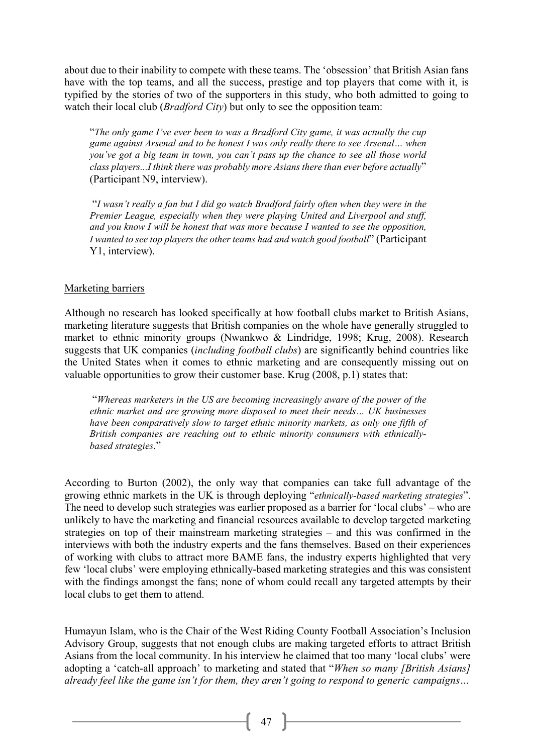about due to their inability to compete with these teams. The 'obsession' that British Asian fans have with the top teams, and all the success, prestige and top players that come with it, is typified by the stories of two of the supporters in this study, who both admitted to going to watch their local club (*Bradford City*) but only to see the opposition team:

> "*The only game I've ever been to was a Bradford City game, it was actually the cup game against Arsenal and to be honest I was only really there to see Arsenal… when you've got a big team in town, you can't pass up the chance to see all those world class players...I think there was probably more Asians there than ever before actually*" (Participant N9, interview).

> "*I wasn't really a fan but I did go watch Bradford fairly often when they were in the Premier League, especially when they were playing United and Liverpool and stuff, and you know I will be honest that was more because I wanted to see the opposition, I wanted to see top players the other teams had and watch good football*" (Participant Y1, interview).

<u>Marketing barriers</u>

Although no research has looked specifically at how football clubs market to British Asians, marketing literature suggests that British companies on the whole have generally struggled to market to ethnic minority groups (Nwankwo & Lindridge, 1998; Krug, 2008). Research suggests that UK companies (*including football clubs*) are significantly behind countries like the United States when it comes to ethnic marketing and are consequently missing out on valuable opportunities to grow their customer base. Krug (2008, p.1) states that:

> "*Whereas marketers in the US are becoming increasingly aware of the power of the ethnic market and are growing more disposed to meet their needs… UK businesses have been comparatively slow to target ethnic minority markets, as only one fifth of British companies are reaching out to ethnic minority consumers with ethnically-based strategies*."

According to Burton (2002), the only way that companies can take full advantage of the growing ethnic markets in the UK is through deploying "*ethnically-based marketing strategies*". The need to develop such strategies was earlier proposed as a barrier for 'local clubs' – who are unlikely to have the marketing and financial resources available to develop targeted marketing strategies on top of their mainstream marketing strategies – and this was confirmed in the interviews with both the industry experts and the fans themselves. Based on their experiences of working with clubs to attract more BAME fans, the industry experts highlighted that very few 'local clubs' were employing ethnically-based marketing strategies and this was consistent with the findings amongst the fans; none of whom could recall any targeted attempts by their local clubs to get them to attend.

Humayun Islam, who is the Chair of the West Riding County Football Association's Inclusion Advisory Group, suggests that not enough clubs are making targeted efforts to attract British Asians from the local community. In his interview he claimed that too many 'local clubs' were adopting a 'catch-all approach' to marketing and stated that "*When so many [British Asians] already feel like the game isn't for them, they aren't going to respond to generic campaigns…*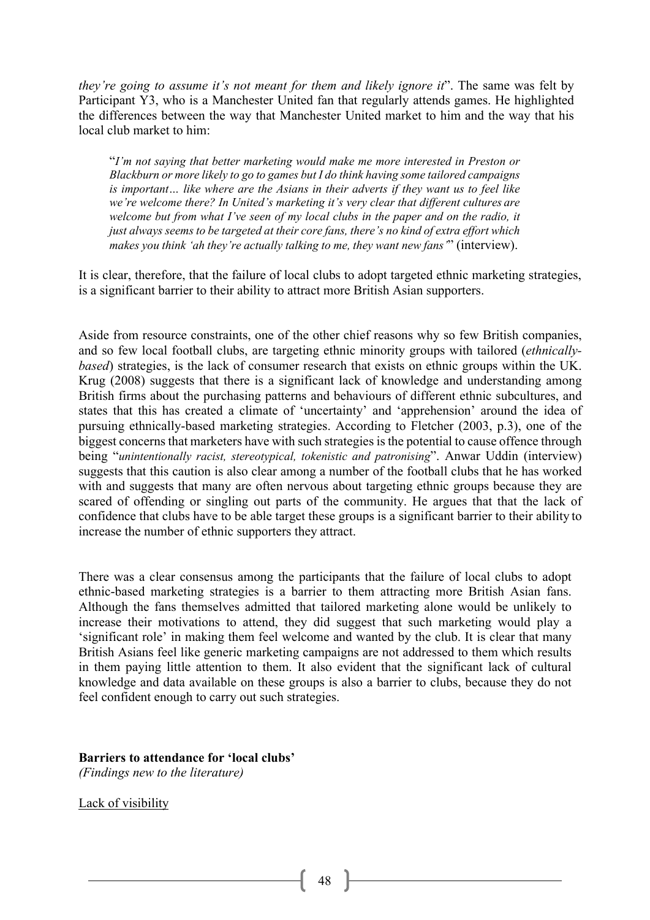*they're going to assume it's not meant for them and likely ignore it*". The same was felt by Participant Y3, who is a Manchester United fan that regularly attends games. He highlighted the differences between the way that Manchester United market to him and the way that his local club market to him:

> "*I'm not saying that better marketing would make me more interested in Preston or Blackburn or more likely to go to games but I do think having some tailored campaigns is important… like where are the Asians in their adverts if they want us to feel like we're welcome there? In United's marketing it's very clear that different cultures are welcome but from what I've seen of my local clubs in the paper and on the radio, it just always seems to be targeted at their core fans, there's no kind of extra effort which makes you think 'ah they're actually talking to me, they want new fans'*" (interview).

It is clear, therefore, that the failure of local clubs to adopt targeted ethnic marketing strategies, is a significant barrier to their ability to attract more British Asian supporters.

Aside from resource constraints, one of the other chief reasons why so few British companies, and so few local football clubs, are targeting ethnic minority groups with tailored (*ethnically-based*) strategies, is the lack of consumer research that exists on ethnic groups within the UK. Krug (2008) suggests that there is a significant lack of knowledge and understanding among British firms about the purchasing patterns and behaviours of different ethnic subcultures, and states that this has created a climate of 'uncertainty' and 'apprehension' around the idea of pursuing ethnically-based marketing strategies. According to Fletcher (2003, p.3), one of the biggest concerns that marketers have with such strategies is the potential to cause offence through being "*unintentionally racist, stereotypical, tokenistic and patronising*". Anwar Uddin (interview) suggests that this caution is also clear among a number of the football clubs that he has worked with and suggests that many are often nervous about targeting ethnic groups because they are scared of offending or singling out parts of the community. He argues that that the lack of confidence that clubs have to be able target these groups is a significant barrier to their ability to increase the number of ethnic supporters they attract.

There was a clear consensus among the participants that the failure of local clubs to adopt ethnic-based marketing strategies is a barrier to them attracting more British Asian fans. Although the fans themselves admitted that tailored marketing alone would be unlikely to increase their motivations to attend, they did suggest that such marketing would play a 'significant role' in making them feel welcome and wanted by the club. It is clear that many British Asians feel like generic marketing campaigns are not addressed to them which results in them paying little attention to them. It also evident that the significant lack of cultural knowledge and data available on these groups is also a barrier to clubs, because they do not feel confident enough to carry out such strategies.

**Barriers to attendance for 'local clubs'**
*(Findings new to the literature)*

<u>Lack of visibility</u>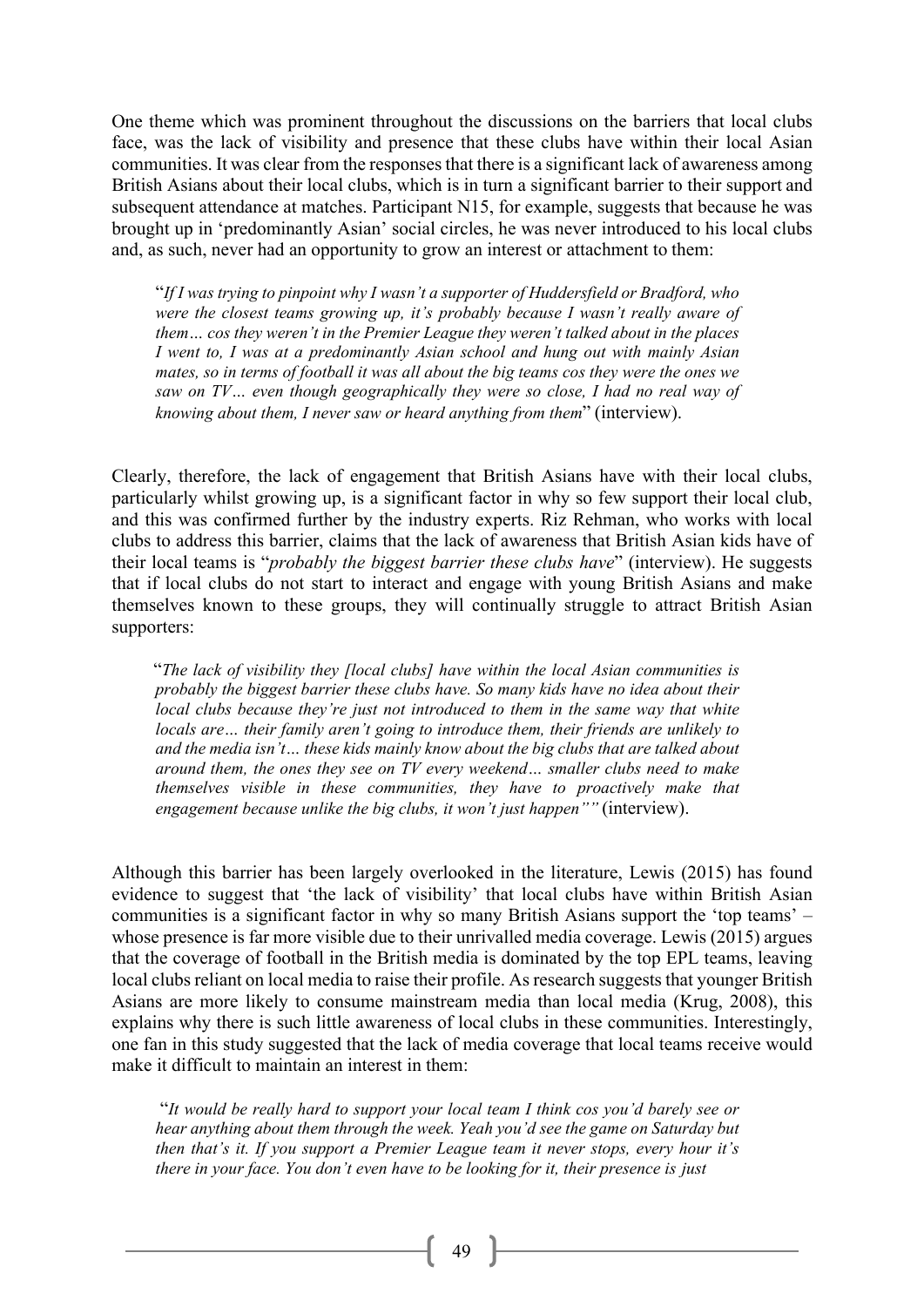One theme which was prominent throughout the discussions on the barriers that local clubs face, was the lack of visibility and presence that these clubs have within their local Asian communities. It was clear from the responses that there is a significant lack of awareness among British Asians about their local clubs, which is in turn a significant barrier to their support and subsequent attendance at matches. Participant N15, for example, suggests that because he was brought up in 'predominantly Asian' social circles, he was never introduced to his local clubs and, as such, never had an opportunity to grow an interest or attachment to them:

> "*If I was trying to pinpoint why I wasn't a supporter of Huddersfield or Bradford, who were the closest teams growing up, it's probably because I wasn't really aware of them… cos they weren't in the Premier League they weren't talked about in the places I went to, I was at a predominantly Asian school and hung out with mainly Asian mates, so in terms of football it was all about the big teams cos they were the ones we saw on TV… even though geographically they were so close, I had no real way of knowing about them, I never saw or heard anything from them*" (interview).

Clearly, therefore, the lack of engagement that British Asians have with their local clubs, particularly whilst growing up, is a significant factor in why so few support their local club, and this was confirmed further by the industry experts. Riz Rehman, who works with local clubs to address this barrier, claims that the lack of awareness that British Asian kids have of their local teams is "*probably the biggest barrier these clubs have*" (interview). He suggests that if local clubs do not start to interact and engage with young British Asians and make themselves known to these groups, they will continually struggle to attract British Asian supporters:

> "*The lack of visibility they [local clubs] have within the local Asian communities is probably the biggest barrier these clubs have. So many kids have no idea about their local clubs because they're just not introduced to them in the same way that white locals are… their family aren't going to introduce them, their friends are unlikely to and the media isn't… these kids mainly know about the big clubs that are talked about around them, the ones they see on TV every weekend… smaller clubs need to make themselves visible in these communities, they have to proactively make that engagement because unlike the big clubs, it won't just happen""* (interview).

Although this barrier has been largely overlooked in the literature, Lewis (2015) has found evidence to suggest that 'the lack of visibility' that local clubs have within British Asian communities is a significant factor in why so many British Asians support the 'top teams' – whose presence is far more visible due to their unrivalled media coverage. Lewis (2015) argues that the coverage of football in the British media is dominated by the top EPL teams, leaving local clubs reliant on local media to raise their profile. As research suggests that younger British Asians are more likely to consume mainstream media than local media (Krug, 2008), this explains why there is such little awareness of local clubs in these communities. Interestingly, one fan in this study suggested that the lack of media coverage that local teams receive would make it difficult to maintain an interest in them:

> "*It would be really hard to support your local team I think cos you'd barely see or hear anything about them through the week. Yeah you'd see the game on Saturday but then that's it. If you support a Premier League team it never stops, every hour it's there in your face. You don't even have to be looking for it, their presence is just*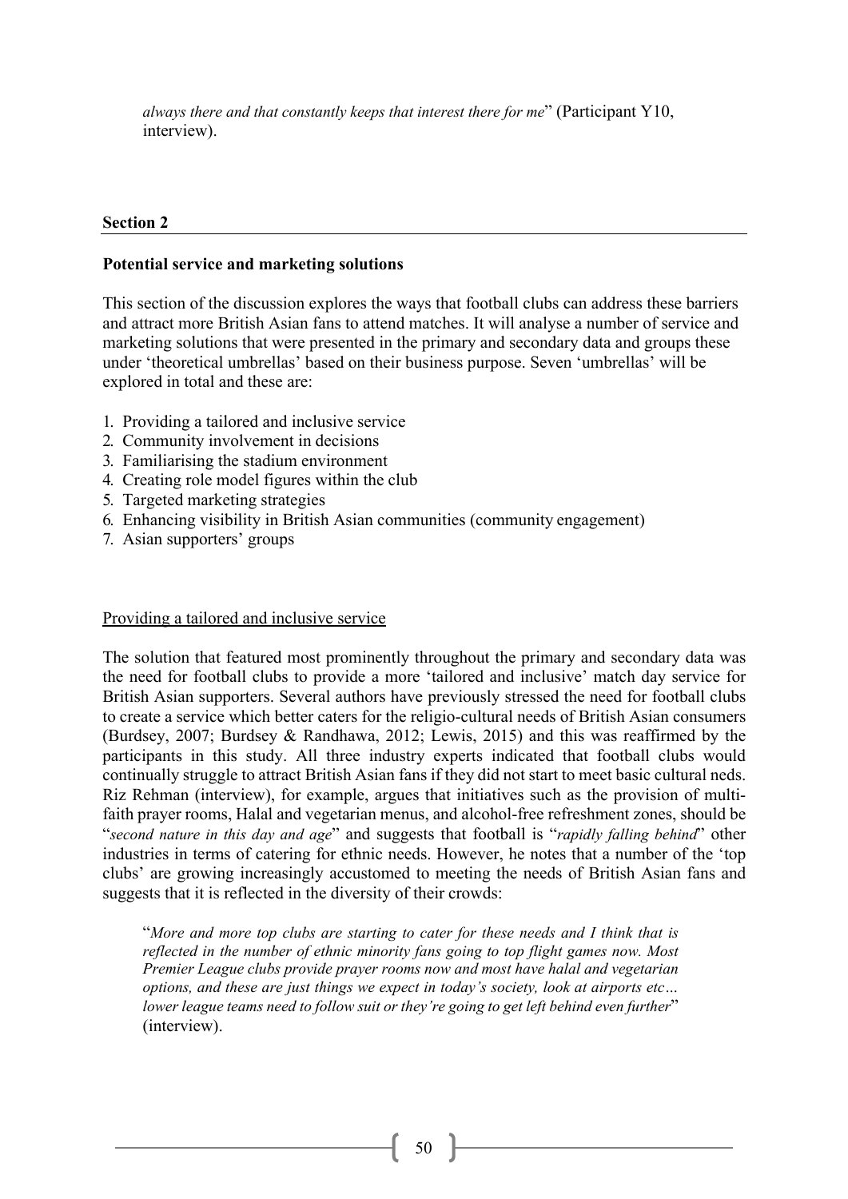*always there and that constantly keeps that interest there for me*" (Participant Y10, interview).

**Section 2**

**Potential service and marketing solutions**

This section of the discussion explores the ways that football clubs can address these barriers and attract more British Asian fans to attend matches. It will analyse a number of service and marketing solutions that were presented in the primary and secondary data and groups these under 'theoretical umbrellas' based on their business purpose. Seven 'umbrellas' will be explored in total and these are:

1. Providing a tailored and inclusive service
2. Community involvement in decisions
3. Familiarising the stadium environment
4. Creating role model figures within the club
5. Targeted marketing strategies
6. Enhancing visibility in British Asian communities (community engagement)
7. Asian supporters' groups

<u>Providing a tailored and inclusive service</u>

The solution that featured most prominently throughout the primary and secondary data was the need for football clubs to provide a more 'tailored and inclusive' match day service for British Asian supporters. Several authors have previously stressed the need for football clubs to create a service which better caters for the religio-cultural needs of British Asian consumers (Burdsey, 2007; Burdsey & Randhawa, 2012; Lewis, 2015) and this was reaffirmed by the participants in this study. All three industry experts indicated that football clubs would continually struggle to attract British Asian fans if they did not start to meet basic cultural neds. Riz Rehman (interview), for example, argues that initiatives such as the provision of multi-faith prayer rooms, Halal and vegetarian menus, and alcohol-free refreshment zones, should be "*second nature in this day and age*" and suggests that football is "*rapidly falling behind*" other industries in terms of catering for ethnic needs. However, he notes that a number of the 'top clubs' are growing increasingly accustomed to meeting the needs of British Asian fans and suggests that it is reflected in the diversity of their crowds:

"*More and more top clubs are starting to cater for these needs and I think that is reflected in the number of ethnic minority fans going to top flight games now. Most Premier League clubs provide prayer rooms now and most have halal and vegetarian options, and these are just things we expect in today's society, look at airports etc… lower league teams need to follow suit or they're going to get left behind even further*" (interview).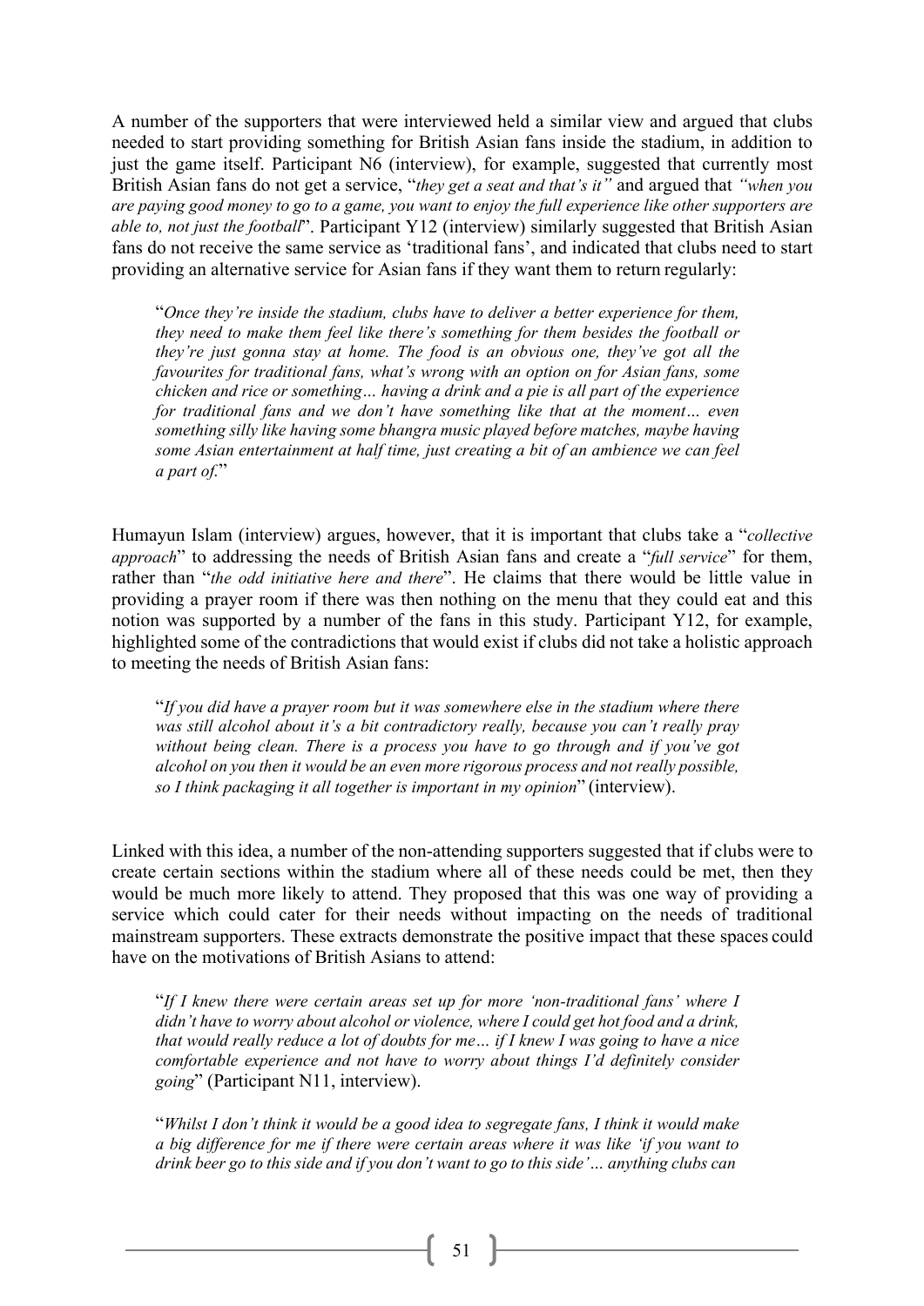A number of the supporters that were interviewed held a similar view and argued that clubs needed to start providing something for British Asian fans inside the stadium, in addition to just the game itself. Participant N6 (interview), for example, suggested that currently most British Asian fans do not get a service, "*they get a seat and that's it"* and argued that *"when you are paying good money to go to a game, you want to enjoy the full experience like other supporters are able to, not just the football*". Participant Y12 (interview) similarly suggested that British Asian fans do not receive the same service as 'traditional fans', and indicated that clubs need to start providing an alternative service for Asian fans if they want them to return regularly:

> "*Once they're inside the stadium, clubs have to deliver a better experience for them, they need to make them feel like there's something for them besides the football or they're just gonna stay at home. The food is an obvious one, they've got all the favourites for traditional fans, what's wrong with an option on for Asian fans, some chicken and rice or something… having a drink and a pie is all part of the experience for traditional fans and we don't have something like that at the moment… even something silly like having some bhangra music played before matches, maybe having some Asian entertainment at half time, just creating a bit of an ambience we can feel a part of.*"

Humayun Islam (interview) argues, however, that it is important that clubs take a "*collective approach*" to addressing the needs of British Asian fans and create a "*full service*" for them, rather than "*the odd initiative here and there*". He claims that there would be little value in providing a prayer room if there was then nothing on the menu that they could eat and this notion was supported by a number of the fans in this study. Participant Y12, for example, highlighted some of the contradictions that would exist if clubs did not take a holistic approach to meeting the needs of British Asian fans:

> "*If you did have a prayer room but it was somewhere else in the stadium where there was still alcohol about it's a bit contradictory really, because you can't really pray without being clean. There is a process you have to go through and if you've got alcohol on you then it would be an even more rigorous process and not really possible, so I think packaging it all together is important in my opinion*" (interview).

Linked with this idea, a number of the non-attending supporters suggested that if clubs were to create certain sections within the stadium where all of these needs could be met, then they would be much more likely to attend. They proposed that this was one way of providing a service which could cater for their needs without impacting on the needs of traditional mainstream supporters. These extracts demonstrate the positive impact that these spaces could have on the motivations of British Asians to attend:

> "*If I knew there were certain areas set up for more 'non-traditional fans' where I didn't have to worry about alcohol or violence, where I could get hot food and a drink, that would really reduce a lot of doubts for me… if I knew I was going to have a nice comfortable experience and not have to worry about things I'd definitely consider going*" (Participant N11, interview).

> "*Whilst I don't think it would be a good idea to segregate fans, I think it would make a big difference for me if there were certain areas where it was like 'if you want to drink beer go to this side and if you don't want to go to this side'… anything clubs can*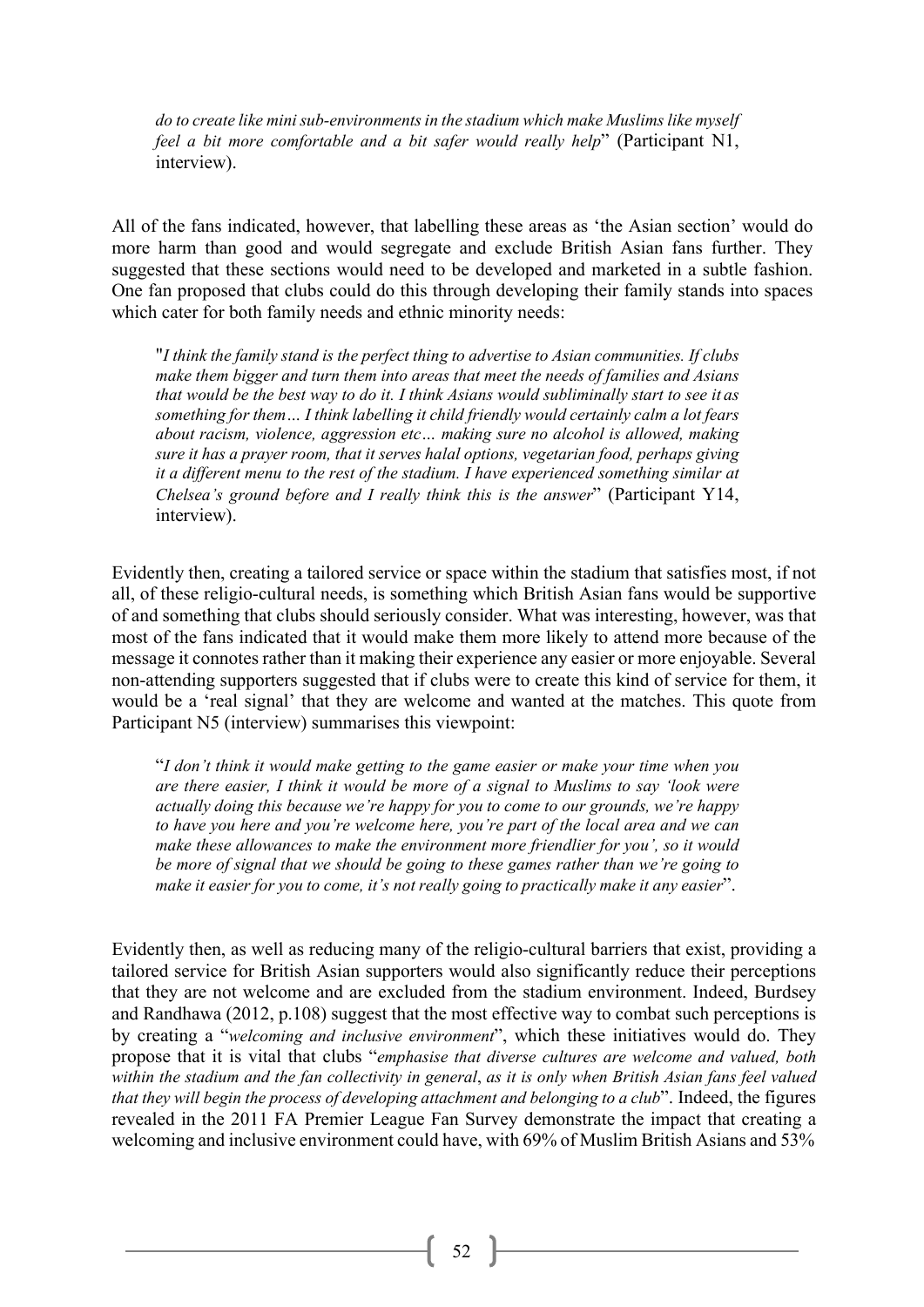> *do to create like mini sub-environments in the stadium which make Muslims like myself feel a bit more comfortable and a bit safer would really help*" (Participant N1, interview).

All of the fans indicated, however, that labelling these areas as 'the Asian section' would do more harm than good and would segregate and exclude British Asian fans further. They suggested that these sections would need to be developed and marketed in a subtle fashion. One fan proposed that clubs could do this through developing their family stands into spaces which cater for both family needs and ethnic minority needs:

> "*I think the family stand is the perfect thing to advertise to Asian communities. If clubs make them bigger and turn them into areas that meet the needs of families and Asians that would be the best way to do it. I think Asians would subliminally start to see it as something for them… I think labelling it child friendly would certainly calm a lot fears about racism, violence, aggression etc… making sure no alcohol is allowed, making sure it has a prayer room, that it serves halal options, vegetarian food, perhaps giving it a different menu to the rest of the stadium. I have experienced something similar at Chelsea's ground before and I really think this is the answer*" (Participant Y14, interview).

Evidently then, creating a tailored service or space within the stadium that satisfies most, if not all, of these religio-cultural needs, is something which British Asian fans would be supportive of and something that clubs should seriously consider. What was interesting, however, was that most of the fans indicated that it would make them more likely to attend more because of the message it connotes rather than it making their experience any easier or more enjoyable. Several non-attending supporters suggested that if clubs were to create this kind of service for them, it would be a 'real signal' that they are welcome and wanted at the matches. This quote from Participant N5 (interview) summarises this viewpoint:

> "*I don't think it would make getting to the game easier or make your time when you are there easier, I think it would be more of a signal to Muslims to say 'look were actually doing this because we're happy for you to come to our grounds, we're happy to have you here and you're welcome here, you're part of the local area and we can make these allowances to make the environment more friendlier for you', so it would be more of signal that we should be going to these games rather than we're going to make it easier for you to come, it's not really going to practically make it any easier*".

Evidently then, as well as reducing many of the religio-cultural barriers that exist, providing a tailored service for British Asian supporters would also significantly reduce their perceptions that they are not welcome and are excluded from the stadium environment. Indeed, Burdsey and Randhawa (2012, p.108) suggest that the most effective way to combat such perceptions is by creating a "*welcoming and inclusive environment*", which these initiatives would do. They propose that it is vital that clubs "*emphasise that diverse cultures are welcome and valued, both within the stadium and the fan collectivity in general, as it is only when British Asian fans feel valued that they will begin the process of developing attachment and belonging to a club*". Indeed, the figures revealed in the 2011 FA Premier League Fan Survey demonstrate the impact that creating a welcoming and inclusive environment could have, with 69% of Muslim British Asians and 53%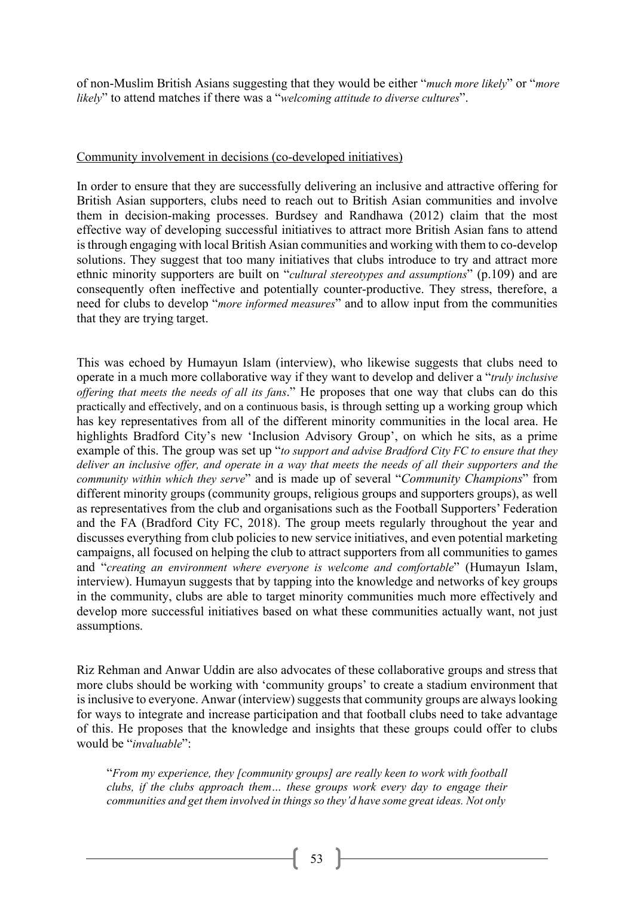of non-Muslim British Asians suggesting that they would be either "*much more likely*" or "*more likely*" to attend matches if there was a "*welcoming attitude to diverse cultures*".

Community involvement in decisions (co-developed initiatives)

In order to ensure that they are successfully delivering an inclusive and attractive offering for British Asian supporters, clubs need to reach out to British Asian communities and involve them in decision-making processes. Burdsey and Randhawa (2012) claim that the most effective way of developing successful initiatives to attract more British Asian fans to attend is through engaging with local British Asian communities and working with them to co-develop solutions. They suggest that too many initiatives that clubs introduce to try and attract more ethnic minority supporters are built on "*cultural stereotypes and assumptions*" (p.109) and are consequently often ineffective and potentially counter-productive. They stress, therefore, a need for clubs to develop "*more informed measures*" and to allow input from the communities that they are trying target.

This was echoed by Humayun Islam (interview), who likewise suggests that clubs need to operate in a much more collaborative way if they want to develop and deliver a "*truly inclusive offering that meets the needs of all its fans*." He proposes that one way that clubs can do this practically and effectively, and on a continuous basis, is through setting up a working group which has key representatives from all of the different minority communities in the local area. He highlights Bradford City's new 'Inclusion Advisory Group', on which he sits, as a prime example of this. The group was set up "*to support and advise Bradford City FC to ensure that they deliver an inclusive offer, and operate in a way that meets the needs of all their supporters and the community within which they serve*" and is made up of several "*Community Champions*" from different minority groups (community groups, religious groups and supporters groups), as well as representatives from the club and organisations such as the Football Supporters' Federation and the FA (Bradford City FC, 2018). The group meets regularly throughout the year and discusses everything from club policies to new service initiatives, and even potential marketing campaigns, all focused on helping the club to attract supporters from all communities to games and "*creating an environment where everyone is welcome and comfortable*" (Humayun Islam, interview). Humayun suggests that by tapping into the knowledge and networks of key groups in the community, clubs are able to target minority communities much more effectively and develop more successful initiatives based on what these communities actually want, not just assumptions.

Riz Rehman and Anwar Uddin are also advocates of these collaborative groups and stress that more clubs should be working with 'community groups' to create a stadium environment that is inclusive to everyone. Anwar (interview) suggests that community groups are always looking for ways to integrate and increase participation and that football clubs need to take advantage of this. He proposes that the knowledge and insights that these groups could offer to clubs would be "*invaluable*":

> "*From my experience, they [community groups] are really keen to work with football clubs, if the clubs approach them… these groups work every day to engage their communities and get them involved in things so they'd have some great ideas. Not only*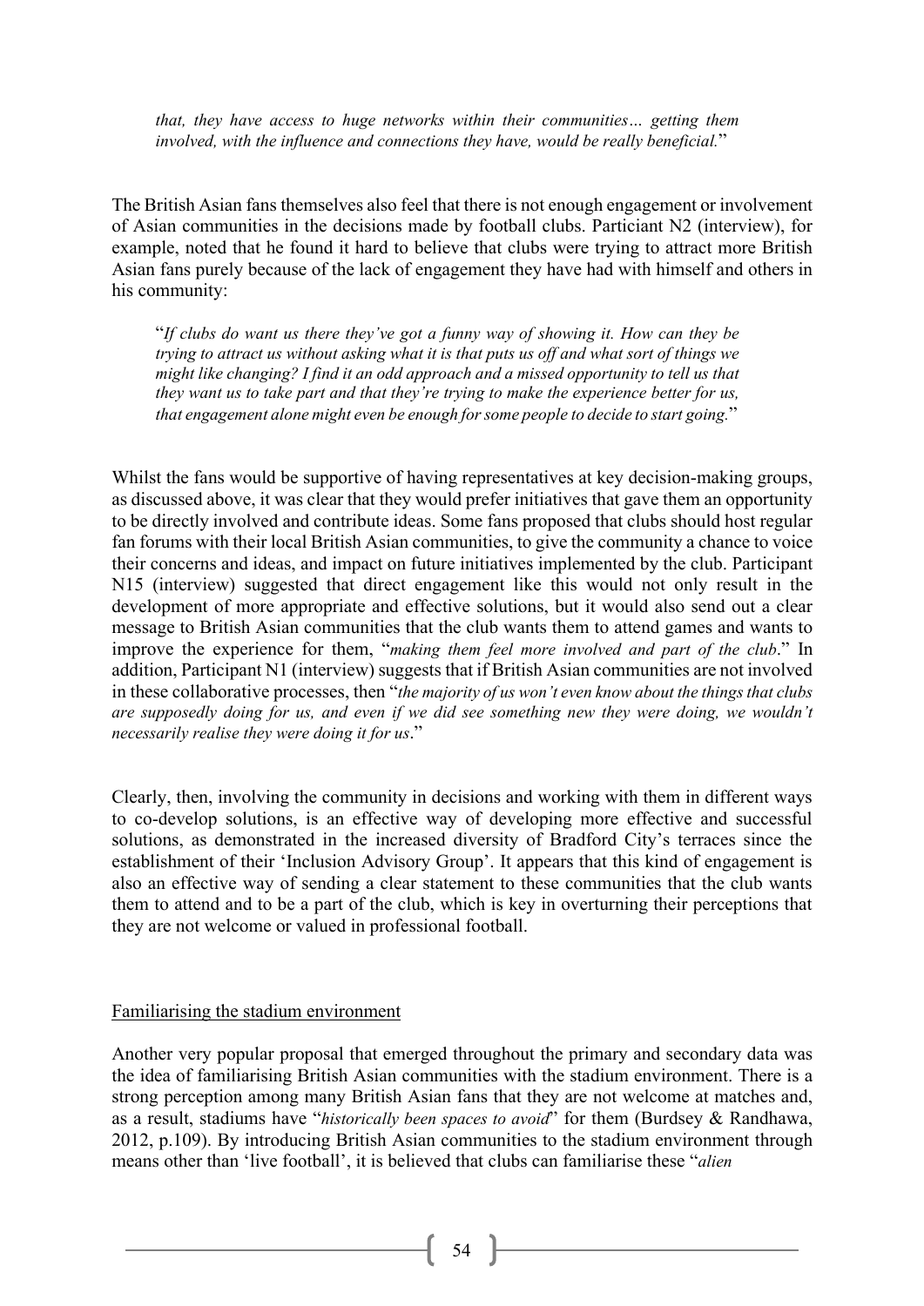*that, they have access to huge networks within their communities… getting them involved, with the influence and connections they have, would be really beneficial.*"

The British Asian fans themselves also feel that there is not enough engagement or involvement of Asian communities in the decisions made by football clubs. Particiant N2 (interview), for example, noted that he found it hard to believe that clubs were trying to attract more British Asian fans purely because of the lack of engagement they have had with himself and others in his community:

> "*If clubs do want us there they've got a funny way of showing it. How can they be trying to attract us without asking what it is that puts us off and what sort of things we might like changing? I find it an odd approach and a missed opportunity to tell us that they want us to take part and that they're trying to make the experience better for us, that engagement alone might even be enough for some people to decide to start going.*"

Whilst the fans would be supportive of having representatives at key decision-making groups, as discussed above, it was clear that they would prefer initiatives that gave them an opportunity to be directly involved and contribute ideas. Some fans proposed that clubs should host regular fan forums with their local British Asian communities, to give the community a chance to voice their concerns and ideas, and impact on future initiatives implemented by the club. Participant N15 (interview) suggested that direct engagement like this would not only result in the development of more appropriate and effective solutions, but it would also send out a clear message to British Asian communities that the club wants them to attend games and wants to improve the experience for them, "*making them feel more involved and part of the club*." In addition, Participant N1 (interview) suggests that if British Asian communities are not involved in these collaborative processes, then "*the majority of us won't even know about the things that clubs are supposedly doing for us, and even if we did see something new they were doing, we wouldn't necessarily realise they were doing it for us*."

Clearly, then, involving the community in decisions and working with them in different ways to co-develop solutions, is an effective way of developing more effective and successful solutions, as demonstrated in the increased diversity of Bradford City's terraces since the establishment of their 'Inclusion Advisory Group'. It appears that this kind of engagement is also an effective way of sending a clear statement to these communities that the club wants them to attend and to be a part of the club, which is key in overturning their perceptions that they are not welcome or valued in professional football.

<u>Familiarising the stadium environment</u>

Another very popular proposal that emerged throughout the primary and secondary data was the idea of familiarising British Asian communities with the stadium environment. There is a strong perception among many British Asian fans that they are not welcome at matches and, as a result, stadiums have "*historically been spaces to avoid*" for them (Burdsey & Randhawa, 2012, p.109). By introducing British Asian communities to the stadium environment through means other than 'live football', it is believed that clubs can familiarise these "*alien*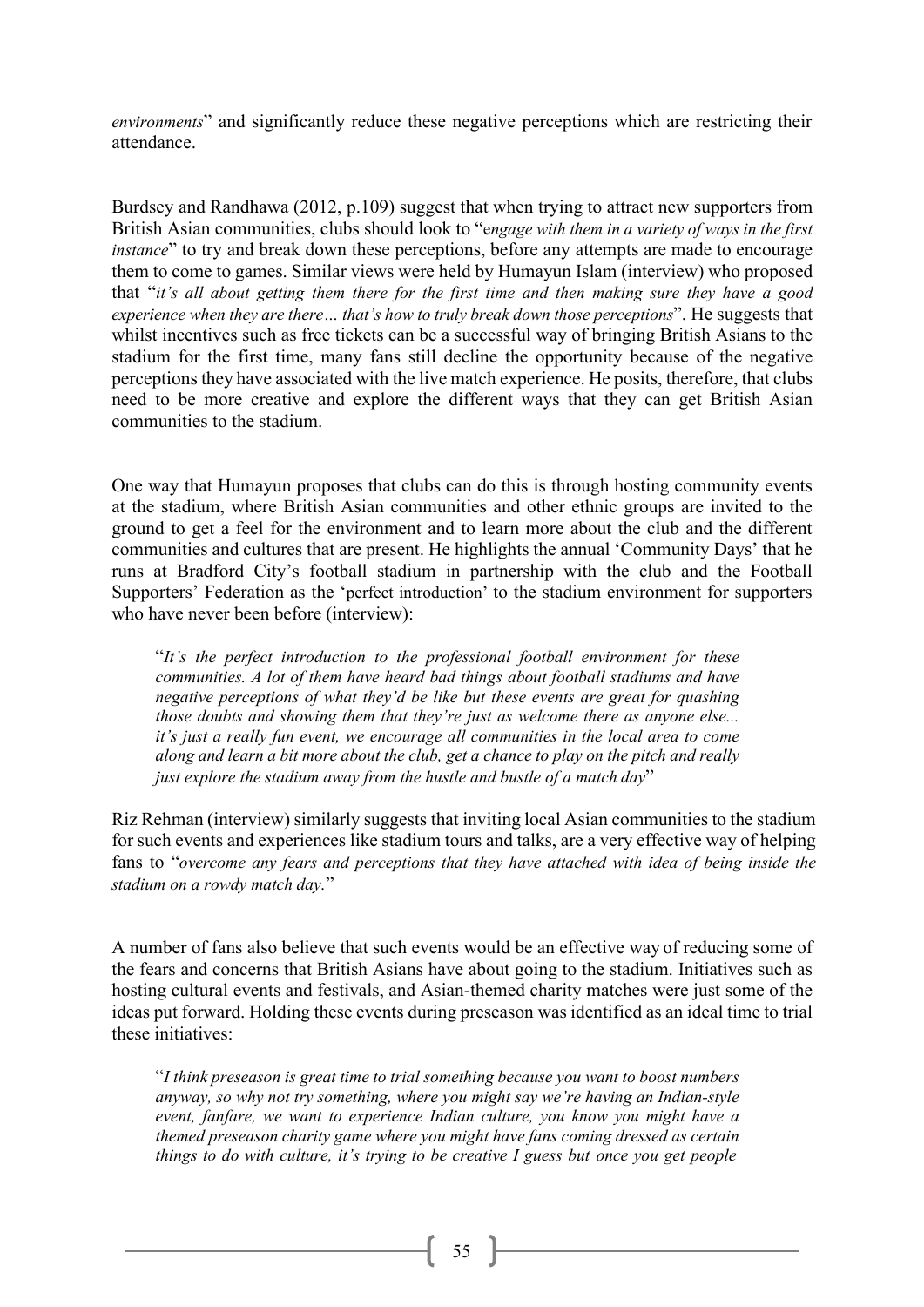*environments*" and significantly reduce these negative perceptions which are restricting their attendance.

Burdsey and Randhawa (2012, p.109) suggest that when trying to attract new supporters from British Asian communities, clubs should look to "e*ngage with them in a variety of ways in the first instance*" to try and break down these perceptions, before any attempts are made to encourage them to come to games. Similar views were held by Humayun Islam (interview) who proposed that "*it's all about getting them there for the first time and then making sure they have a good experience when they are there… that's how to truly break down those perceptions*". He suggests that whilst incentives such as free tickets can be a successful way of bringing British Asians to the stadium for the first time, many fans still decline the opportunity because of the negative perceptions they have associated with the live match experience. He posits, therefore, that clubs need to be more creative and explore the different ways that they can get British Asian communities to the stadium.

One way that Humayun proposes that clubs can do this is through hosting community events at the stadium, where British Asian communities and other ethnic groups are invited to the ground to get a feel for the environment and to learn more about the club and the different communities and cultures that are present. He highlights the annual 'Community Days' that he runs at Bradford City's football stadium in partnership with the club and the Football Supporters' Federation as the 'perfect introduction' to the stadium environment for supporters who have never been before (interview):

> "*It's the perfect introduction to the professional football environment for these communities. A lot of them have heard bad things about football stadiums and have negative perceptions of what they'd be like but these events are great for quashing those doubts and showing them that they're just as welcome there as anyone else... it's just a really fun event, we encourage all communities in the local area to come along and learn a bit more about the club, get a chance to play on the pitch and really just explore the stadium away from the hustle and bustle of a match day*"

Riz Rehman (interview) similarly suggests that inviting local Asian communities to the stadium for such events and experiences like stadium tours and talks, are a very effective way of helping fans to "*overcome any fears and perceptions that they have attached with idea of being inside the stadium on a rowdy match day.*"

A number of fans also believe that such events would be an effective way of reducing some of the fears and concerns that British Asians have about going to the stadium. Initiatives such as hosting cultural events and festivals, and Asian-themed charity matches were just some of the ideas put forward. Holding these events during preseason was identified as an ideal time to trial these initiatives:

> "*I think preseason is great time to trial something because you want to boost numbers anyway, so why not try something, where you might say we're having an Indian-style event, fanfare, we want to experience Indian culture, you know you might have a themed preseason charity game where you might have fans coming dressed as certain things to do with culture, it's trying to be creative I guess but once you get people*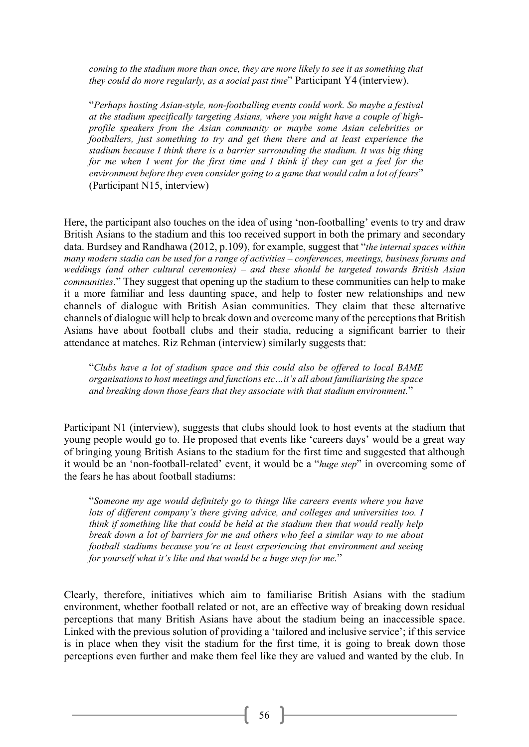> *coming to the stadium more than once, they are more likely to see it as something that they could do more regularly, as a social past time*" Participant Y4 (interview).

> "*Perhaps hosting Asian-style, non-footballing events could work. So maybe a festival at the stadium specifically targeting Asians, where you might have a couple of high-profile speakers from the Asian community or maybe some Asian celebrities or footballers, just something to try and get them there and at least experience the stadium because I think there is a barrier surrounding the stadium. It was big thing for me when I went for the first time and I think if they can get a feel for the environment before they even consider going to a game that would calm a lot of fears*" (Participant N15, interview)

Here, the participant also touches on the idea of using 'non-footballing' events to try and draw British Asians to the stadium and this too received support in both the primary and secondary data. Burdsey and Randhawa (2012, p.109), for example, suggest that "*the internal spaces within many modern stadia can be used for a range of activities – conferences, meetings, business forums and weddings (and other cultural ceremonies) – and these should be targeted towards British Asian communities*." They suggest that opening up the stadium to these communities can help to make it a more familiar and less daunting space, and help to foster new relationships and new channels of dialogue with British Asian communities. They claim that these alternative channels of dialogue will help to break down and overcome many of the perceptions that British Asians have about football clubs and their stadia, reducing a significant barrier to their attendance at matches. Riz Rehman (interview) similarly suggests that:

> "*Clubs have a lot of stadium space and this could also be offered to local BAME organisations to host meetings and functions etc…it's all about familiarising the space and breaking down those fears that they associate with that stadium environment.*"

Participant N1 (interview), suggests that clubs should look to host events at the stadium that young people would go to. He proposed that events like 'careers days' would be a great way of bringing young British Asians to the stadium for the first time and suggested that although it would be an 'non-football-related' event, it would be a "*huge step*" in overcoming some of the fears he has about football stadiums:

> "*Someone my age would definitely go to things like careers events where you have lots of different company's there giving advice, and colleges and universities too. I think if something like that could be held at the stadium then that would really help break down a lot of barriers for me and others who feel a similar way to me about football stadiums because you're at least experiencing that environment and seeing for yourself what it's like and that would be a huge step for me.*"

Clearly, therefore, initiatives which aim to familiarise British Asians with the stadium environment, whether football related or not, are an effective way of breaking down residual perceptions that many British Asians have about the stadium being an inaccessible space. Linked with the previous solution of providing a 'tailored and inclusive service'; if this service is in place when they visit the stadium for the first time, it is going to break down those perceptions even further and make them feel like they are valued and wanted by the club. In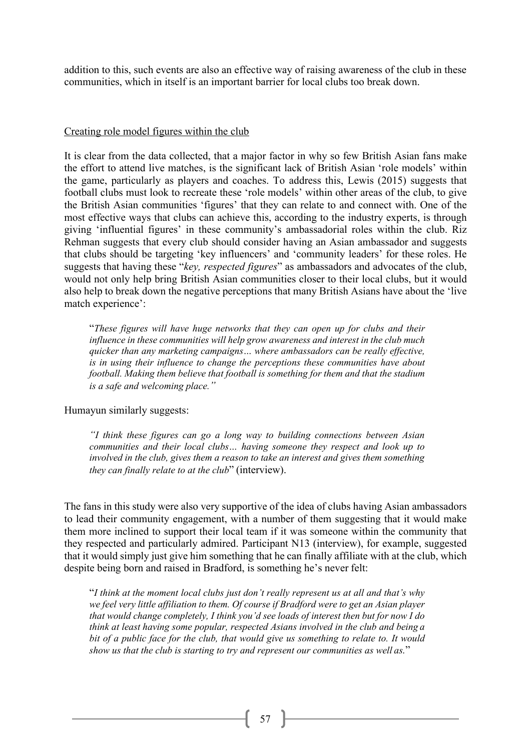addition to this, such events are also an effective way of raising awareness of the club in these communities, which in itself is an important barrier for local clubs too break down.

Creating role model figures within the club

It is clear from the data collected, that a major factor in why so few British Asian fans make the effort to attend live matches, is the significant lack of British Asian 'role models' within the game, particularly as players and coaches. To address this, Lewis (2015) suggests that football clubs must look to recreate these 'role models' within other areas of the club, to give the British Asian communities 'figures' that they can relate to and connect with. One of the most effective ways that clubs can achieve this, according to the industry experts, is through giving 'influential figures' in these community's ambassadorial roles within the club. Riz Rehman suggests that every club should consider having an Asian ambassador and suggests that clubs should be targeting 'key influencers' and 'community leaders' for these roles. He suggests that having these "*key, respected figures*" as ambassadors and advocates of the club, would not only help bring British Asian communities closer to their local clubs, but it would also help to break down the negative perceptions that many British Asians have about the 'live match experience':

> "*These figures will have huge networks that they can open up for clubs and their influence in these communities will help grow awareness and interest in the club much quicker than any marketing campaigns… where ambassadors can be really effective, is in using their influence to change the perceptions these communities have about football. Making them believe that football is something for them and that the stadium is a safe and welcoming place.*"

Humayun similarly suggests:

> *"I think these figures can go a long way to building connections between Asian communities and their local clubs… having someone they respect and look up to involved in the club, gives them a reason to take an interest and gives them something they can finally relate to at the club*" (interview).

The fans in this study were also very supportive of the idea of clubs having Asian ambassadors to lead their community engagement, with a number of them suggesting that it would make them more inclined to support their local team if it was someone within the community that they respected and particularly admired. Participant N13 (interview), for example, suggested that it would simply just give him something that he can finally affiliate with at the club, which despite being born and raised in Bradford, is something he's never felt:

> "*I think at the moment local clubs just don't really represent us at all and that's why we feel very little affiliation to them. Of course if Bradford were to get an Asian player that would change completely, I think you'd see loads of interest then but for now I do think at least having some popular, respected Asians involved in the club and being a bit of a public face for the club, that would give us something to relate to. It would show us that the club is starting to try and represent our communities as well as.*"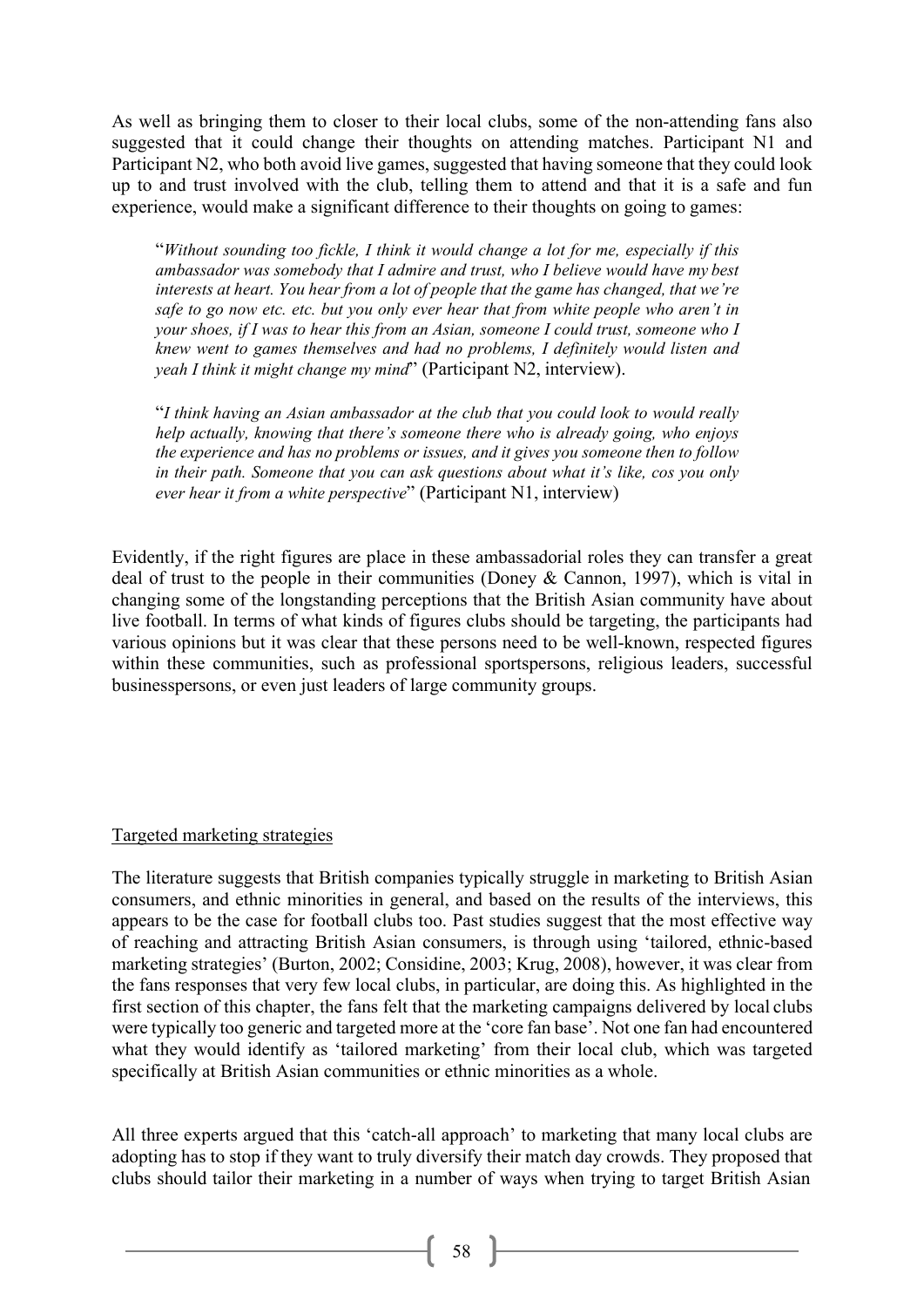As well as bringing them to closer to their local clubs, some of the non-attending fans also suggested that it could change their thoughts on attending matches. Participant N1 and Participant N2, who both avoid live games, suggested that having someone that they could look up to and trust involved with the club, telling them to attend and that it is a safe and fun experience, would make a significant difference to their thoughts on going to games:

> "*Without sounding too fickle, I think it would change a lot for me, especially if this ambassador was somebody that I admire and trust, who I believe would have my best interests at heart. You hear from a lot of people that the game has changed, that we're safe to go now etc. etc. but you only ever hear that from white people who aren't in your shoes, if I was to hear this from an Asian, someone I could trust, someone who I knew went to games themselves and had no problems, I definitely would listen and yeah I think it might change my mind*" (Participant N2, interview).

> "*I think having an Asian ambassador at the club that you could look to would really help actually, knowing that there's someone there who is already going, who enjoys the experience and has no problems or issues, and it gives you someone then to follow in their path. Someone that you can ask questions about what it's like, cos you only ever hear it from a white perspective*" (Participant N1, interview)

Evidently, if the right figures are place in these ambassadorial roles they can transfer a great deal of trust to the people in their communities (Doney & Cannon, 1997), which is vital in changing some of the longstanding perceptions that the British Asian community have about live football. In terms of what kinds of figures clubs should be targeting, the participants had various opinions but it was clear that these persons need to be well-known, respected figures within these communities, such as professional sportspersons, religious leaders, successful businesspersons, or even just leaders of large community groups.

Targeted marketing strategies

The literature suggests that British companies typically struggle in marketing to British Asian consumers, and ethnic minorities in general, and based on the results of the interviews, this appears to be the case for football clubs too. Past studies suggest that the most effective way of reaching and attracting British Asian consumers, is through using 'tailored, ethnic-based marketing strategies' (Burton, 2002; Considine, 2003; Krug, 2008), however, it was clear from the fans responses that very few local clubs, in particular, are doing this. As highlighted in the first section of this chapter, the fans felt that the marketing campaigns delivered by local clubs were typically too generic and targeted more at the 'core fan base'. Not one fan had encountered what they would identify as 'tailored marketing' from their local club, which was targeted specifically at British Asian communities or ethnic minorities as a whole.

All three experts argued that this 'catch-all approach' to marketing that many local clubs are adopting has to stop if they want to truly diversify their match day crowds. They proposed that clubs should tailor their marketing in a number of ways when trying to target British Asian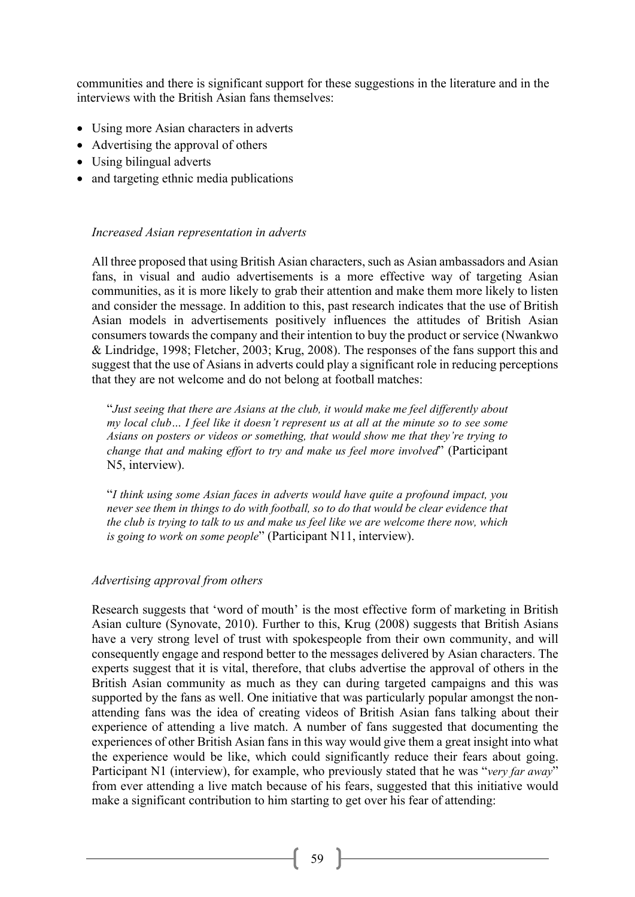communities and there is significant support for these suggestions in the literature and in the interviews with the British Asian fans themselves:

- Using more Asian characters in adverts
- Advertising the approval of others
- Using bilingual adverts
- and targeting ethnic media publications

*Increased Asian representation in adverts*

All three proposed that using British Asian characters, such as Asian ambassadors and Asian fans, in visual and audio advertisements is a more effective way of targeting Asian communities, as it is more likely to grab their attention and make them more likely to listen and consider the message. In addition to this, past research indicates that the use of British Asian models in advertisements positively influences the attitudes of British Asian consumers towards the company and their intention to buy the product or service (Nwankwo & Lindridge, 1998; Fletcher, 2003; Krug, 2008). The responses of the fans support this and suggest that the use of Asians in adverts could play a significant role in reducing perceptions that they are not welcome and do not belong at football matches:

> "*Just seeing that there are Asians at the club, it would make me feel differently about my local club… I feel like it doesn't represent us at all at the minute so to see some Asians on posters or videos or something, that would show me that they're trying to change that and making effort to try and make us feel more involved*" (Participant N5, interview).

> "*I think using some Asian faces in adverts would have quite a profound impact, you never see them in things to do with football, so to do that would be clear evidence that the club is trying to talk to us and make us feel like we are welcome there now, which is going to work on some people*" (Participant N11, interview).

*Advertising approval from others*

Research suggests that 'word of mouth' is the most effective form of marketing in British Asian culture (Synovate, 2010). Further to this, Krug (2008) suggests that British Asians have a very strong level of trust with spokespeople from their own community, and will consequently engage and respond better to the messages delivered by Asian characters. The experts suggest that it is vital, therefore, that clubs advertise the approval of others in the British Asian community as much as they can during targeted campaigns and this was supported by the fans as well. One initiative that was particularly popular amongst the non-attending fans was the idea of creating videos of British Asian fans talking about their experience of attending a live match. A number of fans suggested that documenting the experiences of other British Asian fans in this way would give them a great insight into what the experience would be like, which could significantly reduce their fears about going. Participant N1 (interview), for example, who previously stated that he was "*very far away*" from ever attending a live match because of his fears, suggested that this initiative would make a significant contribution to him starting to get over his fear of attending: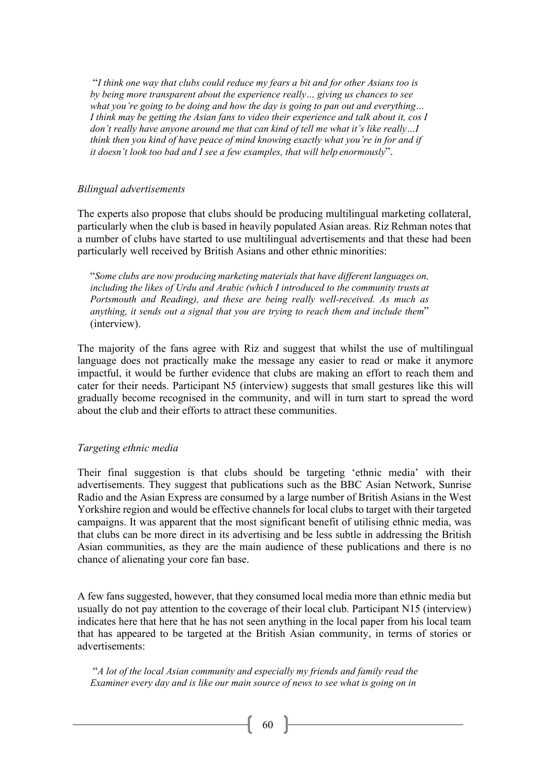"*I think one way that clubs could reduce my fears a bit and for other Asians too is by being more transparent about the experience really… giving us chances to see what you're going to be doing and how the day is going to pan out and everything… I think may be getting the Asian fans to video their experience and talk about it, cos I don't really have anyone around me that can kind of tell me what it's like really…I think then you kind of have peace of mind knowing exactly what you're in for and if it doesn't look too bad and I see a few examples, that will help enormously*".

*Bilingual advertisements*

The experts also propose that clubs should be producing multilingual marketing collateral, particularly when the club is based in heavily populated Asian areas. Riz Rehman notes that a number of clubs have started to use multilingual advertisements and that these had been particularly well received by British Asians and other ethnic minorities:

"*Some clubs are now producing marketing materials that have different languages on, including the likes of Urdu and Arabic (which I introduced to the community trusts at Portsmouth and Reading), and these are being really well-received. As much as anything, it sends out a signal that you are trying to reach them and include them*" (interview).

The majority of the fans agree with Riz and suggest that whilst the use of multilingual language does not practically make the message any easier to read or make it anymore impactful, it would be further evidence that clubs are making an effort to reach them and cater for their needs. Participant N5 (interview) suggests that small gestures like this will gradually become recognised in the community, and will in turn start to spread the word about the club and their efforts to attract these communities.

*Targeting ethnic media*

Their final suggestion is that clubs should be targeting 'ethnic media' with their advertisements. They suggest that publications such as the BBC Asian Network, Sunrise Radio and the Asian Express are consumed by a large number of British Asians in the West Yorkshire region and would be effective channels for local clubs to target with their targeted campaigns. It was apparent that the most significant benefit of utilising ethnic media, was that clubs can be more direct in its advertising and be less subtle in addressing the British Asian communities, as they are the main audience of these publications and there is no chance of alienating your core fan base.

A few fans suggested, however, that they consumed local media more than ethnic media but usually do not pay attention to the coverage of their local club. Participant N15 (interview) indicates here that here that he has not seen anything in the local paper from his local team that has appeared to be targeted at the British Asian community, in terms of stories or advertisements:

"*A lot of the local Asian community and especially my friends and family read the Examiner every day and is like our main source of news to see what is going on in*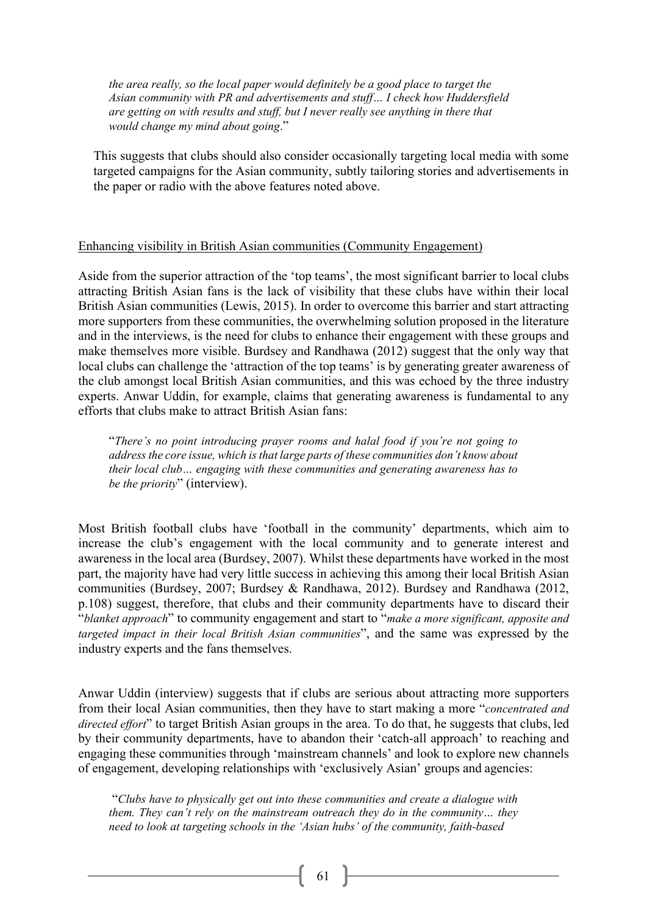*the area really, so the local paper would definitely be a good place to target the Asian community with PR and advertisements and stuff… I check how Huddersfield are getting on with results and stuff, but I never really see anything in there that would change my mind about going*."

This suggests that clubs should also consider occasionally targeting local media with some targeted campaigns for the Asian community, subtly tailoring stories and advertisements in the paper or radio with the above features noted above.

Enhancing visibility in British Asian communities (Community Engagement)

Aside from the superior attraction of the 'top teams', the most significant barrier to local clubs attracting British Asian fans is the lack of visibility that these clubs have within their local British Asian communities (Lewis, 2015). In order to overcome this barrier and start attracting more supporters from these communities, the overwhelming solution proposed in the literature and in the interviews, is the need for clubs to enhance their engagement with these groups and make themselves more visible. Burdsey and Randhawa (2012) suggest that the only way that local clubs can challenge the 'attraction of the top teams' is by generating greater awareness of the club amongst local British Asian communities, and this was echoed by the three industry experts. Anwar Uddin, for example, claims that generating awareness is fundamental to any efforts that clubs make to attract British Asian fans:

> "*There's no point introducing prayer rooms and halal food if you're not going to address the core issue, which is that large parts of these communities don't know about their local club… engaging with these communities and generating awareness has to be the priority*" (interview).

Most British football clubs have 'football in the community' departments, which aim to increase the club's engagement with the local community and to generate interest and awareness in the local area (Burdsey, 2007). Whilst these departments have worked in the most part, the majority have had very little success in achieving this among their local British Asian communities (Burdsey, 2007; Burdsey & Randhawa, 2012). Burdsey and Randhawa (2012, p.108) suggest, therefore, that clubs and their community departments have to discard their "*blanket approach*" to community engagement and start to "*make a more significant, apposite and targeted impact in their local British Asian communities*", and the same was expressed by the industry experts and the fans themselves.

Anwar Uddin (interview) suggests that if clubs are serious about attracting more supporters from their local Asian communities, then they have to start making a more "*concentrated and directed effort*" to target British Asian groups in the area. To do that, he suggests that clubs, led by their community departments, have to abandon their 'catch-all approach' to reaching and engaging these communities through 'mainstream channels' and look to explore new channels of engagement, developing relationships with 'exclusively Asian' groups and agencies:

> "*Clubs have to physically get out into these communities and create a dialogue with them. They can't rely on the mainstream outreach they do in the community… they need to look at targeting schools in the 'Asian hubs' of the community, faith-based*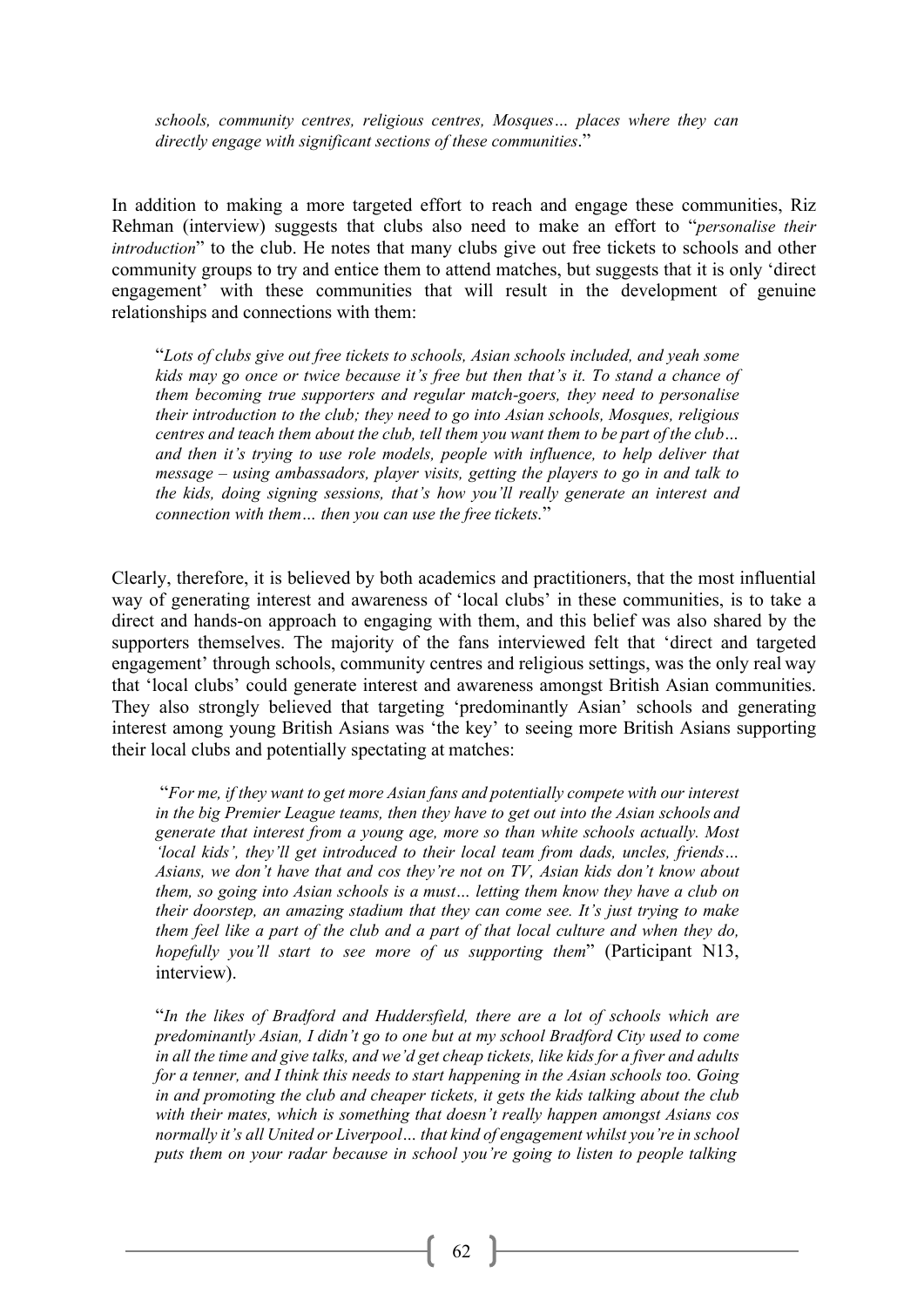*schools, community centres, religious centres, Mosques… places where they can directly engage with significant sections of these communities*."

In addition to making a more targeted effort to reach and engage these communities, Riz Rehman (interview) suggests that clubs also need to make an effort to "*personalise their introduction*" to the club. He notes that many clubs give out free tickets to schools and other community groups to try and entice them to attend matches, but suggests that it is only 'direct engagement' with these communities that will result in the development of genuine relationships and connections with them:

> "*Lots of clubs give out free tickets to schools, Asian schools included, and yeah some kids may go once or twice because it's free but then that's it. To stand a chance of them becoming true supporters and regular match-goers, they need to personalise their introduction to the club; they need to go into Asian schools, Mosques, religious centres and teach them about the club, tell them you want them to be part of the club… and then it's trying to use role models, people with influence, to help deliver that message – using ambassadors, player visits, getting the players to go in and talk to the kids, doing signing sessions, that's how you'll really generate an interest and connection with them… then you can use the free tickets*."

Clearly, therefore, it is believed by both academics and practitioners, that the most influential way of generating interest and awareness of 'local clubs' in these communities, is to take a direct and hands-on approach to engaging with them, and this belief was also shared by the supporters themselves. The majority of the fans interviewed felt that 'direct and targeted engagement' through schools, community centres and religious settings, was the only real way that 'local clubs' could generate interest and awareness amongst British Asian communities. They also strongly believed that targeting 'predominantly Asian' schools and generating interest among young British Asians was 'the key' to seeing more British Asians supporting their local clubs and potentially spectating at matches:

> "*For me, if they want to get more Asian fans and potentially compete with our interest in the big Premier League teams, then they have to get out into the Asian schools and generate that interest from a young age, more so than white schools actually. Most 'local kids', they'll get introduced to their local team from dads, uncles, friends… Asians, we don't have that and cos they're not on TV, Asian kids don't know about them, so going into Asian schools is a must… letting them know they have a club on their doorstep, an amazing stadium that they can come see. It's just trying to make them feel like a part of the club and a part of that local culture and when they do, hopefully you'll start to see more of us supporting them*" (Participant N13, interview).

> "*In the likes of Bradford and Huddersfield, there are a lot of schools which are predominantly Asian, I didn't go to one but at my school Bradford City used to come in all the time and give talks, and we'd get cheap tickets, like kids for a fiver and adults for a tenner, and I think this needs to start happening in the Asian schools too. Going in and promoting the club and cheaper tickets, it gets the kids talking about the club with their mates, which is something that doesn't really happen amongst Asians cos normally it's all United or Liverpool… that kind of engagement whilst you're in school puts them on your radar because in school you're going to listen to people talking*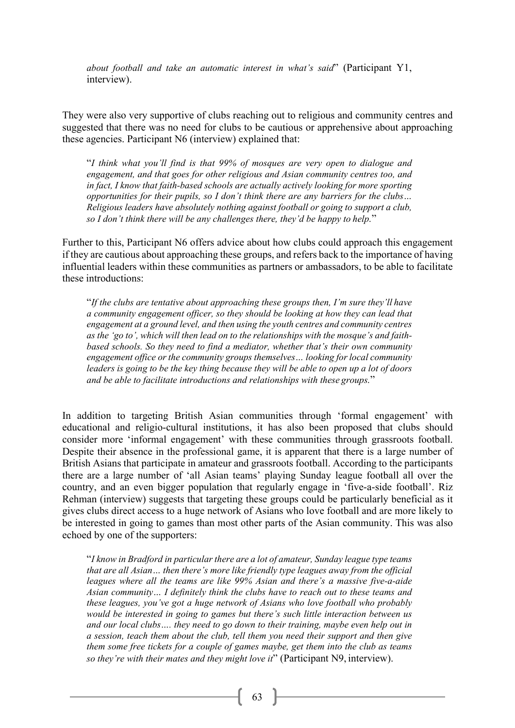*about football and take an automatic interest in what's said*" (Participant Y1, interview).

They were also very supportive of clubs reaching out to religious and community centres and suggested that there was no need for clubs to be cautious or apprehensive about approaching these agencies. Participant N6 (interview) explained that:

> "*I think what you'll find is that 99% of mosques are very open to dialogue and engagement, and that goes for other religious and Asian community centres too, and in fact, I know that faith-based schools are actually actively looking for more sporting opportunities for their pupils, so I don't think there are any barriers for the clubs… Religious leaders have absolutely nothing against football or going to support a club, so I don't think there will be any challenges there, they'd be happy to help.*"

Further to this, Participant N6 offers advice about how clubs could approach this engagement if they are cautious about approaching these groups, and refers back to the importance of having influential leaders within these communities as partners or ambassadors, to be able to facilitate these introductions:

> "*If the clubs are tentative about approaching these groups then, I'm sure they'll have a community engagement officer, so they should be looking at how they can lead that engagement at a ground level, and then using the youth centres and community centres as the 'go to', which will then lead on to the relationships with the mosque's and faith-based schools. So they need to find a mediator, whether that's their own community engagement office or the community groups themselves… looking for local community leaders is going to be the key thing because they will be able to open up a lot of doors and be able to facilitate introductions and relationships with these groups.*"

In addition to targeting British Asian communities through 'formal engagement' with educational and religio-cultural institutions, it has also been proposed that clubs should consider more 'informal engagement' with these communities through grassroots football. Despite their absence in the professional game, it is apparent that there is a large number of British Asians that participate in amateur and grassroots football. According to the participants there are a large number of 'all Asian teams' playing Sunday league football all over the country, and an even bigger population that regularly engage in 'five-a-side football'. Riz Rehman (interview) suggests that targeting these groups could be particularly beneficial as it gives clubs direct access to a huge network of Asians who love football and are more likely to be interested in going to games than most other parts of the Asian community. This was also echoed by one of the supporters:

> "*I know in Bradford in particular there are a lot of amateur, Sunday league type teams that are all Asian… then there's more like friendly type leagues away from the official leagues where all the teams are like 99% Asian and there's a massive five-a-aide Asian community… I definitely think the clubs have to reach out to these teams and these leagues, you've got a huge network of Asians who love football who probably would be interested in going to games but there's such little interaction between us and our local clubs…. they need to go down to their training, maybe even help out in a session, teach them about the club, tell them you need their support and then give them some free tickets for a couple of games maybe, get them into the club as teams so they're with their mates and they might love it*" (Participant N9, interview).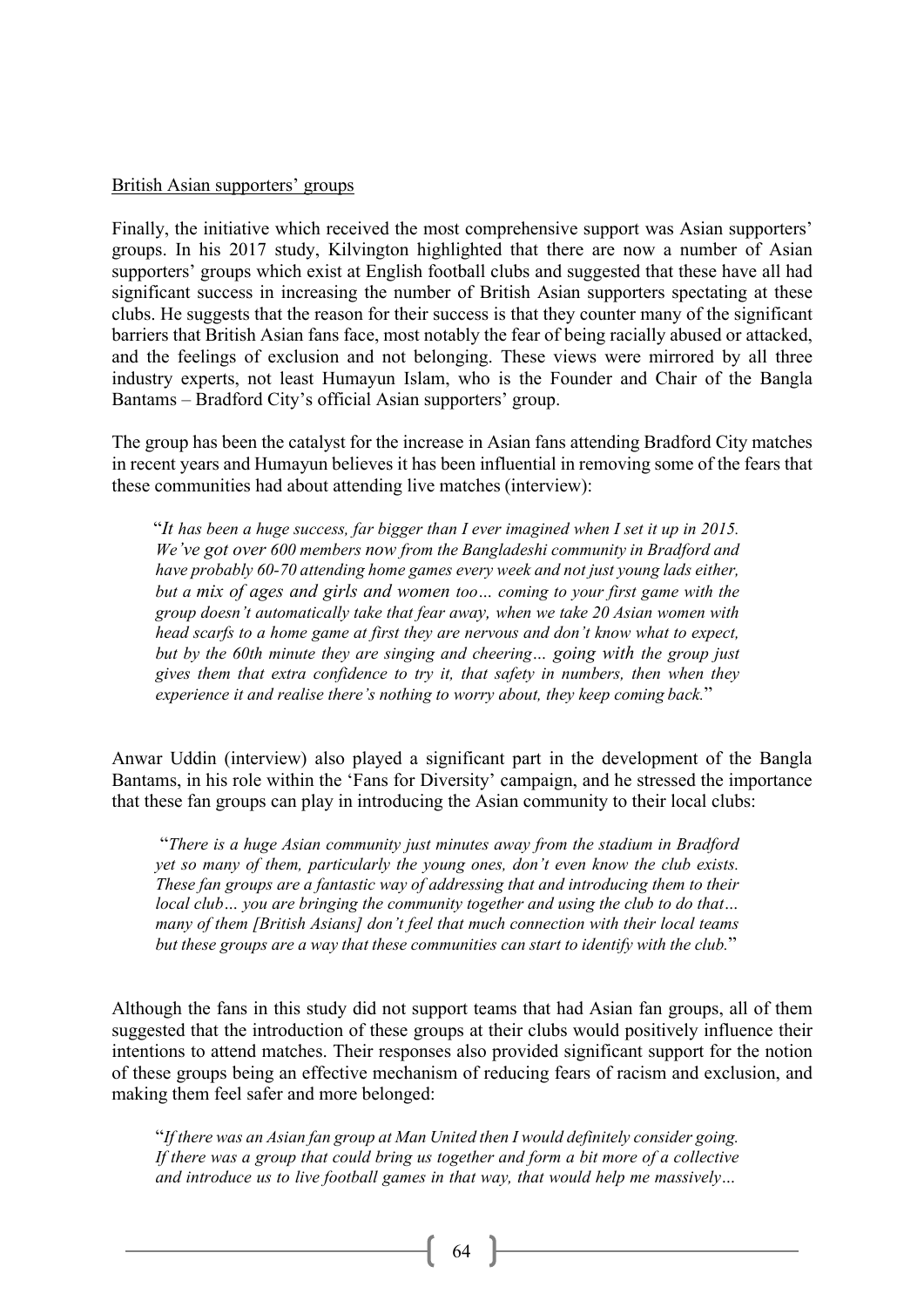British Asian supporters' groups

Finally, the initiative which received the most comprehensive support was Asian supporters' groups. In his 2017 study, Kilvington highlighted that there are now a number of Asian supporters' groups which exist at English football clubs and suggested that these have all had significant success in increasing the number of British Asian supporters spectating at these clubs. He suggests that the reason for their success is that they counter many of the significant barriers that British Asian fans face, most notably the fear of being racially abused or attacked, and the feelings of exclusion and not belonging. These views were mirrored by all three industry experts, not least Humayun Islam, who is the Founder and Chair of the Bangla Bantams – Bradford City's official Asian supporters' group.

The group has been the catalyst for the increase in Asian fans attending Bradford City matches in recent years and Humayun believes it has been influential in removing some of the fears that these communities had about attending live matches (interview):

> "*It has been a huge success, far bigger than I ever imagined when I set it up in 2015. We've got over 600 members now from the Bangladeshi community in Bradford and have probably 60-70 attending home games every week and not just young lads either, but a mix of ages and girls and women too… coming to your first game with the group doesn't automatically take that fear away, when we take 20 Asian women with head scarfs to a home game at first they are nervous and don't know what to expect, but by the 60th minute they are singing and cheering… going with the group just gives them that extra confidence to try it, that safety in numbers, then when they experience it and realise there's nothing to worry about, they keep coming back.*"

Anwar Uddin (interview) also played a significant part in the development of the Bangla Bantams, in his role within the 'Fans for Diversity' campaign, and he stressed the importance that these fan groups can play in introducing the Asian community to their local clubs:

> "*There is a huge Asian community just minutes away from the stadium in Bradford yet so many of them, particularly the young ones, don't even know the club exists. These fan groups are a fantastic way of addressing that and introducing them to their local club… you are bringing the community together and using the club to do that… many of them [British Asians] don't feel that much connection with their local teams but these groups are a way that these communities can start to identify with the club.*"

Although the fans in this study did not support teams that had Asian fan groups, all of them suggested that the introduction of these groups at their clubs would positively influence their intentions to attend matches. Their responses also provided significant support for the notion of these groups being an effective mechanism of reducing fears of racism and exclusion, and making them feel safer and more belonged:

> "*If there was an Asian fan group at Man United then I would definitely consider going. If there was a group that could bring us together and form a bit more of a collective and introduce us to live football games in that way, that would help me massively…*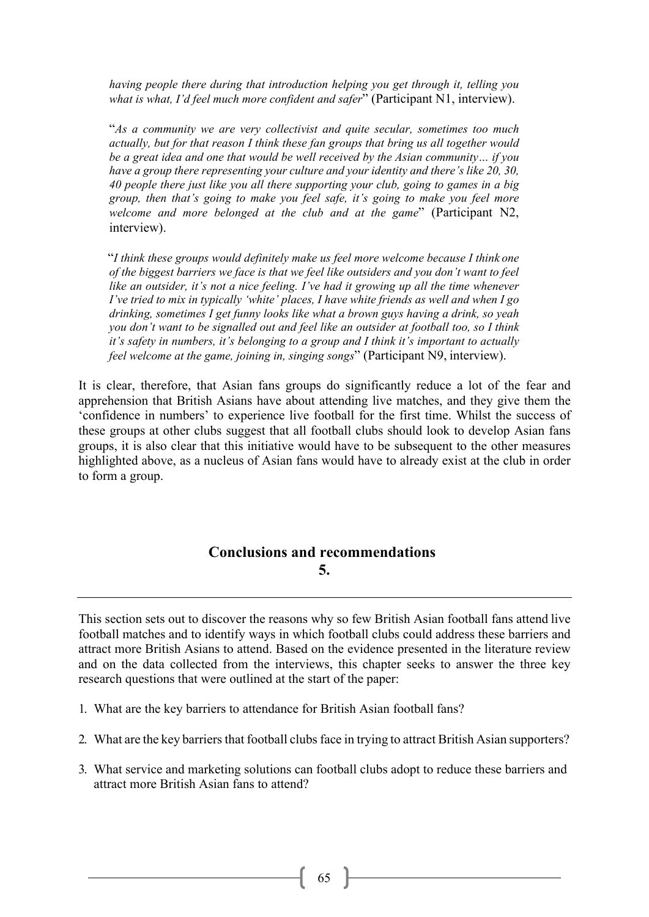*having people there during that introduction helping you get through it, telling you what is what, I'd feel much more confident and safer*" (Participant N1, interview).

"*As a community we are very collectivist and quite secular, sometimes too much actually, but for that reason I think these fan groups that bring us all together would be a great idea and one that would be well received by the Asian community… if you have a group there representing your culture and your identity and there's like 20, 30, 40 people there just like you all there supporting your club, going to games in a big group, then that's going to make you feel safe, it's going to make you feel more welcome and more belonged at the club and at the game*" (Participant N2, interview).

"*I think these groups would definitely make us feel more welcome because I think one of the biggest barriers we face is that we feel like outsiders and you don't want to feel like an outsider, it's not a nice feeling. I've had it growing up all the time whenever I've tried to mix in typically 'white' places, I have white friends as well and when I go drinking, sometimes I get funny looks like what a brown guys having a drink, so yeah you don't want to be signalled out and feel like an outsider at football too, so I think it's safety in numbers, it's belonging to a group and I think it's important to actually feel welcome at the game, joining in, singing songs*" (Participant N9, interview).

It is clear, therefore, that Asian fans groups do significantly reduce a lot of the fear and apprehension that British Asians have about attending live matches, and they give them the 'confidence in numbers' to experience live football for the first time. Whilst the success of these groups at other clubs suggest that all football clubs should look to develop Asian fans groups, it is also clear that this initiative would have to be subsequent to the other measures highlighted above, as a nucleus of Asian fans would have to already exist at the club in order to form a group.

## Conclusions and recommendations
## 5.

This section sets out to discover the reasons why so few British Asian football fans attend live football matches and to identify ways in which football clubs could address these barriers and attract more British Asians to attend. Based on the evidence presented in the literature review and on the data collected from the interviews, this chapter seeks to answer the three key research questions that were outlined at the start of the paper:

1. What are the key barriers to attendance for British Asian football fans?
2. What are the key barriers that football clubs face in trying to attract British Asian supporters?
3. What service and marketing solutions can football clubs adopt to reduce these barriers and attract more British Asian fans to attend?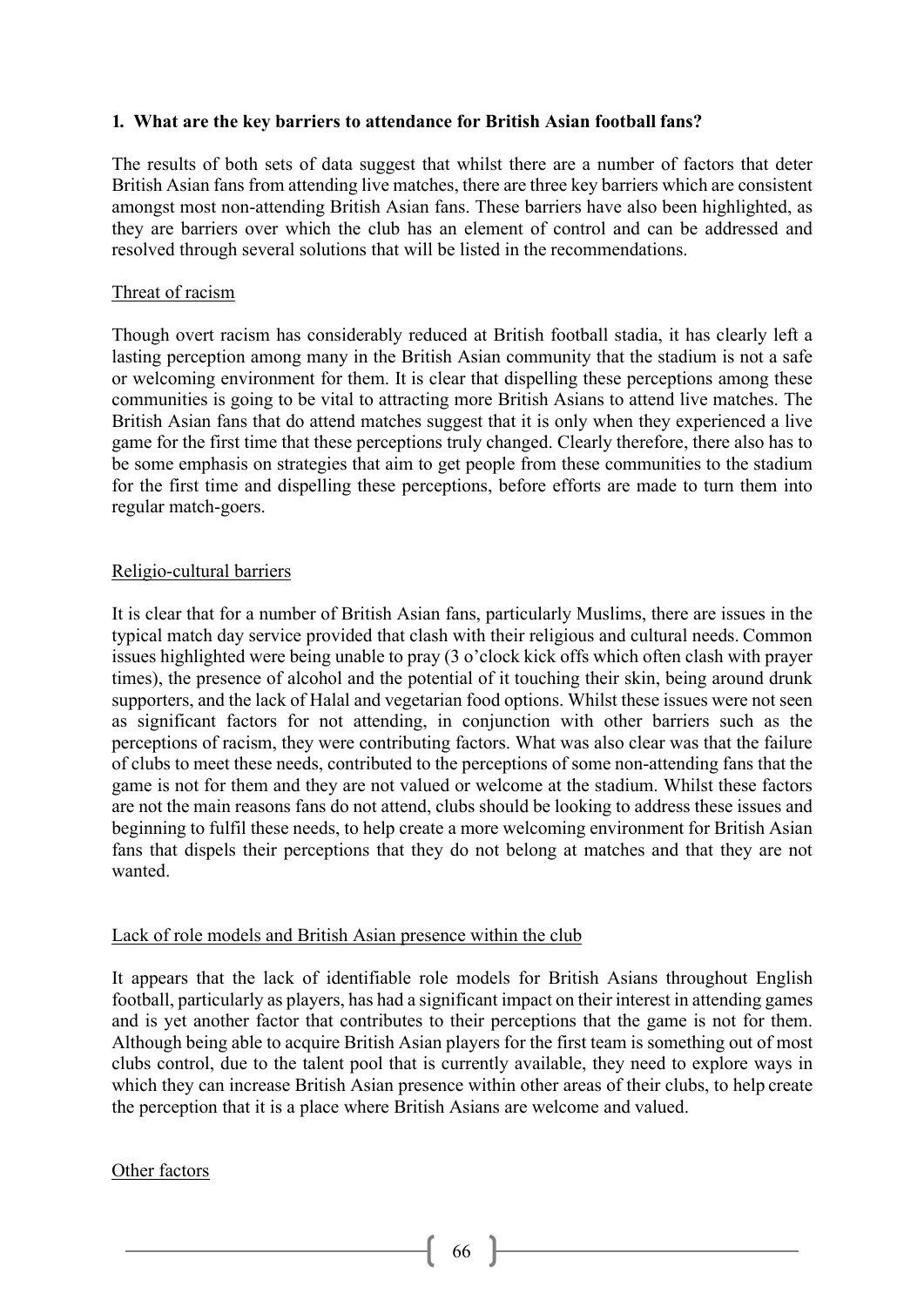**1. What are the key barriers to attendance for British Asian football fans?**

The results of both sets of data suggest that whilst there are a number of factors that deter British Asian fans from attending live matches, there are three key barriers which are consistent amongst most non-attending British Asian fans. These barriers have also been highlighted, as they are barriers over which the club has an element of control and can be addressed and resolved through several solutions that will be listed in the recommendations.

Threat of racism

Though overt racism has considerably reduced at British football stadia, it has clearly left a lasting perception among many in the British Asian community that the stadium is not a safe or welcoming environment for them. It is clear that dispelling these perceptions among these communities is going to be vital to attracting more British Asians to attend live matches. The British Asian fans that do attend matches suggest that it is only when they experienced a live game for the first time that these perceptions truly changed. Clearly therefore, there also has to be some emphasis on strategies that aim to get people from these communities to the stadium for the first time and dispelling these perceptions, before efforts are made to turn them into regular match-goers.

Religio-cultural barriers

It is clear that for a number of British Asian fans, particularly Muslims, there are issues in the typical match day service provided that clash with their religious and cultural needs. Common issues highlighted were being unable to pray (3 o'clock kick offs which often clash with prayer times), the presence of alcohol and the potential of it touching their skin, being around drunk supporters, and the lack of Halal and vegetarian food options. Whilst these issues were not seen as significant factors for not attending, in conjunction with other barriers such as the perceptions of racism, they were contributing factors. What was also clear was that the failure of clubs to meet these needs, contributed to the perceptions of some non-attending fans that the game is not for them and they are not valued or welcome at the stadium. Whilst these factors are not the main reasons fans do not attend, clubs should be looking to address these issues and beginning to fulfil these needs, to help create a more welcoming environment for British Asian fans that dispels their perceptions that they do not belong at matches and that they are not wanted.

Lack of role models and British Asian presence within the club

It appears that the lack of identifiable role models for British Asians throughout English football, particularly as players, has had a significant impact on their interest in attending games and is yet another factor that contributes to their perceptions that the game is not for them. Although being able to acquire British Asian players for the first team is something out of most clubs control, due to the talent pool that is currently available, they need to explore ways in which they can increase British Asian presence within other areas of their clubs, to help create the perception that it is a place where British Asians are welcome and valued.

Other factors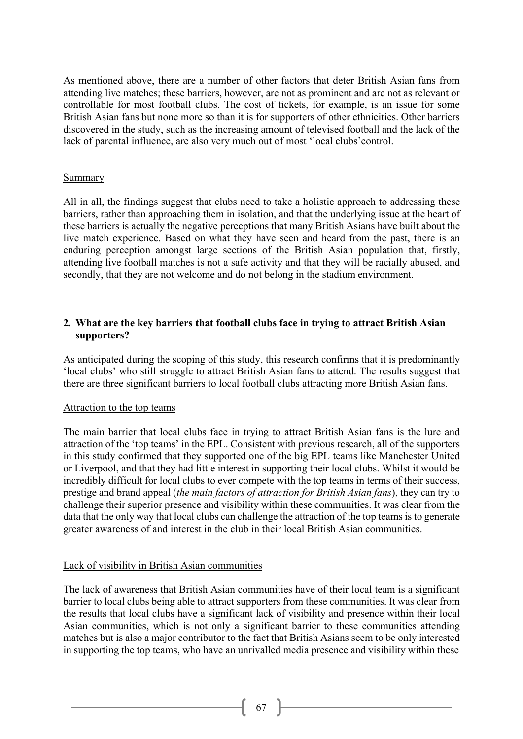As mentioned above, there are a number of other factors that deter British Asian fans from attending live matches; these barriers, however, are not as prominent and are not as relevant or controllable for most football clubs. The cost of tickets, for example, is an issue for some British Asian fans but none more so than it is for supporters of other ethnicities. Other barriers discovered in the study, such as the increasing amount of televised football and the lack of the lack of parental influence, are also very much out of most 'local clubs'control.

Summary

All in all, the findings suggest that clubs need to take a holistic approach to addressing these barriers, rather than approaching them in isolation, and that the underlying issue at the heart of these barriers is actually the negative perceptions that many British Asians have built about the live match experience. Based on what they have seen and heard from the past, there is an enduring perception amongst large sections of the British Asian population that, firstly, attending live football matches is not a safe activity and that they will be racially abused, and secondly, that they are not welcome and do not belong in the stadium environment.

**2. What are the key barriers that football clubs face in trying to attract British Asian supporters?**

As anticipated during the scoping of this study, this research confirms that it is predominantly 'local clubs' who still struggle to attract British Asian fans to attend. The results suggest that there are three significant barriers to local football clubs attracting more British Asian fans.

Attraction to the top teams

The main barrier that local clubs face in trying to attract British Asian fans is the lure and attraction of the 'top teams' in the EPL. Consistent with previous research, all of the supporters in this study confirmed that they supported one of the big EPL teams like Manchester United or Liverpool, and that they had little interest in supporting their local clubs. Whilst it would be incredibly difficult for local clubs to ever compete with the top teams in terms of their success, prestige and brand appeal (*the main factors of attraction for British Asian fans*), they can try to challenge their superior presence and visibility within these communities. It was clear from the data that the only way that local clubs can challenge the attraction of the top teams is to generate greater awareness of and interest in the club in their local British Asian communities.

Lack of visibility in British Asian communities

The lack of awareness that British Asian communities have of their local team is a significant barrier to local clubs being able to attract supporters from these communities. It was clear from the results that local clubs have a significant lack of visibility and presence within their local Asian communities, which is not only a significant barrier to these communities attending matches but is also a major contributor to the fact that British Asians seem to be only interested in supporting the top teams, who have an unrivalled media presence and visibility within these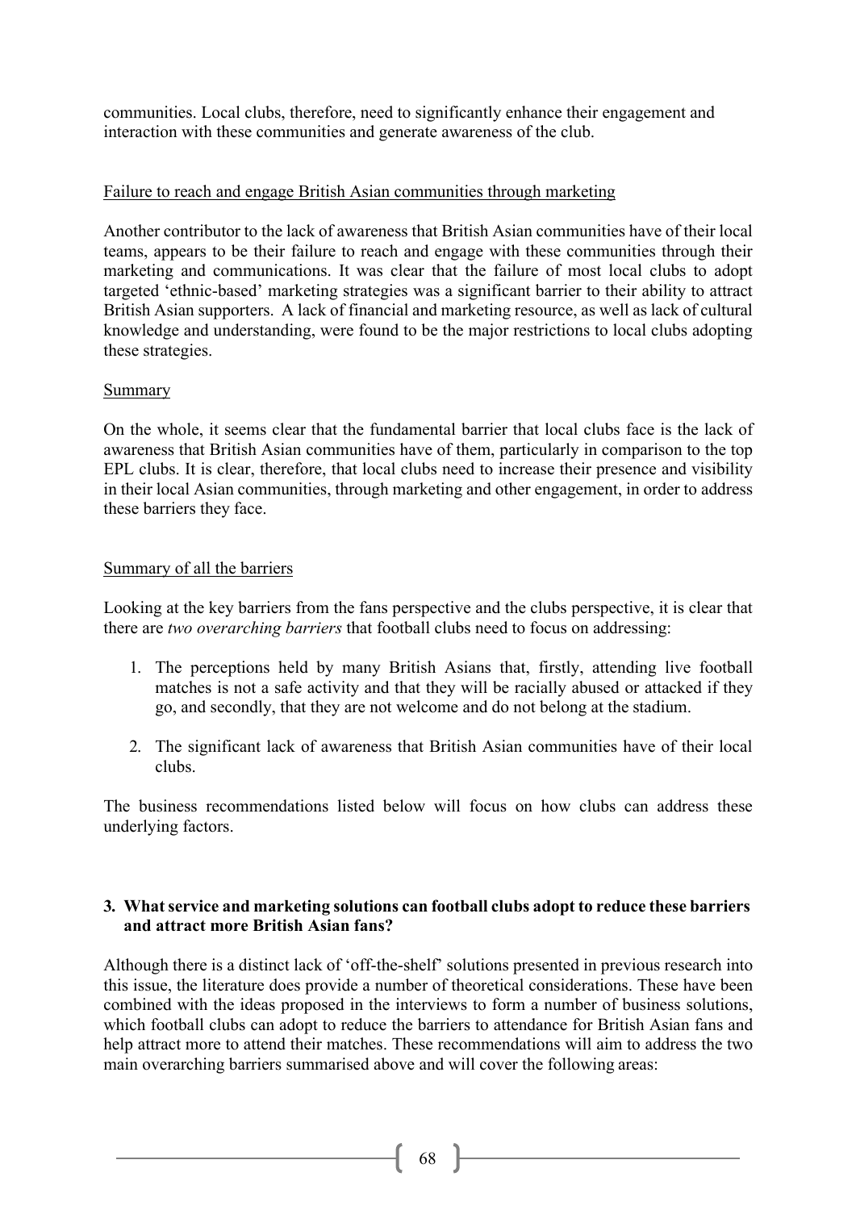communities. Local clubs, therefore, need to significantly enhance their engagement and interaction with these communities and generate awareness of the club.

Failure to reach and engage British Asian communities through marketing

Another contributor to the lack of awareness that British Asian communities have of their local teams, appears to be their failure to reach and engage with these communities through their marketing and communications. It was clear that the failure of most local clubs to adopt targeted 'ethnic-based' marketing strategies was a significant barrier to their ability to attract British Asian supporters. A lack of financial and marketing resource, as well as lack of cultural knowledge and understanding, were found to be the major restrictions to local clubs adopting these strategies.

Summary

On the whole, it seems clear that the fundamental barrier that local clubs face is the lack of awareness that British Asian communities have of them, particularly in comparison to the top EPL clubs. It is clear, therefore, that local clubs need to increase their presence and visibility in their local Asian communities, through marketing and other engagement, in order to address these barriers they face.

Summary of all the barriers

Looking at the key barriers from the fans perspective and the clubs perspective, it is clear that there are *two overarching barriers* that football clubs need to focus on addressing:

1. The perceptions held by many British Asians that, firstly, attending live football matches is not a safe activity and that they will be racially abused or attacked if they go, and secondly, that they are not welcome and do not belong at the stadium.
2. The significant lack of awareness that British Asian communities have of their local clubs.

The business recommendations listed below will focus on how clubs can address these underlying factors.

**3. What service and marketing solutions can football clubs adopt to reduce these barriers and attract more British Asian fans?**

Although there is a distinct lack of 'off-the-shelf' solutions presented in previous research into this issue, the literature does provide a number of theoretical considerations. These have been combined with the ideas proposed in the interviews to form a number of business solutions, which football clubs can adopt to reduce the barriers to attendance for British Asian fans and help attract more to attend their matches. These recommendations will aim to address the two main overarching barriers summarised above and will cover the following areas: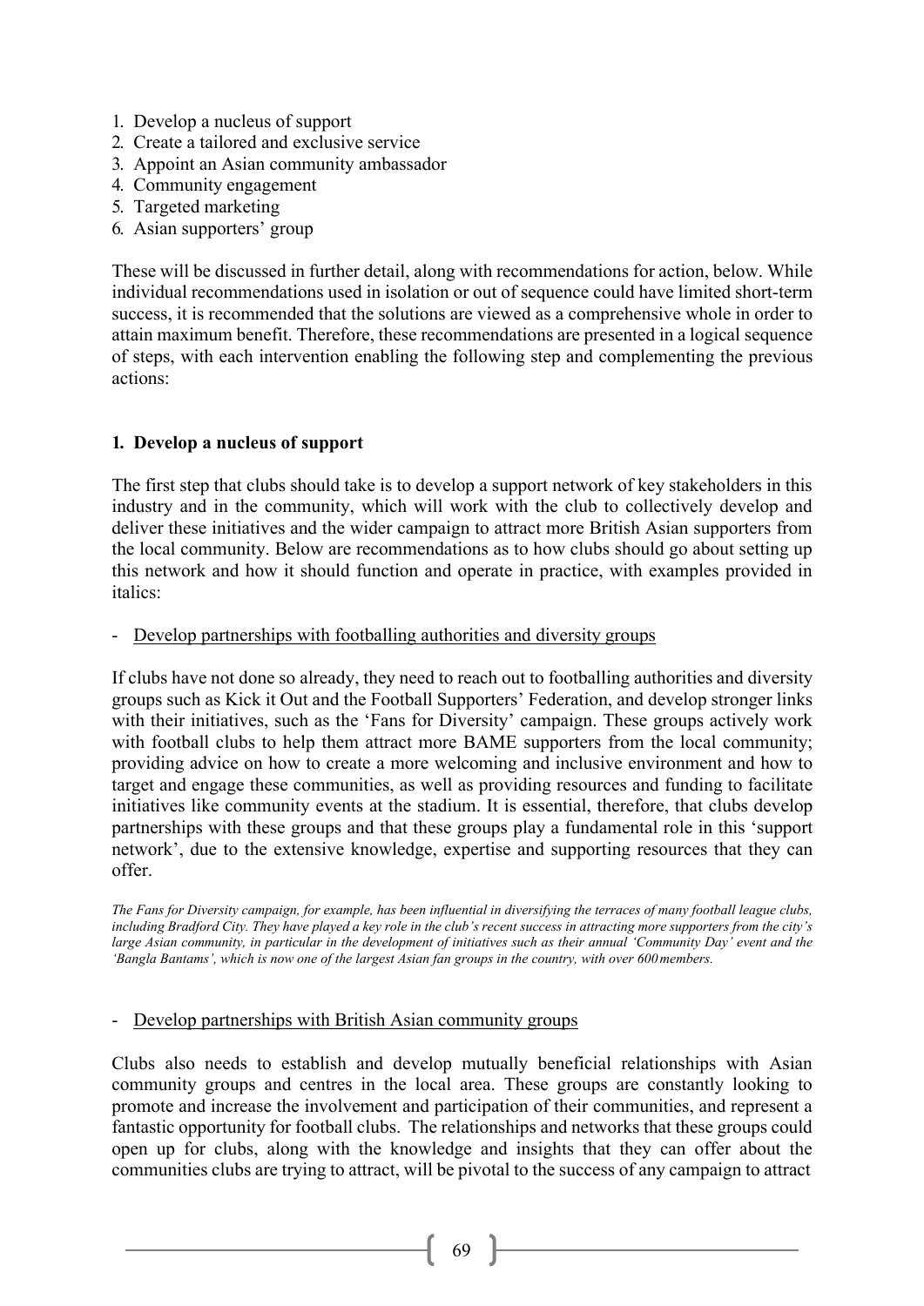1. Develop a nucleus of support
2. Create a tailored and exclusive service
3. Appoint an Asian community ambassador
4. Community engagement
5. Targeted marketing
6. Asian supporters' group

These will be discussed in further detail, along with recommendations for action, below. While individual recommendations used in isolation or out of sequence could have limited short-term success, it is recommended that the solutions are viewed as a comprehensive whole in order to attain maximum benefit. Therefore, these recommendations are presented in a logical sequence of steps, with each intervention enabling the following step and complementing the previous actions:

**1. Develop a nucleus of support**

The first step that clubs should take is to develop a support network of key stakeholders in this industry and in the community, which will work with the club to collectively develop and deliver these initiatives and the wider campaign to attract more British Asian supporters from the local community. Below are recommendations as to how clubs should go about setting up this network and how it should function and operate in practice, with examples provided in italics:

- Develop partnerships with footballing authorities and diversity groups

If clubs have not done so already, they need to reach out to footballing authorities and diversity groups such as Kick it Out and the Football Supporters' Federation, and develop stronger links with their initiatives, such as the 'Fans for Diversity' campaign. These groups actively work with football clubs to help them attract more BAME supporters from the local community; providing advice on how to create a more welcoming and inclusive environment and how to target and engage these communities, as well as providing resources and funding to facilitate initiatives like community events at the stadium. It is essential, therefore, that clubs develop partnerships with these groups and that these groups play a fundamental role in this 'support network', due to the extensive knowledge, expertise and supporting resources that they can offer.

*The Fans for Diversity campaign, for example, has been influential in diversifying the terraces of many football league clubs, including Bradford City. They have played a key role in the club's recent success in attracting more supporters from the city's large Asian community, in particular in the development of initiatives such as their annual 'Community Day' event and the 'Bangla Bantams', which is now one of the largest Asian fan groups in the country, with over 600 members.*

- Develop partnerships with British Asian community groups

Clubs also needs to establish and develop mutually beneficial relationships with Asian community groups and centres in the local area. These groups are constantly looking to promote and increase the involvement and participation of their communities, and represent a fantastic opportunity for football clubs. The relationships and networks that these groups could open up for clubs, along with the knowledge and insights that they can offer about the communities clubs are trying to attract, will be pivotal to the success of any campaign to attract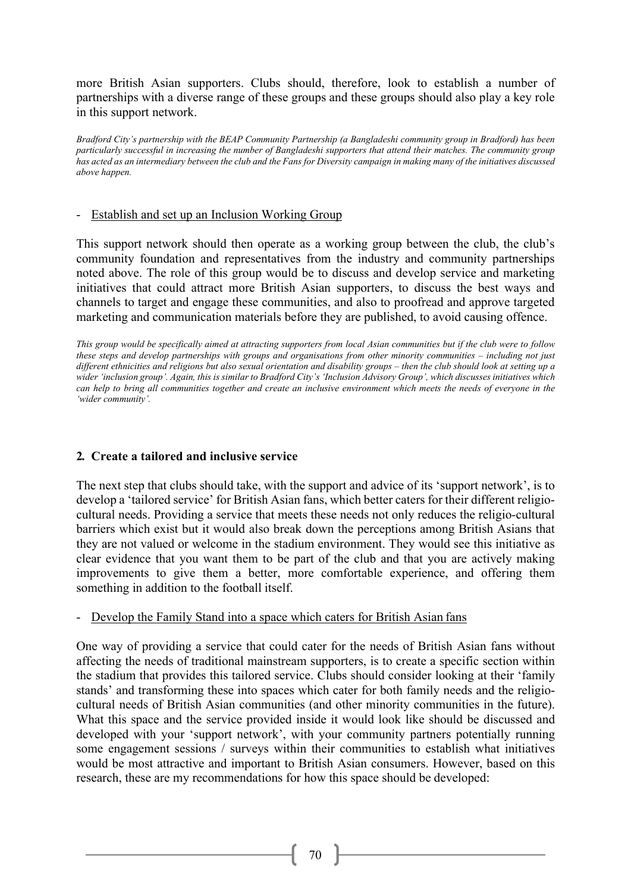more British Asian supporters. Clubs should, therefore, look to establish a number of partnerships with a diverse range of these groups and these groups should also play a key role in this support network.

*Bradford City's partnership with the BEAP Community Partnership (a Bangladeshi community group in Bradford) has been particularly successful in increasing the number of Bangladeshi supporters that attend their matches. The community group has acted as an intermediary between the club and the Fans for Diversity campaign in making many of the initiatives discussed above happen.*

- <u>Establish and set up an Inclusion Working Group</u>

This support network should then operate as a working group between the club, the club's community foundation and representatives from the industry and community partnerships noted above. The role of this group would be to discuss and develop service and marketing initiatives that could attract more British Asian supporters, to discuss the best ways and channels to target and engage these communities, and also to proofread and approve targeted marketing and communication materials before they are published, to avoid causing offence.

*This group would be specifically aimed at attracting supporters from local Asian communities but if the club were to follow these steps and develop partnerships with groups and organisations from other minority communities – including not just different ethnicities and religions but also sexual orientation and disability groups – then the club should look at setting up a wider 'inclusion group'. Again, this is similar to Bradford City's 'Inclusion Advisory Group', which discusses initiatives which can help to bring all communities together and create an inclusive environment which meets the needs of everyone in the 'wider community'.*

**2. Create a tailored and inclusive service**

The next step that clubs should take, with the support and advice of its 'support network', is to develop a 'tailored service' for British Asian fans, which better caters for their different religio-cultural needs. Providing a service that meets these needs not only reduces the religio-cultural barriers which exist but it would also break down the perceptions among British Asians that they are not valued or welcome in the stadium environment. They would see this initiative as clear evidence that you want them to be part of the club and that you are actively making improvements to give them a better, more comfortable experience, and offering them something in addition to the football itself.

- <u>Develop the Family Stand into a space which caters for British Asian fans</u>

One way of providing a service that could cater for the needs of British Asian fans without affecting the needs of traditional mainstream supporters, is to create a specific section within the stadium that provides this tailored service. Clubs should consider looking at their 'family stands' and transforming these into spaces which cater for both family needs and the religio-cultural needs of British Asian communities (and other minority communities in the future). What this space and the service provided inside it would look like should be discussed and developed with your 'support network', with your community partners potentially running some engagement sessions / surveys within their communities to establish what initiatives would be most attractive and important to British Asian consumers. However, based on this research, these are my recommendations for how this space should be developed: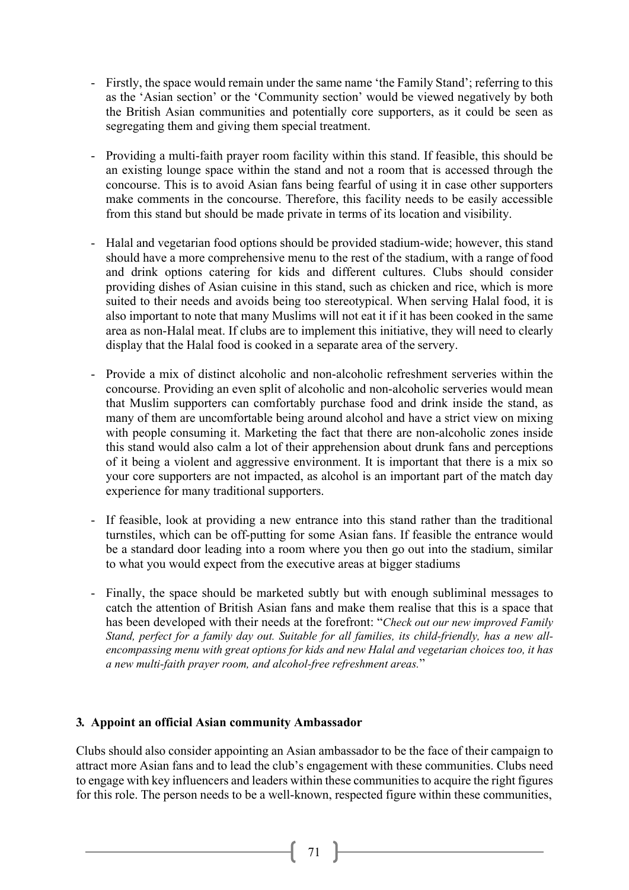- Firstly, the space would remain under the same name 'the Family Stand'; referring to this as the 'Asian section' or the 'Community section' would be viewed negatively by both the British Asian communities and potentially core supporters, as it could be seen as segregating them and giving them special treatment.

- Providing a multi-faith prayer room facility within this stand. If feasible, this should be an existing lounge space within the stand and not a room that is accessed through the concourse. This is to avoid Asian fans being fearful of using it in case other supporters make comments in the concourse. Therefore, this facility needs to be easily accessible from this stand but should be made private in terms of its location and visibility.

- Halal and vegetarian food options should be provided stadium-wide; however, this stand should have a more comprehensive menu to the rest of the stadium, with a range of food and drink options catering for kids and different cultures. Clubs should consider providing dishes of Asian cuisine in this stand, such as chicken and rice, which is more suited to their needs and avoids being too stereotypical. When serving Halal food, it is also important to note that many Muslims will not eat it if it has been cooked in the same area as non-Halal meat. If clubs are to implement this initiative, they will need to clearly display that the Halal food is cooked in a separate area of the servery.

- Provide a mix of distinct alcoholic and non-alcoholic refreshment serveries within the concourse. Providing an even split of alcoholic and non-alcoholic serveries would mean that Muslim supporters can comfortably purchase food and drink inside the stand, as many of them are uncomfortable being around alcohol and have a strict view on mixing with people consuming it. Marketing the fact that there are non-alcoholic zones inside this stand would also calm a lot of their apprehension about drunk fans and perceptions of it being a violent and aggressive environment. It is important that there is a mix so your core supporters are not impacted, as alcohol is an important part of the match day experience for many traditional supporters.

- If feasible, look at providing a new entrance into this stand rather than the traditional turnstiles, which can be off-putting for some Asian fans. If feasible the entrance would be a standard door leading into a room where you then go out into the stadium, similar to what you would expect from the executive areas at bigger stadiums

- Finally, the space should be marketed subtly but with enough subliminal messages to catch the attention of British Asian fans and make them realise that this is a space that has been developed with their needs at the forefront: "*Check out our new improved Family Stand, perfect for a family day out. Suitable for all families, its child-friendly, has a new all-encompassing menu with great options for kids and new Halal and vegetarian choices too, it has a new multi-faith prayer room, and alcohol-free refreshment areas.*"

### 3. Appoint an official Asian community Ambassador

Clubs should also consider appointing an Asian ambassador to be the face of their campaign to attract more Asian fans and to lead the club's engagement with these communities. Clubs need to engage with key influencers and leaders within these communities to acquire the right figures for this role. The person needs to be a well-known, respected figure within these communities,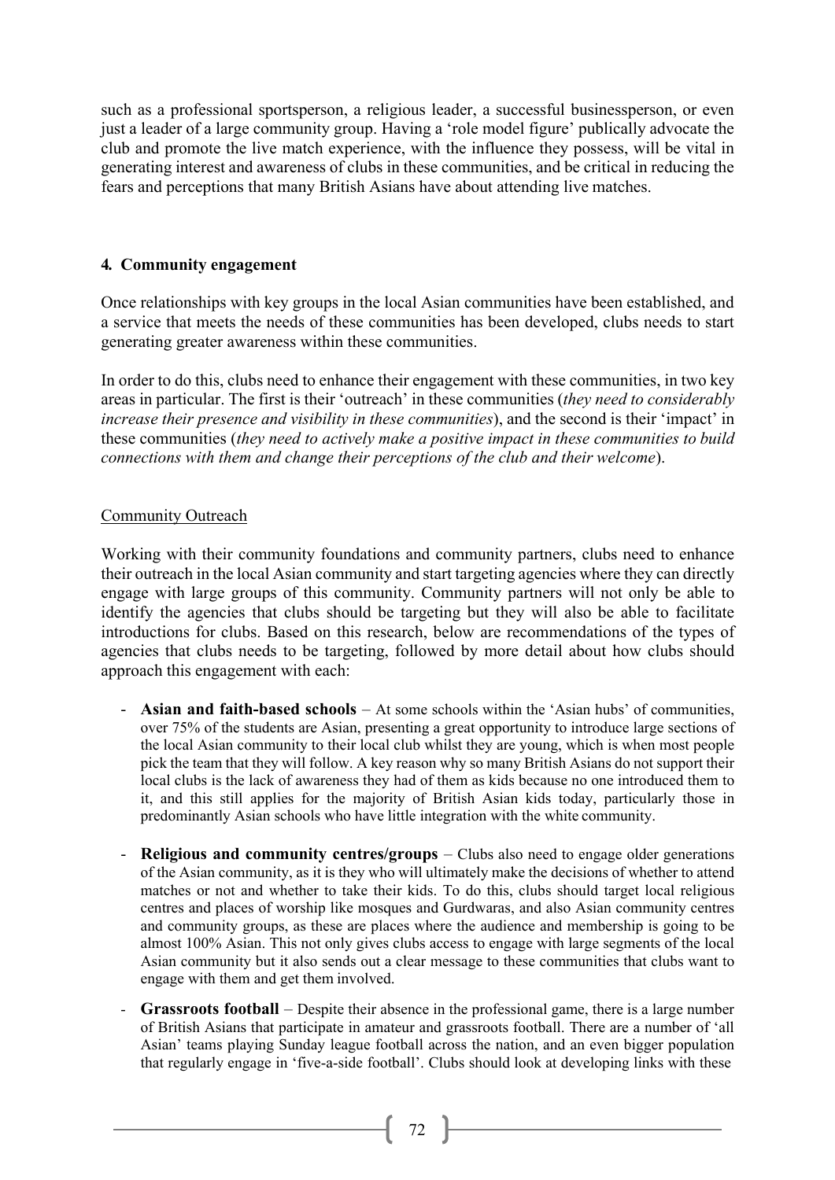such as a professional sportsperson, a religious leader, a successful businessperson, or even just a leader of a large community group. Having a 'role model figure' publically advocate the club and promote the live match experience, with the influence they possess, will be vital in generating interest and awareness of clubs in these communities, and be critical in reducing the fears and perceptions that many British Asians have about attending live matches.

#### 4. Community engagement

Once relationships with key groups in the local Asian communities have been established, and a service that meets the needs of these communities has been developed, clubs needs to start generating greater awareness within these communities.

In order to do this, clubs need to enhance their engagement with these communities, in two key areas in particular. The first is their 'outreach' in these communities (*they need to considerably increase their presence and visibility in these communities*), and the second is their 'impact' in these communities (*they need to actively make a positive impact in these communities to build connections with them and change their perceptions of the club and their welcome*).

Community Outreach

Working with their community foundations and community partners, clubs need to enhance their outreach in the local Asian community and start targeting agencies where they can directly engage with large groups of this community. Community partners will not only be able to identify the agencies that clubs should be targeting but they will also be able to facilitate introductions for clubs. Based on this research, below are recommendations of the types of agencies that clubs needs to be targeting, followed by more detail about how clubs should approach this engagement with each:

- **Asian and faith-based schools** – At some schools within the 'Asian hubs' of communities, over 75% of the students are Asian, presenting a great opportunity to introduce large sections of the local Asian community to their local club whilst they are young, which is when most people pick the team that they will follow. A key reason why so many British Asians do not support their local clubs is the lack of awareness they had of them as kids because no one introduced them to it, and this still applies for the majority of British Asian kids today, particularly those in predominantly Asian schools who have little integration with the white community.
- **Religious and community centres/groups** – Clubs also need to engage older generations of the Asian community, as it is they who will ultimately make the decisions of whether to attend matches or not and whether to take their kids. To do this, clubs should target local religious centres and places of worship like mosques and Gurdwaras, and also Asian community centres and community groups, as these are places where the audience and membership is going to be almost 100% Asian. This not only gives clubs access to engage with large segments of the local Asian community but it also sends out a clear message to these communities that clubs want to engage with them and get them involved.
- **Grassroots football** – Despite their absence in the professional game, there is a large number of British Asians that participate in amateur and grassroots football. There are a number of 'all Asian' teams playing Sunday league football across the nation, and an even bigger population that regularly engage in 'five-a-side football'. Clubs should look at developing links with these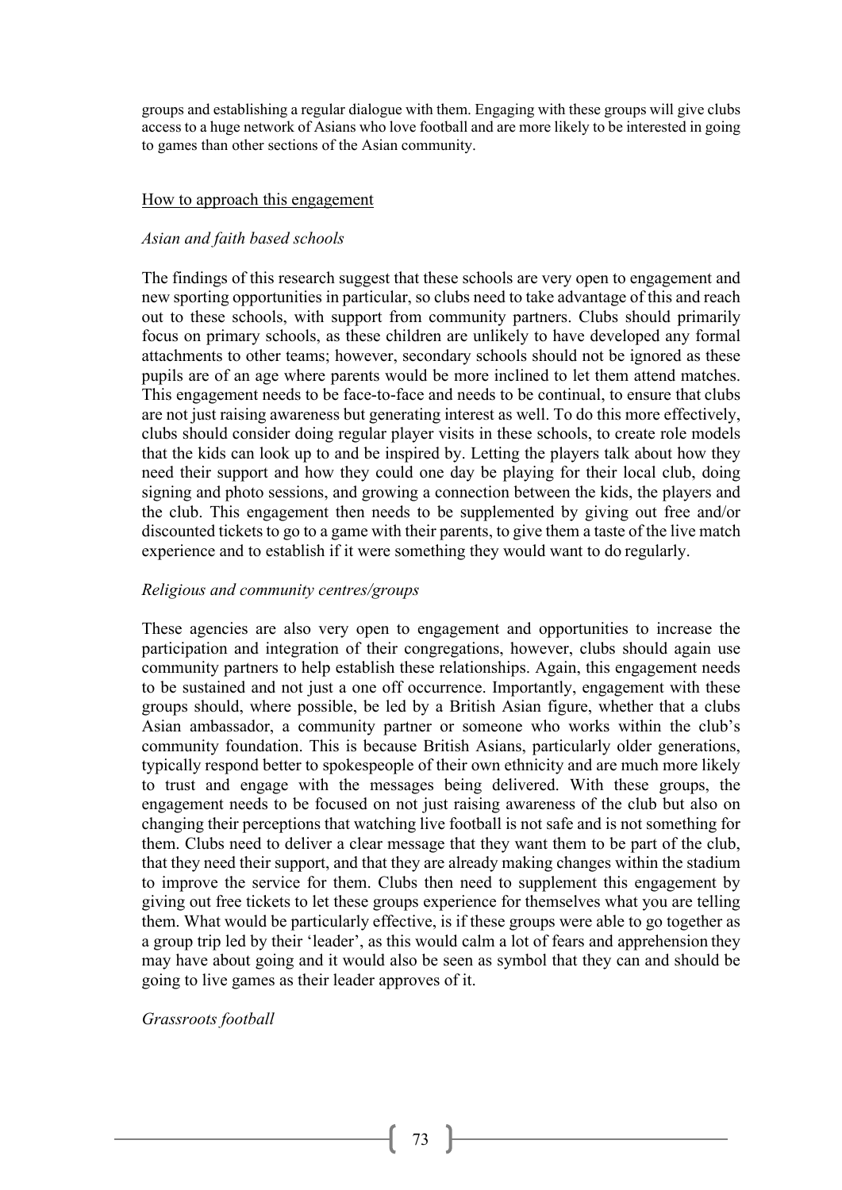groups and establishing a regular dialogue with them. Engaging with these groups will give clubs access to a huge network of Asians who love football and are more likely to be interested in going to games than other sections of the Asian community.

How to approach this engagement

*Asian and faith based schools*

The findings of this research suggest that these schools are very open to engagement and new sporting opportunities in particular, so clubs need to take advantage of this and reach out to these schools, with support from community partners. Clubs should primarily focus on primary schools, as these children are unlikely to have developed any formal attachments to other teams; however, secondary schools should not be ignored as these pupils are of an age where parents would be more inclined to let them attend matches. This engagement needs to be face-to-face and needs to be continual, to ensure that clubs are not just raising awareness but generating interest as well. To do this more effectively, clubs should consider doing regular player visits in these schools, to create role models that the kids can look up to and be inspired by. Letting the players talk about how they need their support and how they could one day be playing for their local club, doing signing and photo sessions, and growing a connection between the kids, the players and the club. This engagement then needs to be supplemented by giving out free and/or discounted tickets to go to a game with their parents, to give them a taste of the live match experience and to establish if it were something they would want to do regularly.

*Religious and community centres/groups*

These agencies are also very open to engagement and opportunities to increase the participation and integration of their congregations, however, clubs should again use community partners to help establish these relationships. Again, this engagement needs to be sustained and not just a one off occurrence. Importantly, engagement with these groups should, where possible, be led by a British Asian figure, whether that a clubs Asian ambassador, a community partner or someone who works within the club's community foundation. This is because British Asians, particularly older generations, typically respond better to spokespeople of their own ethnicity and are much more likely to trust and engage with the messages being delivered. With these groups, the engagement needs to be focused on not just raising awareness of the club but also on changing their perceptions that watching live football is not safe and is not something for them. Clubs need to deliver a clear message that they want them to be part of the club, that they need their support, and that they are already making changes within the stadium to improve the service for them. Clubs then need to supplement this engagement by giving out free tickets to let these groups experience for themselves what you are telling them. What would be particularly effective, is if these groups were able to go together as a group trip led by their 'leader', as this would calm a lot of fears and apprehension they may have about going and it would also be seen as symbol that they can and should be going to live games as their leader approves of it.

*Grassroots football*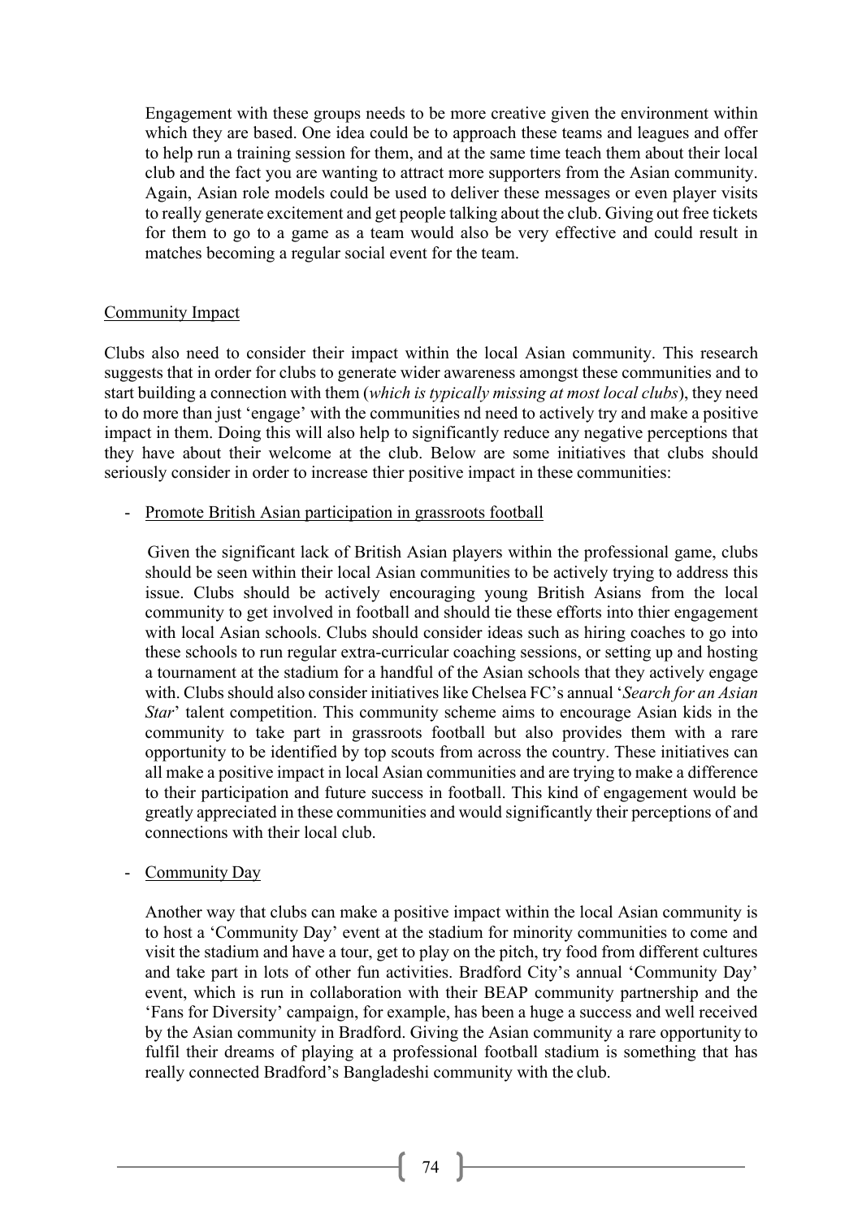Engagement with these groups needs to be more creative given the environment within which they are based. One idea could be to approach these teams and leagues and offer to help run a training session for them, and at the same time teach them about their local club and the fact you are wanting to attract more supporters from the Asian community. Again, Asian role models could be used to deliver these messages or even player visits to really generate excitement and get people talking about the club. Giving out free tickets for them to go to a game as a team would also be very effective and could result in matches becoming a regular social event for the team.

<u>Community Impact</u>

Clubs also need to consider their impact within the local Asian community. This research suggests that in order for clubs to generate wider awareness amongst these communities and to start building a connection with them (*which is typically missing at most local clubs*), they need to do more than just 'engage' with the communities nd need to actively try and make a positive impact in them. Doing this will also help to significantly reduce any negative perceptions that they have about their welcome at the club. Below are some initiatives that clubs should seriously consider in order to increase thier positive impact in these communities:

- <u>Promote British Asian participation in grassroots football</u>

  Given the significant lack of British Asian players within the professional game, clubs should be seen within their local Asian communities to be actively trying to address this issue. Clubs should be actively encouraging young British Asians from the local community to get involved in football and should tie these efforts into thier engagement with local Asian schools. Clubs should consider ideas such as hiring coaches to go into these schools to run regular extra-curricular coaching sessions, or setting up and hosting a tournament at the stadium for a handful of the Asian schools that they actively engage with. Clubs should also consider initiatives like Chelsea FC's annual '*Search for an Asian Star*' talent competition. This community scheme aims to encourage Asian kids in the community to take part in grassroots football but also provides them with a rare opportunity to be identified by top scouts from across the country. These initiatives can all make a positive impact in local Asian communities and are trying to make a difference to their participation and future success in football. This kind of engagement would be greatly appreciated in these communities and would significantly their perceptions of and connections with their local club.

- <u>Community Day</u>

  Another way that clubs can make a positive impact within the local Asian community is to host a 'Community Day' event at the stadium for minority communities to come and visit the stadium and have a tour, get to play on the pitch, try food from different cultures and take part in lots of other fun activities. Bradford City's annual 'Community Day' event, which is run in collaboration with their BEAP community partnership and the 'Fans for Diversity' campaign, for example, has been a huge a success and well received by the Asian community in Bradford. Giving the Asian community a rare opportunity to fulfil their dreams of playing at a professional football stadium is something that has really connected Bradford's Bangladeshi community with the club.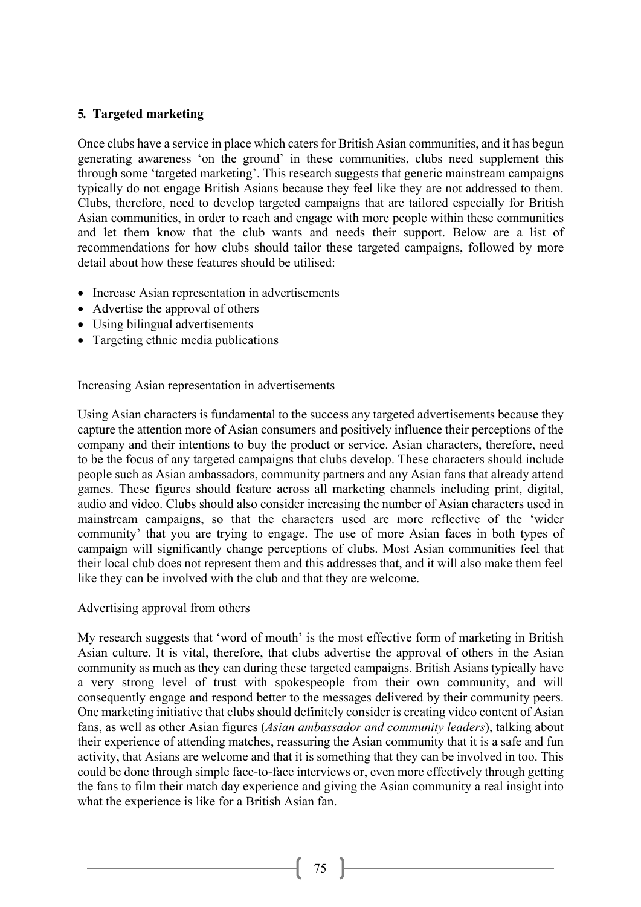## 5. Targeted marketing

Once clubs have a service in place which caters for British Asian communities, and it has begun generating awareness 'on the ground' in these communities, clubs need supplement this through some 'targeted marketing'. This research suggests that generic mainstream campaigns typically do not engage British Asians because they feel like they are not addressed to them. Clubs, therefore, need to develop targeted campaigns that are tailored especially for British Asian communities, in order to reach and engage with more people within these communities and let them know that the club wants and needs their support. Below are a list of recommendations for how clubs should tailor these targeted campaigns, followed by more detail about how these features should be utilised:

- Increase Asian representation in advertisements
- Advertise the approval of others
- Using bilingual advertisements
- Targeting ethnic media publications

<u>Increasing Asian representation in advertisements</u>

Using Asian characters is fundamental to the success any targeted advertisements because they capture the attention more of Asian consumers and positively influence their perceptions of the company and their intentions to buy the product or service. Asian characters, therefore, need to be the focus of any targeted campaigns that clubs develop. These characters should include people such as Asian ambassadors, community partners and any Asian fans that already attend games. These figures should feature across all marketing channels including print, digital, audio and video. Clubs should also consider increasing the number of Asian characters used in mainstream campaigns, so that the characters used are more reflective of the 'wider community' that you are trying to engage. The use of more Asian faces in both types of campaign will significantly change perceptions of clubs. Most Asian communities feel that their local club does not represent them and this addresses that, and it will also make them feel like they can be involved with the club and that they are welcome.

<u>Advertising approval from others</u>

My research suggests that 'word of mouth' is the most effective form of marketing in British Asian culture. It is vital, therefore, that clubs advertise the approval of others in the Asian community as much as they can during these targeted campaigns. British Asians typically have a very strong level of trust with spokespeople from their own community, and will consequently engage and respond better to the messages delivered by their community peers. One marketing initiative that clubs should definitely consider is creating video content of Asian fans, as well as other Asian figures (*Asian ambassador and community leaders*), talking about their experience of attending matches, reassuring the Asian community that it is a safe and fun activity, that Asians are welcome and that it is something that they can be involved in too. This could be done through simple face-to-face interviews or, even more effectively through getting the fans to film their match day experience and giving the Asian community a real insight into what the experience is like for a British Asian fan.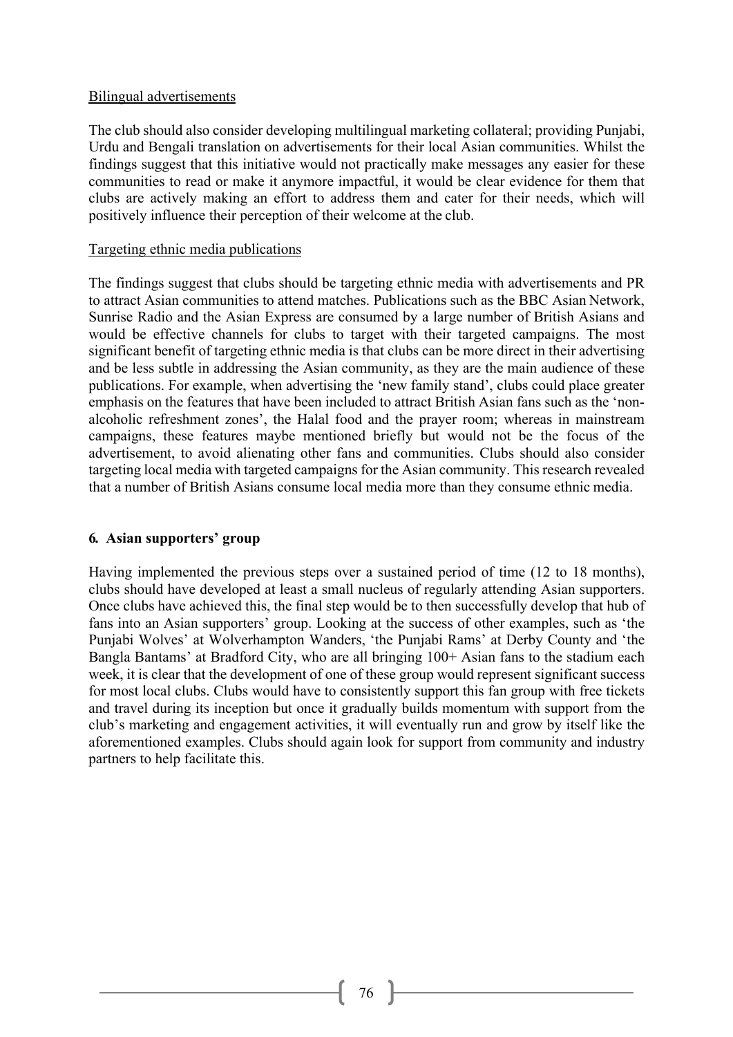Bilingual advertisements

The club should also consider developing multilingual marketing collateral; providing Punjabi, Urdu and Bengali translation on advertisements for their local Asian communities. Whilst the findings suggest that this initiative would not practically make messages any easier for these communities to read or make it anymore impactful, it would be clear evidence for them that clubs are actively making an effort to address them and cater for their needs, which will positively influence their perception of their welcome at the club.

Targeting ethnic media publications

The findings suggest that clubs should be targeting ethnic media with advertisements and PR to attract Asian communities to attend matches. Publications such as the BBC Asian Network, Sunrise Radio and the Asian Express are consumed by a large number of British Asians and would be effective channels for clubs to target with their targeted campaigns. The most significant benefit of targeting ethnic media is that clubs can be more direct in their advertising and be less subtle in addressing the Asian community, as they are the main audience of these publications. For example, when advertising the 'new family stand', clubs could place greater emphasis on the features that have been included to attract British Asian fans such as the 'non-alcoholic refreshment zones', the Halal food and the prayer room; whereas in mainstream campaigns, these features maybe mentioned briefly but would not be the focus of the advertisement, to avoid alienating other fans and communities. Clubs should also consider targeting local media with targeted campaigns for the Asian community. This research revealed that a number of British Asians consume local media more than they consume ethnic media.

**6. Asian supporters' group**

Having implemented the previous steps over a sustained period of time (12 to 18 months), clubs should have developed at least a small nucleus of regularly attending Asian supporters. Once clubs have achieved this, the final step would be to then successfully develop that hub of fans into an Asian supporters' group. Looking at the success of other examples, such as 'the Punjabi Wolves' at Wolverhampton Wanders, 'the Punjabi Rams' at Derby County and 'the Bangla Bantams' at Bradford City, who are all bringing 100+ Asian fans to the stadium each week, it is clear that the development of one of these group would represent significant success for most local clubs. Clubs would have to consistently support this fan group with free tickets and travel during its inception but once it gradually builds momentum with support from the club's marketing and engagement activities, it will eventually run and grow by itself like the aforementioned examples. Clubs should again look for support from community and industry partners to help facilitate this.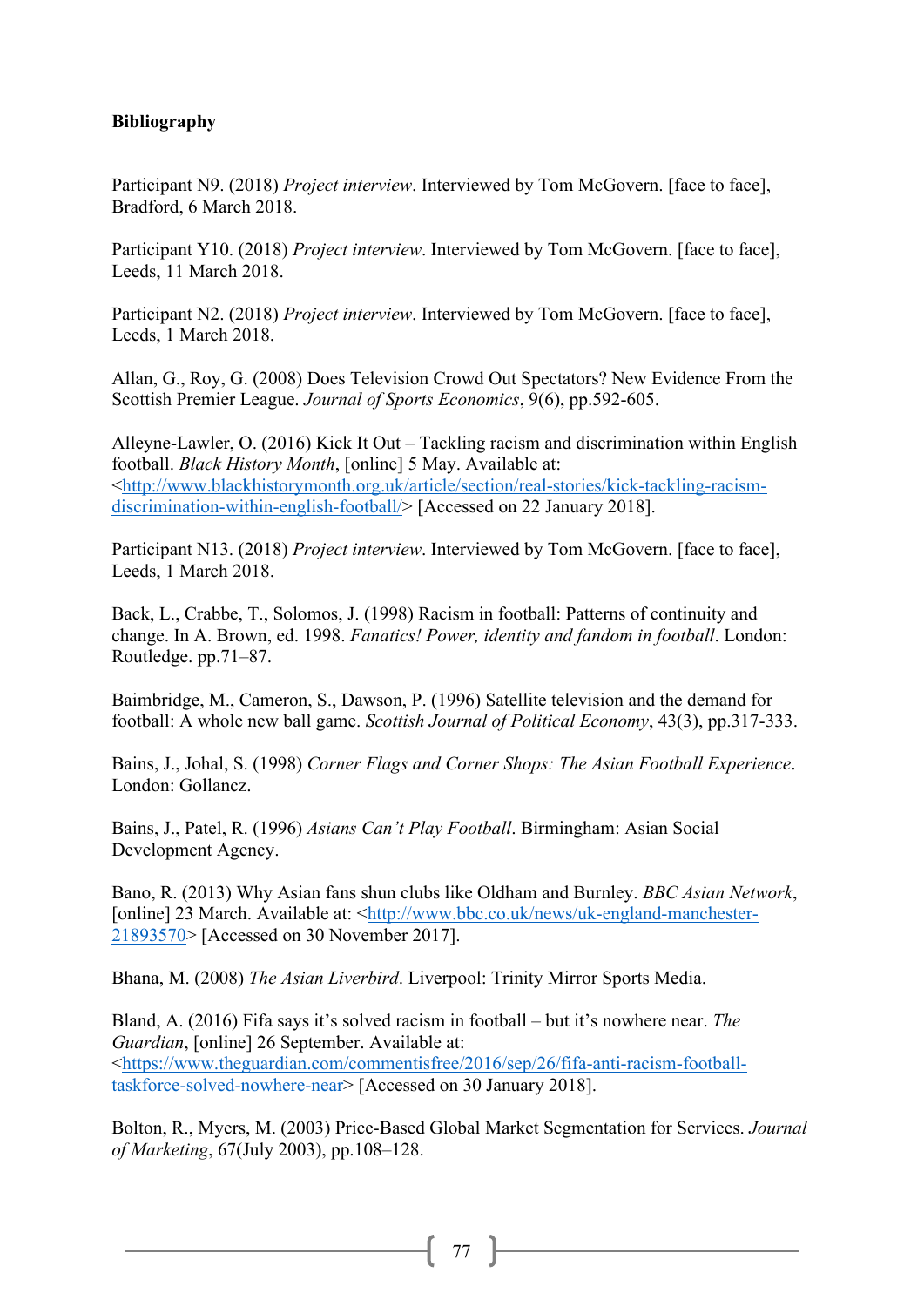**Bibliography**

Participant N9. (2018) *Project interview*. Interviewed by Tom McGovern. [face to face], Bradford, 6 March 2018.

Participant Y10. (2018) *Project interview*. Interviewed by Tom McGovern. [face to face], Leeds, 11 March 2018.

Participant N2. (2018) *Project interview*. Interviewed by Tom McGovern. [face to face], Leeds, 1 March 2018.

Allan, G., Roy, G. (2008) Does Television Crowd Out Spectators? New Evidence From the Scottish Premier League. *Journal of Sports Economics*, 9(6), pp.592-605.

Alleyne-Lawler, O. (2016) Kick It Out – Tackling racism and discrimination within English football. *Black History Month*, [online] 5 May. Available at: <http://www.blackhistorymonth.org.uk/article/section/real-stories/kick-tackling-racism-discrimination-within-english-football/> [Accessed on 22 January 2018].

Participant N13. (2018) *Project interview*. Interviewed by Tom McGovern. [face to face], Leeds, 1 March 2018.

Back, L., Crabbe, T., Solomos, J. (1998) Racism in football: Patterns of continuity and change. In A. Brown, ed. 1998. *Fanatics! Power, identity and fandom in football*. London: Routledge. pp.71–87.

Baimbridge, M., Cameron, S., Dawson, P. (1996) Satellite television and the demand for football: A whole new ball game. *Scottish Journal of Political Economy*, 43(3), pp.317-333.

Bains, J., Johal, S. (1998) *Corner Flags and Corner Shops: The Asian Football Experience*. London: Gollancz.

Bains, J., Patel, R. (1996) *Asians Can't Play Football*. Birmingham: Asian Social Development Agency.

Bano, R. (2013) Why Asian fans shun clubs like Oldham and Burnley. *BBC Asian Network*, [online] 23 March. Available at: <http://www.bbc.co.uk/news/uk-england-manchester-21893570> [Accessed on 30 November 2017].

Bhana, M. (2008) *The Asian Liverbird*. Liverpool: Trinity Mirror Sports Media.

Bland, A. (2016) Fifa says it's solved racism in football – but it's nowhere near. *The Guardian*, [online] 26 September. Available at: <https://www.theguardian.com/commentisfree/2016/sep/26/fifa-anti-racism-football-taskforce-solved-nowhere-near> [Accessed on 30 January 2018].

Bolton, R., Myers, M. (2003) Price-Based Global Market Segmentation for Services. *Journal of Marketing*, 67(July 2003), pp.108–128.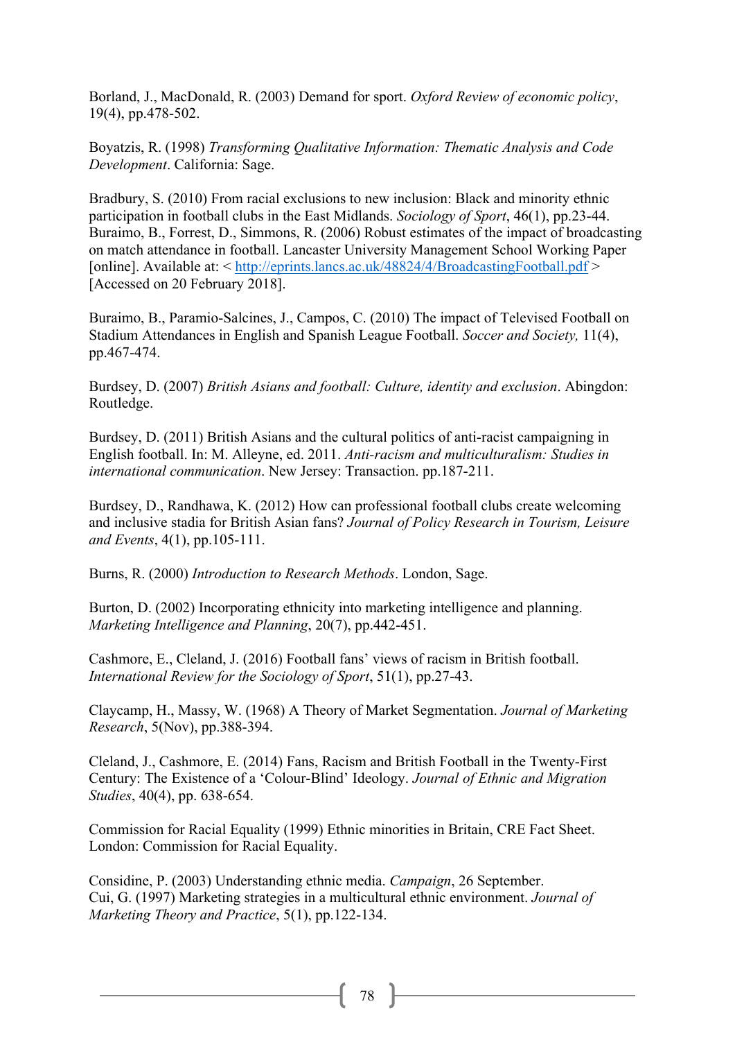Borland, J., MacDonald, R. (2003) Demand for sport. *Oxford Review of economic policy*, 19(4), pp.478-502.

Boyatzis, R. (1998) *Transforming Qualitative Information: Thematic Analysis and Code Development*. California: Sage.

Bradbury, S. (2010) From racial exclusions to new inclusion: Black and minority ethnic participation in football clubs in the East Midlands. *Sociology of Sport*, 46(1), pp.23-44.
Buraimo, B., Forrest, D., Simmons, R. (2006) Robust estimates of the impact of broadcasting on match attendance in football. Lancaster University Management School Working Paper [online]. Available at: < http://eprints.lancs.ac.uk/48824/4/BroadcastingFootball.pdf > [Accessed on 20 February 2018].

Buraimo, B., Paramio-Salcines, J., Campos, C. (2010) The impact of Televised Football on Stadium Attendances in English and Spanish League Football. *Soccer and Society,* 11(4), pp.467-474.

Burdsey, D. (2007) *British Asians and football: Culture, identity and exclusion*. Abingdon: Routledge.

Burdsey, D. (2011) British Asians and the cultural politics of anti-racist campaigning in English football. In: M. Alleyne, ed. 2011. *Anti-racism and multiculturalism: Studies in international communication*. New Jersey: Transaction. pp.187-211.

Burdsey, D., Randhawa, K. (2012) How can professional football clubs create welcoming and inclusive stadia for British Asian fans? *Journal of Policy Research in Tourism, Leisure and Events*, 4(1), pp.105-111.

Burns, R. (2000) *Introduction to Research Methods*. London, Sage.

Burton, D. (2002) Incorporating ethnicity into marketing intelligence and planning. *Marketing Intelligence and Planning*, 20(7), pp.442-451.

Cashmore, E., Cleland, J. (2016) Football fans' views of racism in British football. *International Review for the Sociology of Sport*, 51(1), pp.27-43.

Claycamp, H., Massy, W. (1968) A Theory of Market Segmentation. *Journal of Marketing Research*, 5(Nov), pp.388-394.

Cleland, J., Cashmore, E. (2014) Fans, Racism and British Football in the Twenty-First Century: The Existence of a 'Colour-Blind' Ideology. *Journal of Ethnic and Migration Studies*, 40(4), pp. 638-654.

Commission for Racial Equality (1999) Ethnic minorities in Britain, CRE Fact Sheet. London: Commission for Racial Equality.

Considine, P. (2003) Understanding ethnic media. *Campaign*, 26 September.
Cui, G. (1997) Marketing strategies in a multicultural ethnic environment. *Journal of Marketing Theory and Practice*, 5(1), pp.122-134.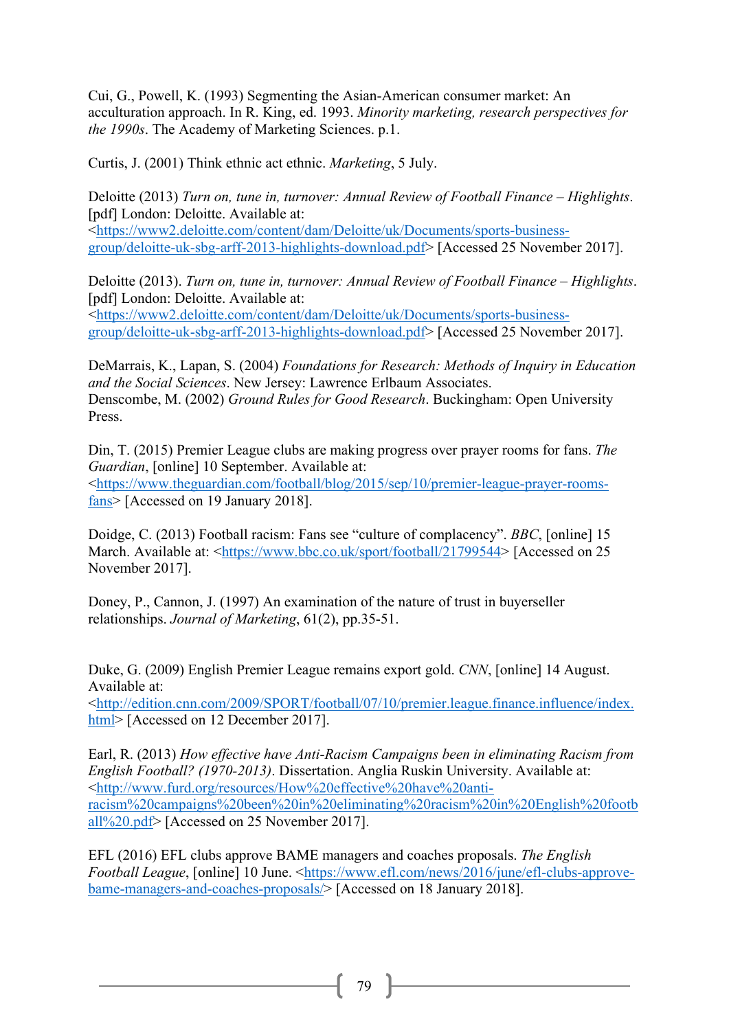Cui, G., Powell, K. (1993) Segmenting the Asian-American consumer market: An acculturation approach. In R. King, ed. 1993. *Minority marketing, research perspectives for the 1990s*. The Academy of Marketing Sciences. p.1.

Curtis, J. (2001) Think ethnic act ethnic. *Marketing*, 5 July.

Deloitte (2013) *Turn on, tune in, turnover: Annual Review of Football Finance – Highlights*. [pdf] London: Deloitte. Available at: <https://www2.deloitte.com/content/dam/Deloitte/uk/Documents/sports-business-group/deloitte-uk-sbg-arff-2013-highlights-download.pdf> [Accessed 25 November 2017].

Deloitte (2013). *Turn on, tune in, turnover: Annual Review of Football Finance – Highlights*. [pdf] London: Deloitte. Available at: <https://www2.deloitte.com/content/dam/Deloitte/uk/Documents/sports-business-group/deloitte-uk-sbg-arff-2013-highlights-download.pdf> [Accessed 25 November 2017].

DeMarrais, K., Lapan, S. (2004) *Foundations for Research: Methods of Inquiry in Education and the Social Sciences*. New Jersey: Lawrence Erlbaum Associates.
Denscombe, M. (2002) *Ground Rules for Good Research*. Buckingham: Open University Press.

Din, T. (2015) Premier League clubs are making progress over prayer rooms for fans. *The Guardian*, [online] 10 September. Available at: <https://www.theguardian.com/football/blog/2015/sep/10/premier-league-prayer-rooms-fans> [Accessed on 19 January 2018].

Doidge, C. (2013) Football racism: Fans see "culture of complacency". *BBC*, [online] 15 March. Available at: <https://www.bbc.co.uk/sport/football/21799544> [Accessed on 25 November 2017].

Doney, P., Cannon, J. (1997) An examination of the nature of trust in buyerseller relationships. *Journal of Marketing*, 61(2), pp.35-51.

Duke, G. (2009) English Premier League remains export gold. *CNN*, [online] 14 August. Available at: <http://edition.cnn.com/2009/SPORT/football/07/10/premier.league.finance.influence/index.html> [Accessed on 12 December 2017].

Earl, R. (2013) *How effective have Anti-Racism Campaigns been in eliminating Racism from English Football? (1970-2013)*. Dissertation. Anglia Ruskin University. Available at: <http://www.furd.org/resources/How%20effective%20have%20anti-racism%20campaigns%20been%20in%20eliminating%20racism%20in%20English%20football%20.pdf> [Accessed on 25 November 2017].

EFL (2016) EFL clubs approve BAME managers and coaches proposals. *The English Football League*, [online] 10 June. <https://www.efl.com/news/2016/june/efl-clubs-approve-bame-managers-and-coaches-proposals/> [Accessed on 18 January 2018].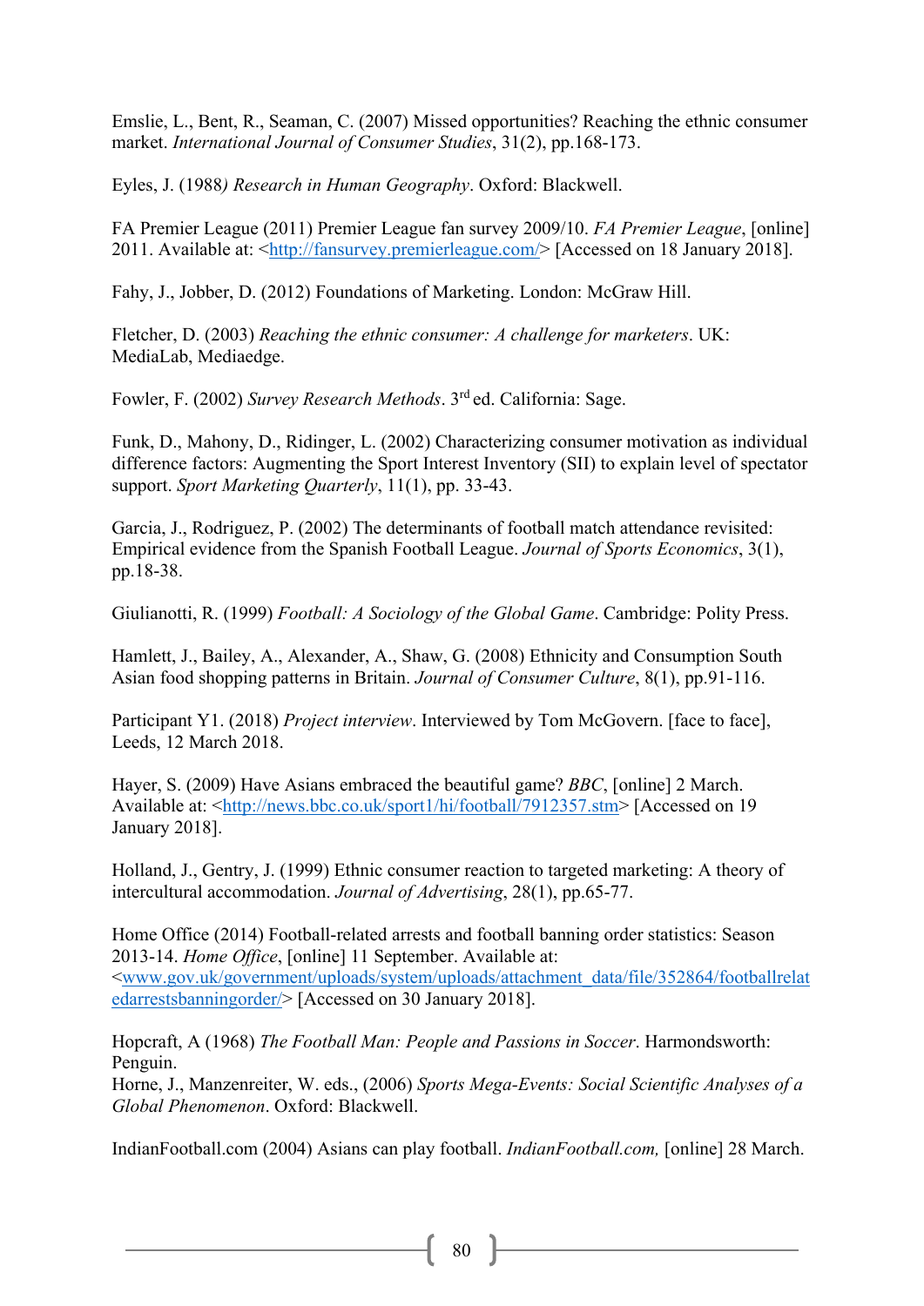Emslie, L., Bent, R., Seaman, C. (2007) Missed opportunities? Reaching the ethnic consumer market. *International Journal of Consumer Studies*, 31(2), pp.168-173.

Eyles, J. (1988*) Research in Human Geography*. Oxford: Blackwell.

FA Premier League (2011) Premier League fan survey 2009/10. *FA Premier League*, [online] 2011. Available at: <http://fansurvey.premierleague.com/> [Accessed on 18 January 2018].

Fahy, J., Jobber, D. (2012) Foundations of Marketing. London: McGraw Hill.

Fletcher, D. (2003) *Reaching the ethnic consumer: A challenge for marketers*. UK: MediaLab, Mediaedge.

Fowler, F. (2002) *Survey Research Methods*. 3rd ed. California: Sage.

Funk, D., Mahony, D., Ridinger, L. (2002) Characterizing consumer motivation as individual difference factors: Augmenting the Sport Interest Inventory (SII) to explain level of spectator support. *Sport Marketing Quarterly*, 11(1), pp. 33-43.

Garcia, J., Rodriguez, P. (2002) The determinants of football match attendance revisited: Empirical evidence from the Spanish Football League. *Journal of Sports Economics*, 3(1), pp.18-38.

Giulianotti, R. (1999) *Football: A Sociology of the Global Game*. Cambridge: Polity Press.

Hamlett, J., Bailey, A., Alexander, A., Shaw, G. (2008) Ethnicity and Consumption South Asian food shopping patterns in Britain. *Journal of Consumer Culture*, 8(1), pp.91-116.

Participant Y1. (2018) *Project interview*. Interviewed by Tom McGovern. [face to face], Leeds, 12 March 2018.

Hayer, S. (2009) Have Asians embraced the beautiful game? *BBC*, [online] 2 March. Available at: <http://news.bbc.co.uk/sport1/hi/football/7912357.stm> [Accessed on 19 January 2018].

Holland, J., Gentry, J. (1999) Ethnic consumer reaction to targeted marketing: A theory of intercultural accommodation. *Journal of Advertising*, 28(1), pp.65-77.

Home Office (2014) Football-related arrests and football banning order statistics: Season 2013-14. *Home Office*, [online] 11 September. Available at: <www.gov.uk/government/uploads/system/uploads/attachment_data/file/352864/footballrelatedarrestsbanningorder/> [Accessed on 30 January 2018].

Hopcraft, A (1968) *The Football Man: People and Passions in Soccer*. Harmondsworth: Penguin.

Horne, J., Manzenreiter, W. eds., (2006) *Sports Mega-Events: Social Scientific Analyses of a Global Phenomenon*. Oxford: Blackwell.

IndianFootball.com (2004) Asians can play football. *IndianFootball.com,* [online] 28 March.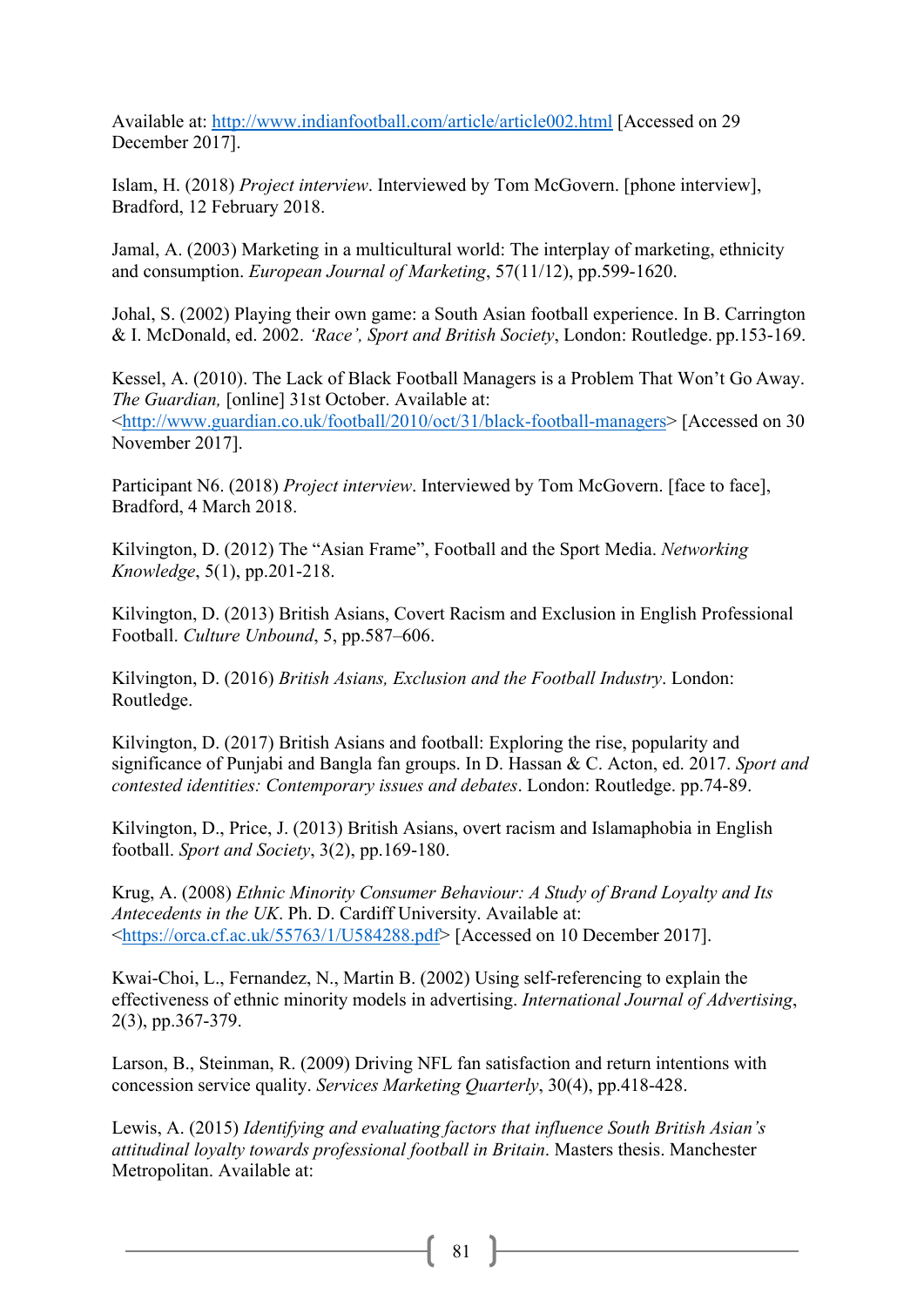Available at: http://www.indianfootball.com/article/article002.html [Accessed on 29 December 2017].

Islam, H. (2018) *Project interview*. Interviewed by Tom McGovern. [phone interview], Bradford, 12 February 2018.

Jamal, A. (2003) Marketing in a multicultural world: The interplay of marketing, ethnicity and consumption. *European Journal of Marketing*, 57(11/12), pp.599-1620.

Johal, S. (2002) Playing their own game: a South Asian football experience. In B. Carrington & I. McDonald, ed. 2002. *'Race', Sport and British Society*, London: Routledge. pp.153-169.

Kessel, A. (2010). The Lack of Black Football Managers is a Problem That Won't Go Away. *The Guardian,* [online] 31st October. Available at: <http://www.guardian.co.uk/football/2010/oct/31/black-football-managers> [Accessed on 30 November 2017].

Participant N6. (2018) *Project interview*. Interviewed by Tom McGovern. [face to face], Bradford, 4 March 2018.

Kilvington, D. (2012) The "Asian Frame", Football and the Sport Media. *Networking Knowledge*, 5(1), pp.201-218.

Kilvington, D. (2013) British Asians, Covert Racism and Exclusion in English Professional Football. *Culture Unbound*, 5, pp.587–606.

Kilvington, D. (2016) *British Asians, Exclusion and the Football Industry*. London: Routledge.

Kilvington, D. (2017) British Asians and football: Exploring the rise, popularity and significance of Punjabi and Bangla fan groups. In D. Hassan & C. Acton, ed. 2017. *Sport and contested identities: Contemporary issues and debates*. London: Routledge. pp.74-89.

Kilvington, D., Price, J. (2013) British Asians, overt racism and Islamaphobia in English football. *Sport and Society*, 3(2), pp.169-180.

Krug, A. (2008) *Ethnic Minority Consumer Behaviour: A Study of Brand Loyalty and Its Antecedents in the UK*. Ph. D. Cardiff University. Available at: <https://orca.cf.ac.uk/55763/1/U584288.pdf> [Accessed on 10 December 2017].

Kwai-Choi, L., Fernandez, N., Martin B. (2002) Using self-referencing to explain the effectiveness of ethnic minority models in advertising. *International Journal of Advertising*, 2(3), pp.367-379.

Larson, B., Steinman, R. (2009) Driving NFL fan satisfaction and return intentions with concession service quality. *Services Marketing Quarterly*, 30(4), pp.418-428.

Lewis, A. (2015) *Identifying and evaluating factors that influence South British Asian's attitudinal loyalty towards professional football in Britain*. Masters thesis. Manchester Metropolitan. Available at: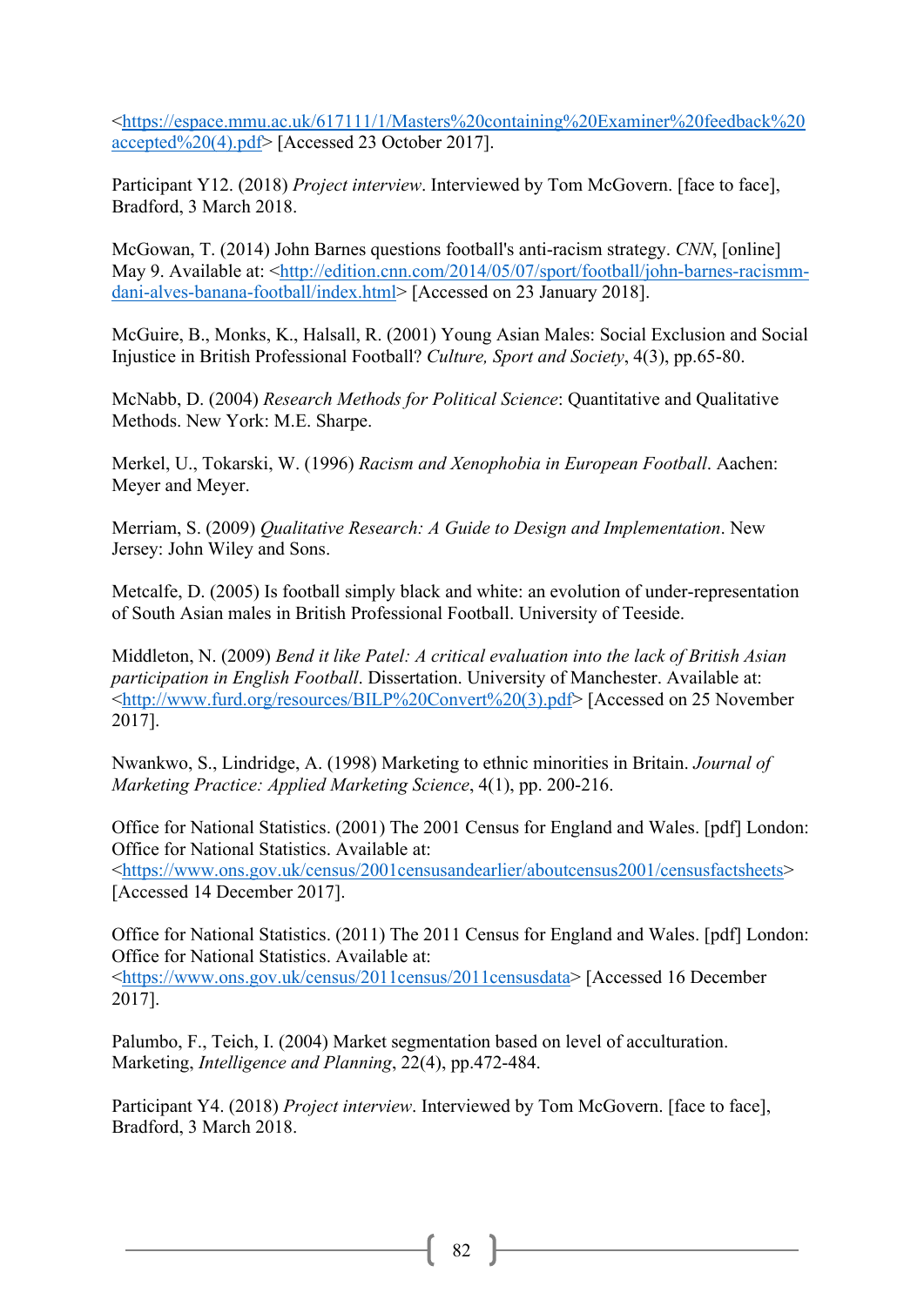<https://espace.mmu.ac.uk/617111/1/Masters%20containing%20Examiner%20feedback%20accepted%20(4).pdf> [Accessed 23 October 2017].

Participant Y12. (2018) *Project interview*. Interviewed by Tom McGovern. [face to face], Bradford, 3 March 2018.

McGowan, T. (2014) John Barnes questions football's anti-racism strategy. *CNN*, [online] May 9. Available at: <http://edition.cnn.com/2014/05/07/sport/football/john-barnes-racismm-dani-alves-banana-football/index.html> [Accessed on 23 January 2018].

McGuire, B., Monks, K., Halsall, R. (2001) Young Asian Males: Social Exclusion and Social Injustice in British Professional Football? *Culture, Sport and Society*, 4(3), pp.65-80.

McNabb, D. (2004) *Research Methods for Political Science*: Quantitative and Qualitative Methods. New York: M.E. Sharpe.

Merkel, U., Tokarski, W. (1996) *Racism and Xenophobia in European Football*. Aachen: Meyer and Meyer.

Merriam, S. (2009) *Qualitative Research: A Guide to Design and Implementation*. New Jersey: John Wiley and Sons.

Metcalfe, D. (2005) Is football simply black and white: an evolution of under-representation of South Asian males in British Professional Football. University of Teeside.

Middleton, N. (2009) *Bend it like Patel: A critical evaluation into the lack of British Asian participation in English Football*. Dissertation. University of Manchester. Available at: <http://www.furd.org/resources/BILP%20Convert%20(3).pdf> [Accessed on 25 November 2017].

Nwankwo, S., Lindridge, A. (1998) Marketing to ethnic minorities in Britain. *Journal of Marketing Practice: Applied Marketing Science*, 4(1), pp. 200-216.

Office for National Statistics. (2001) The 2001 Census for England and Wales. [pdf] London: Office for National Statistics. Available at: <https://www.ons.gov.uk/census/2001censusandearlier/aboutcensus2001/censusfactsheets> [Accessed 14 December 2017].

Office for National Statistics. (2011) The 2011 Census for England and Wales. [pdf] London: Office for National Statistics. Available at: <https://www.ons.gov.uk/census/2011census/2011censusdata> [Accessed 16 December 2017].

Palumbo, F., Teich, I. (2004) Market segmentation based on level of acculturation. Marketing, *Intelligence and Planning*, 22(4), pp.472-484.

Participant Y4. (2018) *Project interview*. Interviewed by Tom McGovern. [face to face], Bradford, 3 March 2018.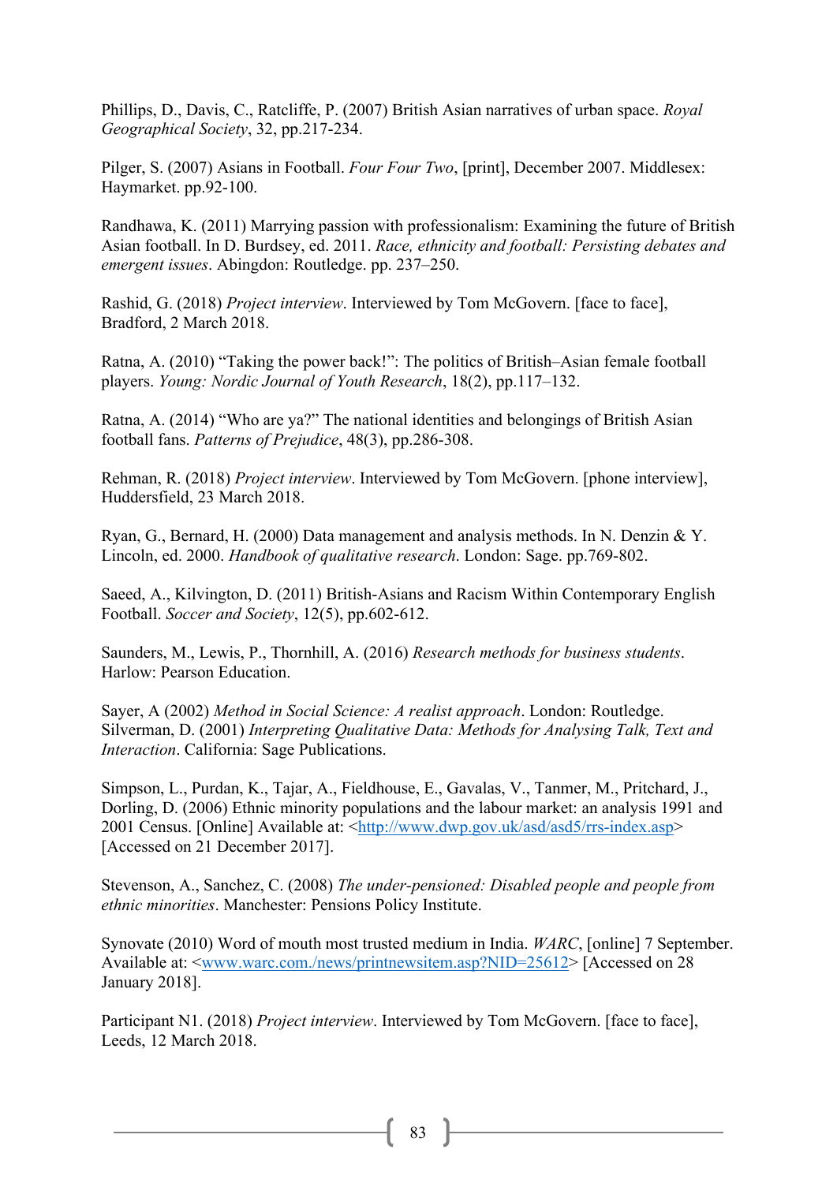Phillips, D., Davis, C., Ratcliffe, P. (2007) British Asian narratives of urban space. *Royal Geographical Society*, 32, pp.217-234.

Pilger, S. (2007) Asians in Football. *Four Four Two*, [print], December 2007. Middlesex: Haymarket. pp.92-100.

Randhawa, K. (2011) Marrying passion with professionalism: Examining the future of British Asian football. In D. Burdsey, ed. 2011. *Race, ethnicity and football: Persisting debates and emergent issues*. Abingdon: Routledge. pp. 237–250.

Rashid, G. (2018) *Project interview*. Interviewed by Tom McGovern. [face to face], Bradford, 2 March 2018.

Ratna, A. (2010) "Taking the power back!": The politics of British–Asian female football players. *Young: Nordic Journal of Youth Research*, 18(2), pp.117–132.

Ratna, A. (2014) "Who are ya?" The national identities and belongings of British Asian football fans. *Patterns of Prejudice*, 48(3), pp.286-308.

Rehman, R. (2018) *Project interview*. Interviewed by Tom McGovern. [phone interview], Huddersfield, 23 March 2018.

Ryan, G., Bernard, H. (2000) Data management and analysis methods. In N. Denzin & Y. Lincoln, ed. 2000. *Handbook of qualitative research*. London: Sage. pp.769-802.

Saeed, A., Kilvington, D. (2011) British-Asians and Racism Within Contemporary English Football. *Soccer and Society*, 12(5), pp.602-612.

Saunders, M., Lewis, P., Thornhill, A. (2016) *Research methods for business students*. Harlow: Pearson Education.

Sayer, A (2002) *Method in Social Science: A realist approach*. London: Routledge.
Silverman, D. (2001) *Interpreting Qualitative Data: Methods for Analysing Talk, Text and Interaction*. California: Sage Publications.

Simpson, L., Purdan, K., Tajar, A., Fieldhouse, E., Gavalas, V., Tanmer, M., Pritchard, J., Dorling, D. (2006) Ethnic minority populations and the labour market: an analysis 1991 and 2001 Census. [Online] Available at: <http://www.dwp.gov.uk/asd/asd5/rrs-index.asp> [Accessed on 21 December 2017].

Stevenson, A., Sanchez, C. (2008) *The under-pensioned: Disabled people and people from ethnic minorities*. Manchester: Pensions Policy Institute.

Synovate (2010) Word of mouth most trusted medium in India. *WARC*, [online] 7 September. Available at: <www.warc.com./news/printnewsitem.asp?NID=25612> [Accessed on 28 January 2018].

Participant N1. (2018) *Project interview*. Interviewed by Tom McGovern. [face to face], Leeds, 12 March 2018.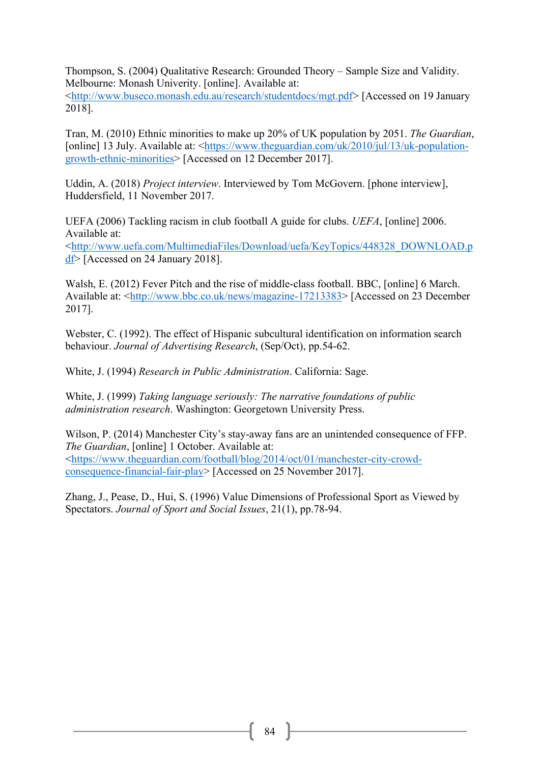Thompson, S. (2004) Qualitative Research: Grounded Theory – Sample Size and Validity. Melbourne: Monash Univerity. [online]. Available at: <http://www.buseco.monash.edu.au/research/studentdocs/mgt.pdf> [Accessed on 19 January 2018].

Tran, M. (2010) Ethnic minorities to make up 20% of UK population by 2051. *The Guardian*, [online] 13 July. Available at: <https://www.theguardian.com/uk/2010/jul/13/uk-population-growth-ethnic-minorities> [Accessed on 12 December 2017].

Uddin, A. (2018) *Project interview*. Interviewed by Tom McGovern. [phone interview], Huddersfield, 11 November 2017.

UEFA (2006) Tackling racism in club football A guide for clubs. *UEFA*, [online] 2006. Available at: <http://www.uefa.com/MultimediaFiles/Download/uefa/KeyTopics/448328_DOWNLOAD.pdf> [Accessed on 24 January 2018].

Walsh, E. (2012) Fever Pitch and the rise of middle-class football. BBC, [online] 6 March. Available at: <http://www.bbc.co.uk/news/magazine-17213383> [Accessed on 23 December 2017].

Webster, C. (1992). The effect of Hispanic subcultural identification on information search behaviour. *Journal of Advertising Research*, (Sep/Oct), pp.54-62.

White, J. (1994) *Research in Public Administration*. California: Sage.

White, J. (1999) *Taking language seriously: The narrative foundations of public administration research*. Washington: Georgetown University Press.

Wilson, P. (2014) Manchester City's stay-away fans are an unintended consequence of FFP. *The Guardian*, [online] 1 October. Available at: <https://www.theguardian.com/football/blog/2014/oct/01/manchester-city-crowd-consequence-financial-fair-play> [Accessed on 25 November 2017].

Zhang, J., Pease, D., Hui, S. (1996) Value Dimensions of Professional Sport as Viewed by Spectators. *Journal of Sport and Social Issues*, 21(1), pp.78-94.